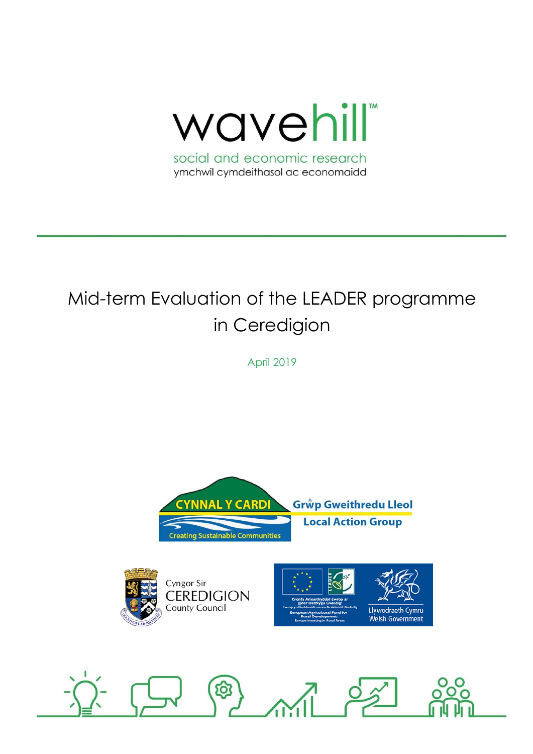wavehill™

social and economic research

ymchwil cymdeithasol ac economaidd

# Mid-term Evaluation of the LEADER programme in Ceredigion

April 2019

CYNNAL Y CARDI

Creating Sustainable Communities

Grŵp Gweithredu Lleol

Local Action Group

Cyngor Sir CEREDIGION County Council

Cronfa Amaethyddol Ewrop ar gyfer Datblygu Gwledig: Ewrop yn Buddsoddi mewn Ardaloedd Gwledig

European Agricultural Fund for Rural Development: Europe Investing in Rural Areas

Llywodraeth Cymru

Welsh Government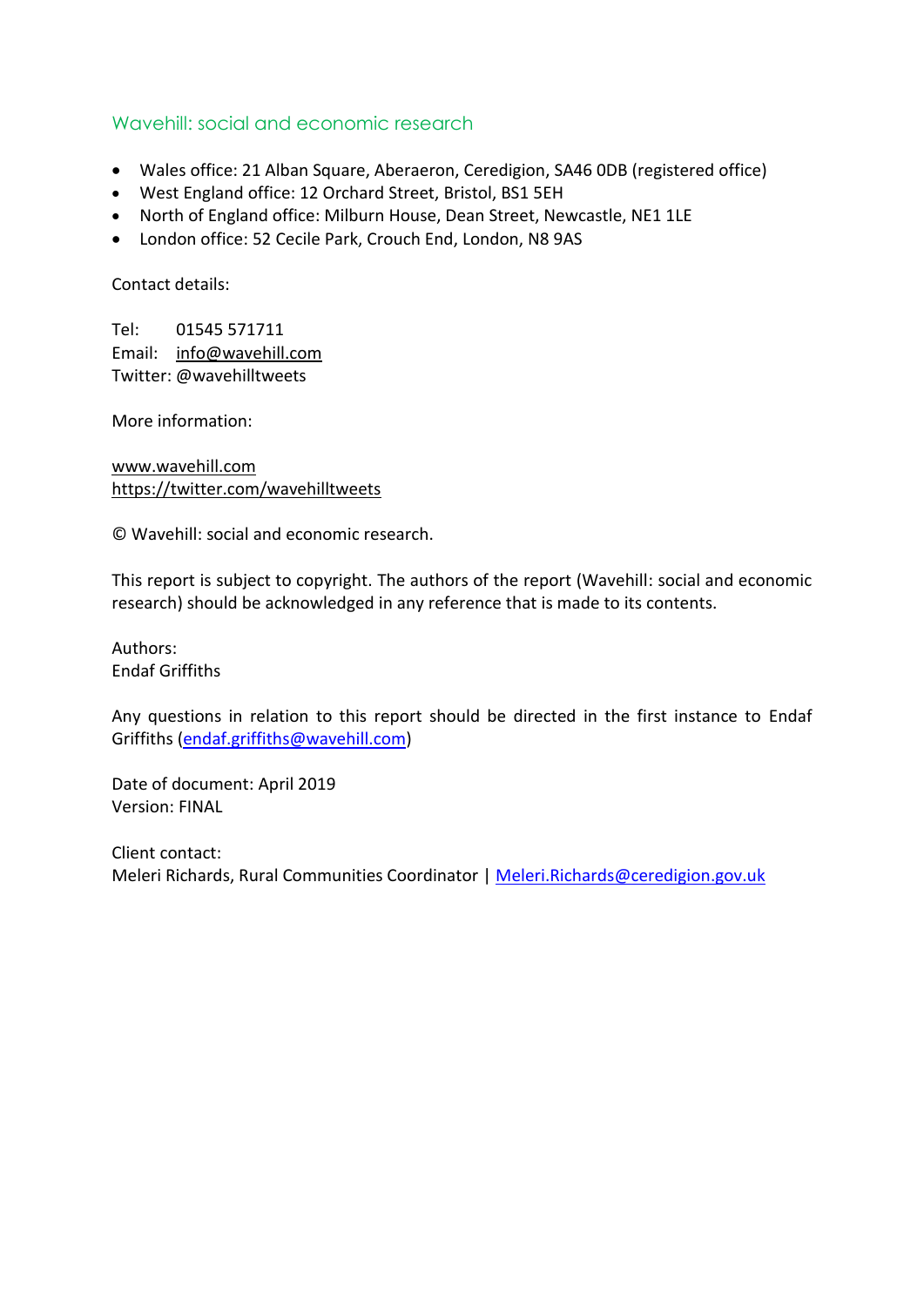## Wavehill: social and economic research

- Wales office: 21 Alban Square, Aberaeron, Ceredigion, SA46 0DB (registered office)
- West England office: 12 Orchard Street, Bristol, BS1 5EH
- North of England office: Milburn House, Dean Street, Newcastle, NE1 1LE
- London office: 52 Cecile Park, Crouch End, London, N8 9AS

Contact details:

Tel: 01545 571711
Email: info@wavehill.com
Twitter: @wavehilltweets

More information:

www.wavehill.com
https://twitter.com/wavehilltweets

© Wavehill: social and economic research.

This report is subject to copyright. The authors of the report (Wavehill: social and economic research) should be acknowledged in any reference that is made to its contents.

Authors:
Endaf Griffiths

Any questions in relation to this report should be directed in the first instance to Endaf Griffiths (endaf.griffiths@wavehill.com)

Date of document: April 2019
Version: FINAL

Client contact:
Meleri Richards, Rural Communities Coordinator | Meleri.Richards@ceredigion.gov.uk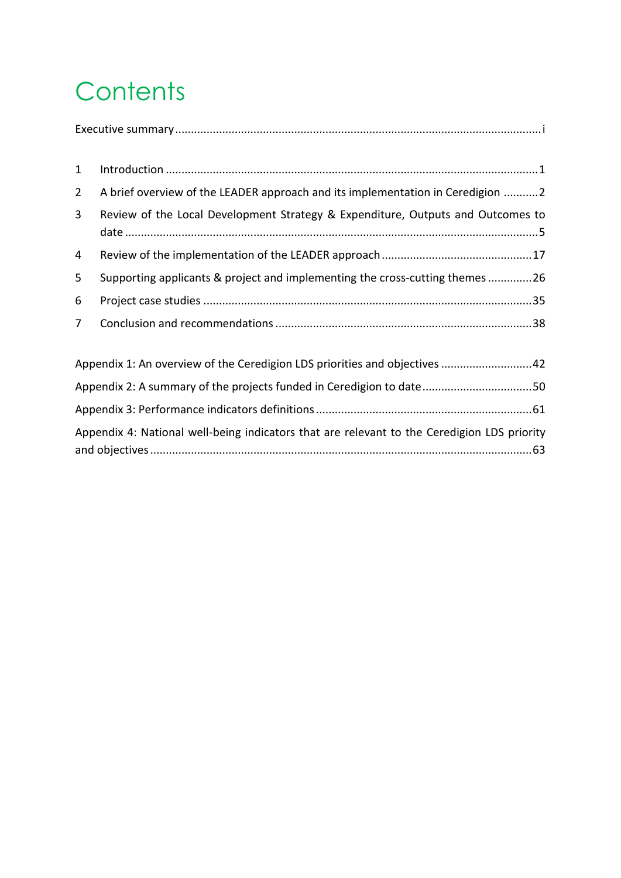# Contents

Executive summary ........ i

1 Introduction ........ 1

2 A brief overview of the LEADER approach and its implementation in Ceredigion ........ 2

3 Review of the Local Development Strategy & Expenditure, Outputs and Outcomes to date ........ 5

4 Review of the implementation of the LEADER approach ........ 17

5 Supporting applicants & project and implementing the cross-cutting themes ........ 26

6 Project case studies ........ 35

7 Conclusion and recommendations ........ 38

Appendix 1: An overview of the Ceredigion LDS priorities and objectives ........ 42

Appendix 2: A summary of the projects funded in Ceredigion to date ........ 50

Appendix 3: Performance indicators definitions ........ 61

Appendix 4: National well-being indicators that are relevant to the Ceredigion LDS priority and objectives ........ 63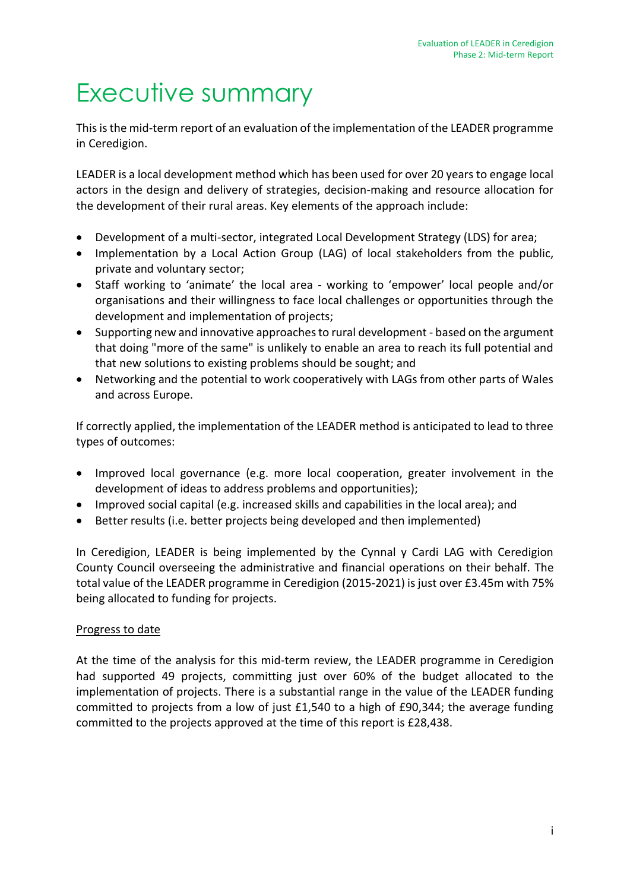# Executive summary

This is the mid-term report of an evaluation of the implementation of the LEADER programme in Ceredigion.

LEADER is a local development method which has been used for over 20 years to engage local actors in the design and delivery of strategies, decision-making and resource allocation for the development of their rural areas. Key elements of the approach include:

- Development of a multi-sector, integrated Local Development Strategy (LDS) for area;
- Implementation by a Local Action Group (LAG) of local stakeholders from the public, private and voluntary sector;
- Staff working to 'animate' the local area - working to 'empower' local people and/or organisations and their willingness to face local challenges or opportunities through the development and implementation of projects;
- Supporting new and innovative approaches to rural development - based on the argument that doing "more of the same" is unlikely to enable an area to reach its full potential and that new solutions to existing problems should be sought; and
- Networking and the potential to work cooperatively with LAGs from other parts of Wales and across Europe.

If correctly applied, the implementation of the LEADER method is anticipated to lead to three types of outcomes:

- Improved local governance (e.g. more local cooperation, greater involvement in the development of ideas to address problems and opportunities);
- Improved social capital (e.g. increased skills and capabilities in the local area); and
- Better results (i.e. better projects being developed and then implemented)

In Ceredigion, LEADER is being implemented by the Cynnal y Cardi LAG with Ceredigion County Council overseeing the administrative and financial operations on their behalf. The total value of the LEADER programme in Ceredigion (2015-2021) is just over £3.45m with 75% being allocated to funding for projects.

<u>Progress to date</u>

At the time of the analysis for this mid-term review, the LEADER programme in Ceredigion had supported 49 projects, committing just over 60% of the budget allocated to the implementation of projects. There is a substantial range in the value of the LEADER funding committed to projects from a low of just £1,540 to a high of £90,344; the average funding committed to the projects approved at the time of this report is £28,438.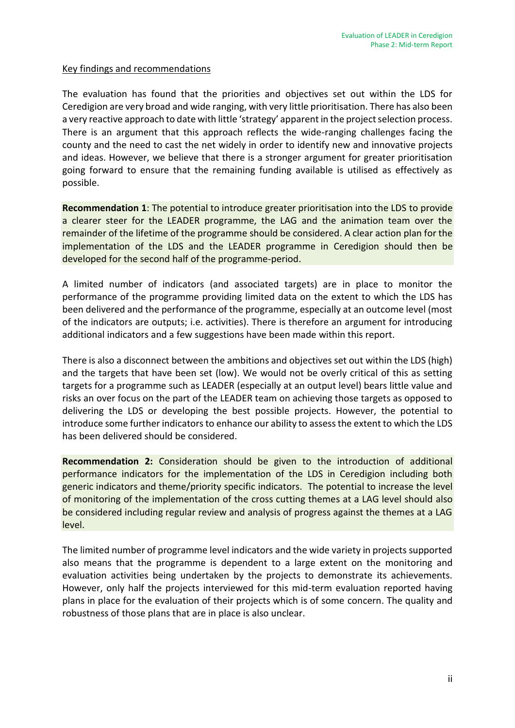Key findings and recommendations

The evaluation has found that the priorities and objectives set out within the LDS for Ceredigion are very broad and wide ranging, with very little prioritisation. There has also been a very reactive approach to date with little 'strategy' apparent in the project selection process. There is an argument that this approach reflects the wide-ranging challenges facing the county and the need to cast the net widely in order to identify new and innovative projects and ideas. However, we believe that there is a stronger argument for greater prioritisation going forward to ensure that the remaining funding available is utilised as effectively as possible.

**Recommendation 1**: The potential to introduce greater prioritisation into the LDS to provide a clearer steer for the LEADER programme, the LAG and the animation team over the remainder of the lifetime of the programme should be considered. A clear action plan for the implementation of the LDS and the LEADER programme in Ceredigion should then be developed for the second half of the programme-period.

A limited number of indicators (and associated targets) are in place to monitor the performance of the programme providing limited data on the extent to which the LDS has been delivered and the performance of the programme, especially at an outcome level (most of the indicators are outputs; i.e. activities). There is therefore an argument for introducing additional indicators and a few suggestions have been made within this report.

There is also a disconnect between the ambitions and objectives set out within the LDS (high) and the targets that have been set (low). We would not be overly critical of this as setting targets for a programme such as LEADER (especially at an output level) bears little value and risks an over focus on the part of the LEADER team on achieving those targets as opposed to delivering the LDS or developing the best possible projects. However, the potential to introduce some further indicators to enhance our ability to assess the extent to which the LDS has been delivered should be considered.

**Recommendation 2:** Consideration should be given to the introduction of additional performance indicators for the implementation of the LDS in Ceredigion including both generic indicators and theme/priority specific indicators. The potential to increase the level of monitoring of the implementation of the cross cutting themes at a LAG level should also be considered including regular review and analysis of progress against the themes at a LAG level.

The limited number of programme level indicators and the wide variety in projects supported also means that the programme is dependent to a large extent on the monitoring and evaluation activities being undertaken by the projects to demonstrate its achievements. However, only half the projects interviewed for this mid-term evaluation reported having plans in place for the evaluation of their projects which is of some concern. The quality and robustness of those plans that are in place is also unclear.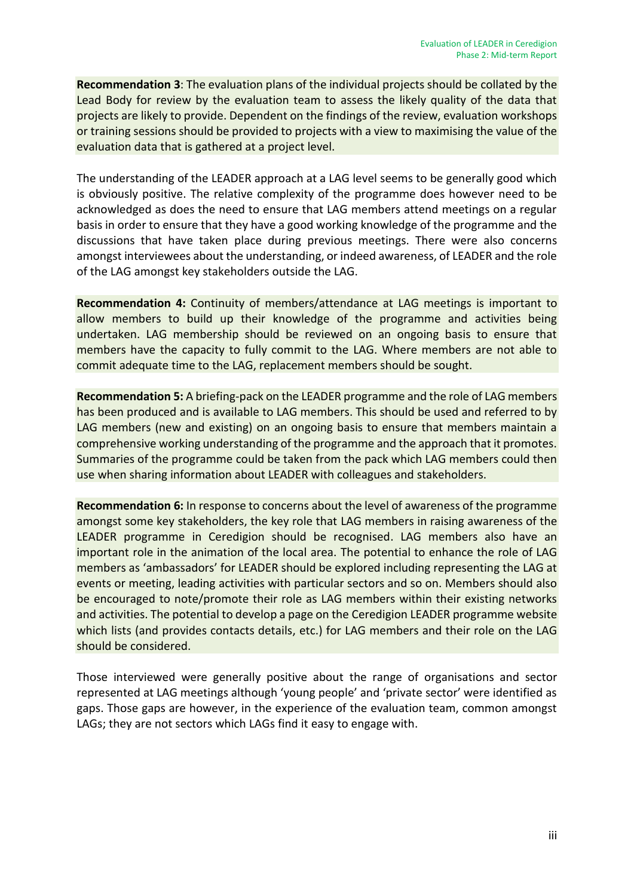**Recommendation 3**: The evaluation plans of the individual projects should be collated by the Lead Body for review by the evaluation team to assess the likely quality of the data that projects are likely to provide. Dependent on the findings of the review, evaluation workshops or training sessions should be provided to projects with a view to maximising the value of the evaluation data that is gathered at a project level.

The understanding of the LEADER approach at a LAG level seems to be generally good which is obviously positive. The relative complexity of the programme does however need to be acknowledged as does the need to ensure that LAG members attend meetings on a regular basis in order to ensure that they have a good working knowledge of the programme and the discussions that have taken place during previous meetings. There were also concerns amongst interviewees about the understanding, or indeed awareness, of LEADER and the role of the LAG amongst key stakeholders outside the LAG.

**Recommendation 4:** Continuity of members/attendance at LAG meetings is important to allow members to build up their knowledge of the programme and activities being undertaken. LAG membership should be reviewed on an ongoing basis to ensure that members have the capacity to fully commit to the LAG. Where members are not able to commit adequate time to the LAG, replacement members should be sought.

**Recommendation 5:** A briefing-pack on the LEADER programme and the role of LAG members has been produced and is available to LAG members. This should be used and referred to by LAG members (new and existing) on an ongoing basis to ensure that members maintain a comprehensive working understanding of the programme and the approach that it promotes. Summaries of the programme could be taken from the pack which LAG members could then use when sharing information about LEADER with colleagues and stakeholders.

**Recommendation 6:** In response to concerns about the level of awareness of the programme amongst some key stakeholders, the key role that LAG members in raising awareness of the LEADER programme in Ceredigion should be recognised. LAG members also have an important role in the animation of the local area. The potential to enhance the role of LAG members as 'ambassadors' for LEADER should be explored including representing the LAG at events or meeting, leading activities with particular sectors and so on. Members should also be encouraged to note/promote their role as LAG members within their existing networks and activities. The potential to develop a page on the Ceredigion LEADER programme website which lists (and provides contacts details, etc.) for LAG members and their role on the LAG should be considered.

Those interviewed were generally positive about the range of organisations and sector represented at LAG meetings although 'young people' and 'private sector' were identified as gaps. Those gaps are however, in the experience of the evaluation team, common amongst LAGs; they are not sectors which LAGs find it easy to engage with.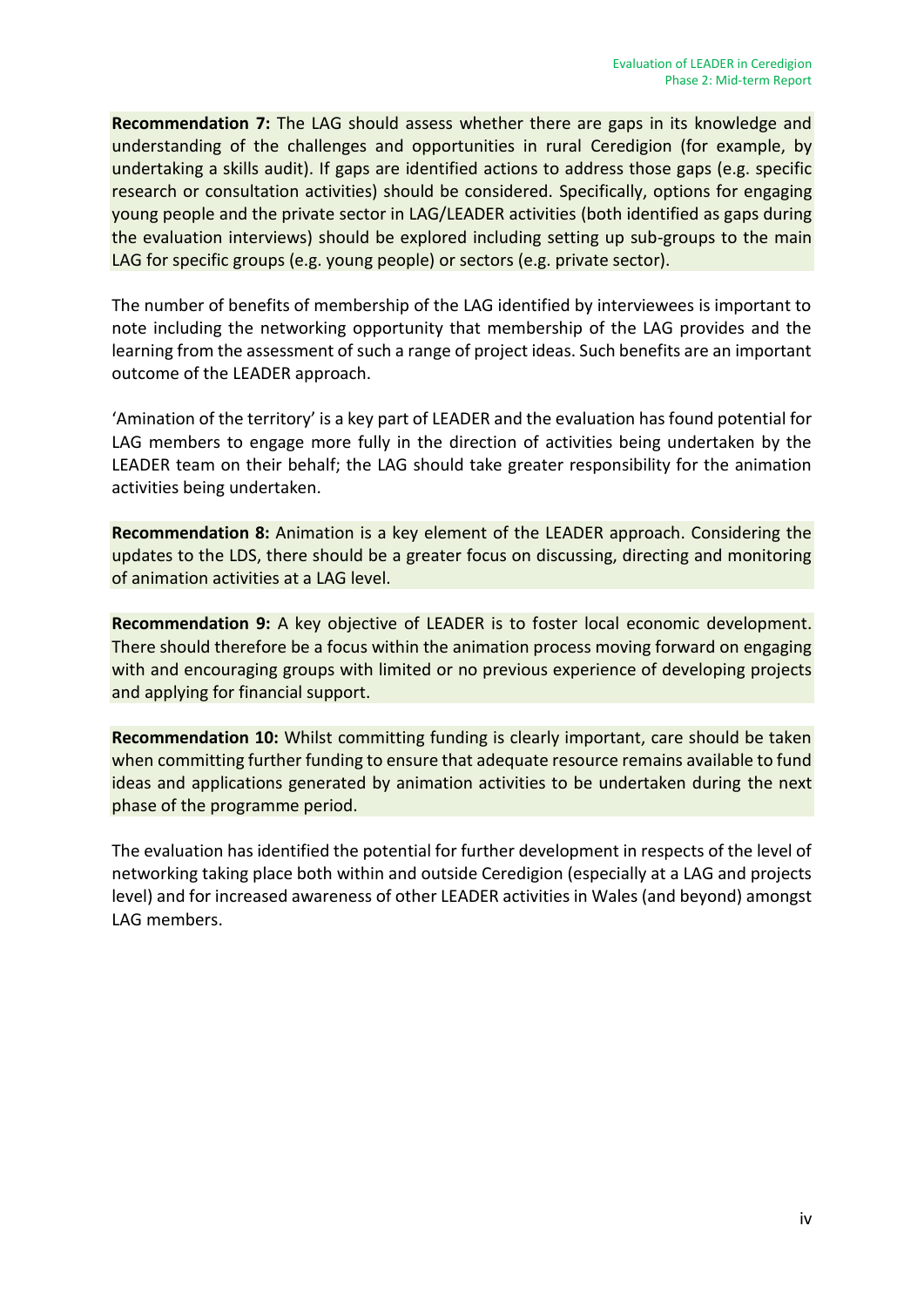**Recommendation 7:** The LAG should assess whether there are gaps in its knowledge and understanding of the challenges and opportunities in rural Ceredigion (for example, by undertaking a skills audit). If gaps are identified actions to address those gaps (e.g. specific research or consultation activities) should be considered. Specifically, options for engaging young people and the private sector in LAG/LEADER activities (both identified as gaps during the evaluation interviews) should be explored including setting up sub-groups to the main LAG for specific groups (e.g. young people) or sectors (e.g. private sector).

The number of benefits of membership of the LAG identified by interviewees is important to note including the networking opportunity that membership of the LAG provides and the learning from the assessment of such a range of project ideas. Such benefits are an important outcome of the LEADER approach.

'Amination of the territory' is a key part of LEADER and the evaluation has found potential for LAG members to engage more fully in the direction of activities being undertaken by the LEADER team on their behalf; the LAG should take greater responsibility for the animation activities being undertaken.

**Recommendation 8:** Animation is a key element of the LEADER approach. Considering the updates to the LDS, there should be a greater focus on discussing, directing and monitoring of animation activities at a LAG level.

**Recommendation 9:** A key objective of LEADER is to foster local economic development. There should therefore be a focus within the animation process moving forward on engaging with and encouraging groups with limited or no previous experience of developing projects and applying for financial support.

**Recommendation 10:** Whilst committing funding is clearly important, care should be taken when committing further funding to ensure that adequate resource remains available to fund ideas and applications generated by animation activities to be undertaken during the next phase of the programme period.

The evaluation has identified the potential for further development in respects of the level of networking taking place both within and outside Ceredigion (especially at a LAG and projects level) and for increased awareness of other LEADER activities in Wales (and beyond) amongst LAG members.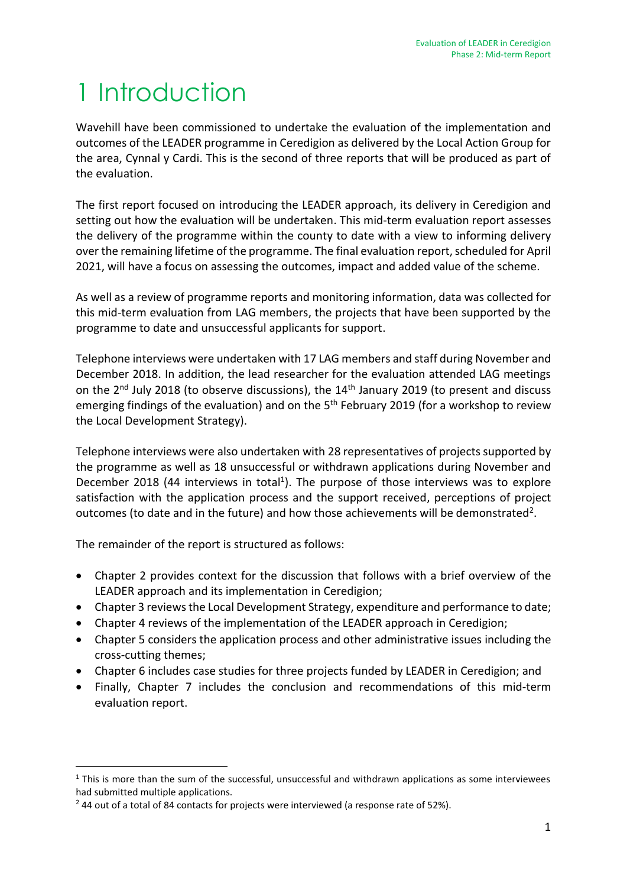# 1 Introduction

Wavehill have been commissioned to undertake the evaluation of the implementation and outcomes of the LEADER programme in Ceredigion as delivered by the Local Action Group for the area, Cynnal y Cardi. This is the second of three reports that will be produced as part of the evaluation.

The first report focused on introducing the LEADER approach, its delivery in Ceredigion and setting out how the evaluation will be undertaken. This mid-term evaluation report assesses the delivery of the programme within the county to date with a view to informing delivery over the remaining lifetime of the programme. The final evaluation report, scheduled for April 2021, will have a focus on assessing the outcomes, impact and added value of the scheme.

As well as a review of programme reports and monitoring information, data was collected for this mid-term evaluation from LAG members, the projects that have been supported by the programme to date and unsuccessful applicants for support.

Telephone interviews were undertaken with 17 LAG members and staff during November and December 2018. In addition, the lead researcher for the evaluation attended LAG meetings on the 2nd July 2018 (to observe discussions), the 14th January 2019 (to present and discuss emerging findings of the evaluation) and on the 5th February 2019 (for a workshop to review the Local Development Strategy).

Telephone interviews were also undertaken with 28 representatives of projects supported by the programme as well as 18 unsuccessful or withdrawn applications during November and December 2018 (44 interviews in total[1]). The purpose of those interviews was to explore satisfaction with the application process and the support received, perceptions of project outcomes (to date and in the future) and how those achievements will be demonstrated[2].

The remainder of the report is structured as follows:

- Chapter 2 provides context for the discussion that follows with a brief overview of the LEADER approach and its implementation in Ceredigion;
- Chapter 3 reviews the Local Development Strategy, expenditure and performance to date;
- Chapter 4 reviews of the implementation of the LEADER approach in Ceredigion;
- Chapter 5 considers the application process and other administrative issues including the cross-cutting themes;
- Chapter 6 includes case studies for three projects funded by LEADER in Ceredigion; and
- Finally, Chapter 7 includes the conclusion and recommendations of this mid-term evaluation report.

---

[1] This is more than the sum of the successful, unsuccessful and withdrawn applications as some interviewees had submitted multiple applications.

[2] 44 out of a total of 84 contacts for projects were interviewed (a response rate of 52%).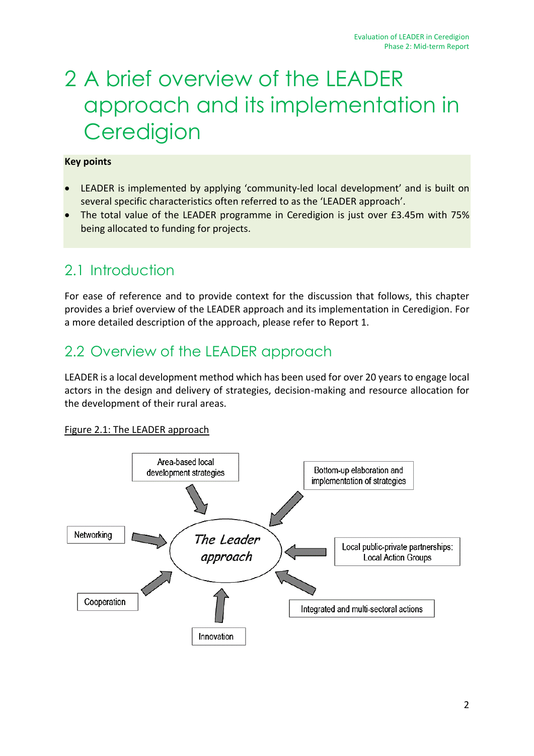# 2 A brief overview of the LEADER approach and its implementation in Ceredigion

**Key points**

- LEADER is implemented by applying 'community-led local development' and is built on several specific characteristics often referred to as the 'LEADER approach'.
- The total value of the LEADER programme in Ceredigion is just over £3.45m with 75% being allocated to funding for projects.

## 2.1 Introduction

For ease of reference and to provide context for the discussion that follows, this chapter provides a brief overview of the LEADER approach and its implementation in Ceredigion. For a more detailed description of the approach, please refer to Report 1.

## 2.2 Overview of the LEADER approach

LEADER is a local development method which has been used for over 20 years to engage local actors in the design and delivery of strategies, decision-making and resource allocation for the development of their rural areas.

Figure 2.1: The LEADER approach

*The Leader approach*

- Area-based local development strategies
- Bottom-up elaboration and implementation of strategies
- Local public-private partnerships: Local Action Groups
- Integrated and multi-sectoral actions
- Innovation
- Cooperation
- Networking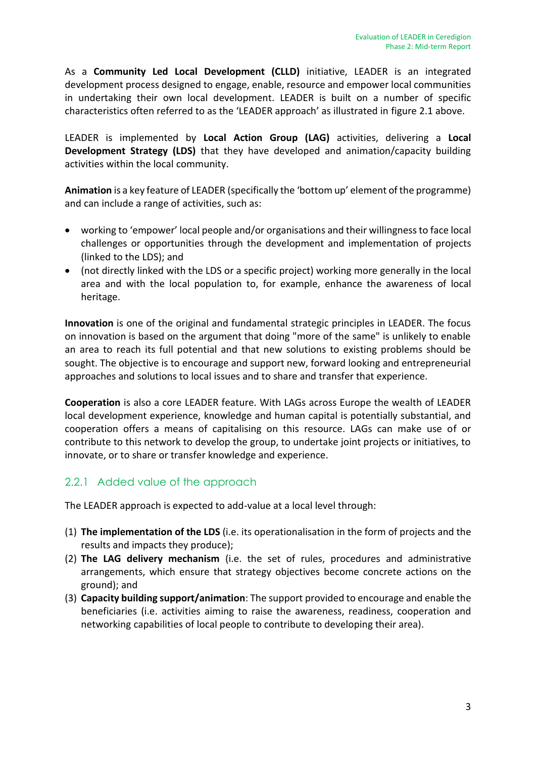As a **Community Led Local Development (CLLD)** initiative, LEADER is an integrated development process designed to engage, enable, resource and empower local communities in undertaking their own local development. LEADER is built on a number of specific characteristics often referred to as the 'LEADER approach' as illustrated in figure 2.1 above.

LEADER is implemented by **Local Action Group (LAG)** activities, delivering a **Local Development Strategy (LDS)** that they have developed and animation/capacity building activities within the local community.

**Animation** is a key feature of LEADER (specifically the 'bottom up' element of the programme) and can include a range of activities, such as:

- working to 'empower' local people and/or organisations and their willingness to face local challenges or opportunities through the development and implementation of projects (linked to the LDS); and
- (not directly linked with the LDS or a specific project) working more generally in the local area and with the local population to, for example, enhance the awareness of local heritage.

**Innovation** is one of the original and fundamental strategic principles in LEADER. The focus on innovation is based on the argument that doing "more of the same" is unlikely to enable an area to reach its full potential and that new solutions to existing problems should be sought. The objective is to encourage and support new, forward looking and entrepreneurial approaches and solutions to local issues and to share and transfer that experience.

**Cooperation** is also a core LEADER feature. With LAGs across Europe the wealth of LEADER local development experience, knowledge and human capital is potentially substantial, and cooperation offers a means of capitalising on this resource. LAGs can make use of or contribute to this network to develop the group, to undertake joint projects or initiatives, to innovate, or to share or transfer knowledge and experience.

### 2.2.1 Added value of the approach

The LEADER approach is expected to add-value at a local level through:

(1) **The implementation of the LDS** (i.e. its operationalisation in the form of projects and the results and impacts they produce);
(2) **The LAG delivery mechanism** (i.e. the set of rules, procedures and administrative arrangements, which ensure that strategy objectives become concrete actions on the ground); and
(3) **Capacity building support/animation**: The support provided to encourage and enable the beneficiaries (i.e. activities aiming to raise the awareness, readiness, cooperation and networking capabilities of local people to contribute to developing their area).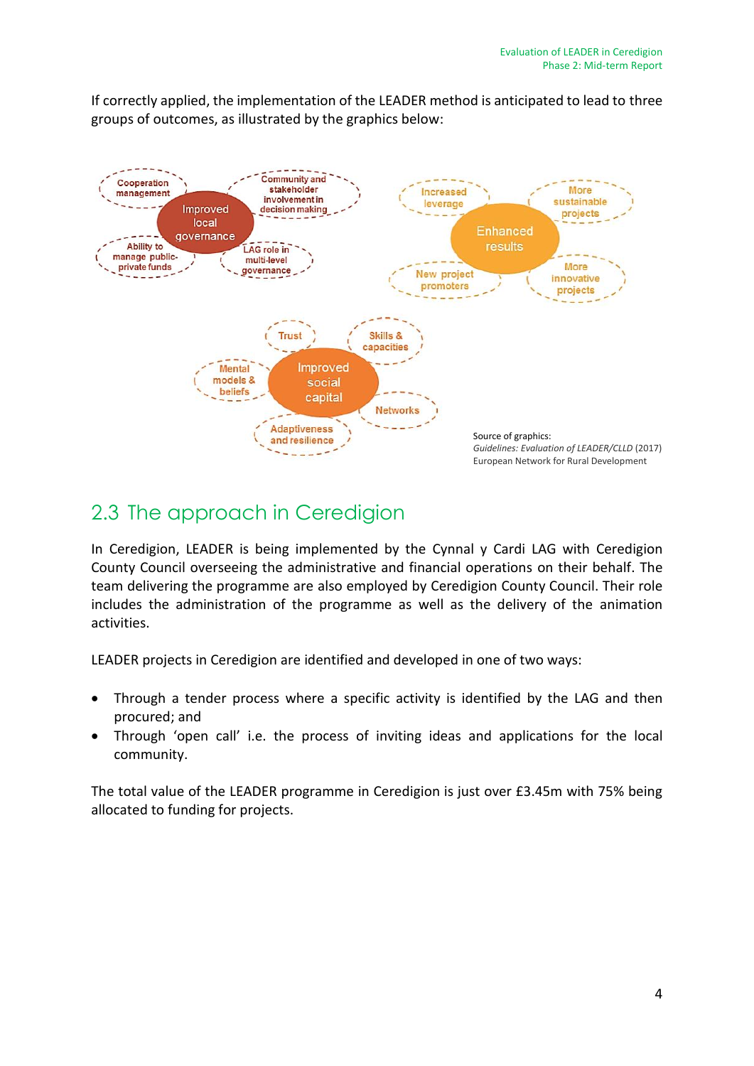If correctly applied, the implementation of the LEADER method is anticipated to lead to three groups of outcomes, as illustrated by the graphics below:

Improved local governance: Cooperation management; Community and stakeholder involvement in decision making; Ability to manage public-private funds; LAG role in multi-level governance

Enhanced results: Increased leverage; More sustainable projects; New project promoters; More innovative projects

Improved social capital: Trust; Skills & capacities; Mental models & beliefs; Networks; Adaptiveness and resilience

Source of graphics:
*Guidelines: Evaluation of LEADER/CLLD* (2017)
European Network for Rural Development

## 2.3 The approach in Ceredigion

In Ceredigion, LEADER is being implemented by the Cynnal y Cardi LAG with Ceredigion County Council overseeing the administrative and financial operations on their behalf. The team delivering the programme are also employed by Ceredigion County Council. Their role includes the administration of the programme as well as the delivery of the animation activities.

LEADER projects in Ceredigion are identified and developed in one of two ways:

- Through a tender process where a specific activity is identified by the LAG and then procured; and
- Through 'open call' i.e. the process of inviting ideas and applications for the local community.

The total value of the LEADER programme in Ceredigion is just over £3.45m with 75% being allocated to funding for projects.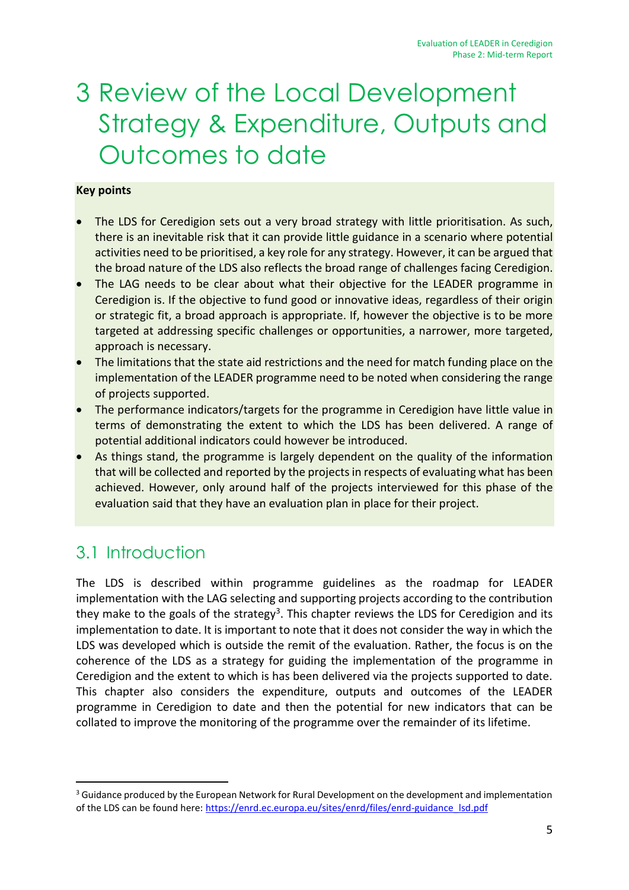# 3 Review of the Local Development Strategy & Expenditure, Outputs and Outcomes to date

**Key points**

- The LDS for Ceredigion sets out a very broad strategy with little prioritisation. As such, there is an inevitable risk that it can provide little guidance in a scenario where potential activities need to be prioritised, a key role for any strategy. However, it can be argued that the broad nature of the LDS also reflects the broad range of challenges facing Ceredigion.
- The LAG needs to be clear about what their objective for the LEADER programme in Ceredigion is. If the objective to fund good or innovative ideas, regardless of their origin or strategic fit, a broad approach is appropriate. If, however the objective is to be more targeted at addressing specific challenges or opportunities, a narrower, more targeted, approach is necessary.
- The limitations that the state aid restrictions and the need for match funding place on the implementation of the LEADER programme need to be noted when considering the range of projects supported.
- The performance indicators/targets for the programme in Ceredigion have little value in terms of demonstrating the extent to which the LDS has been delivered. A range of potential additional indicators could however be introduced.
- As things stand, the programme is largely dependent on the quality of the information that will be collected and reported by the projects in respects of evaluating what has been achieved. However, only around half of the projects interviewed for this phase of the evaluation said that they have an evaluation plan in place for their project.

## 3.1 Introduction

The LDS is described within programme guidelines as the roadmap for LEADER implementation with the LAG selecting and supporting projects according to the contribution they make to the goals of the strategy[3]. This chapter reviews the LDS for Ceredigion and its implementation to date. It is important to note that it does not consider the way in which the LDS was developed which is outside the remit of the evaluation. Rather, the focus is on the coherence of the LDS as a strategy for guiding the implementation of the programme in Ceredigion and the extent to which is has been delivered via the projects supported to date. This chapter also considers the expenditure, outputs and outcomes of the LEADER programme in Ceredigion to date and then the potential for new indicators that can be collated to improve the monitoring of the programme over the remainder of its lifetime.

[3] Guidance produced by the European Network for Rural Development on the development and implementation of the LDS can be found here: https://enrd.ec.europa.eu/sites/enrd/files/enrd-guidance_lsd.pdf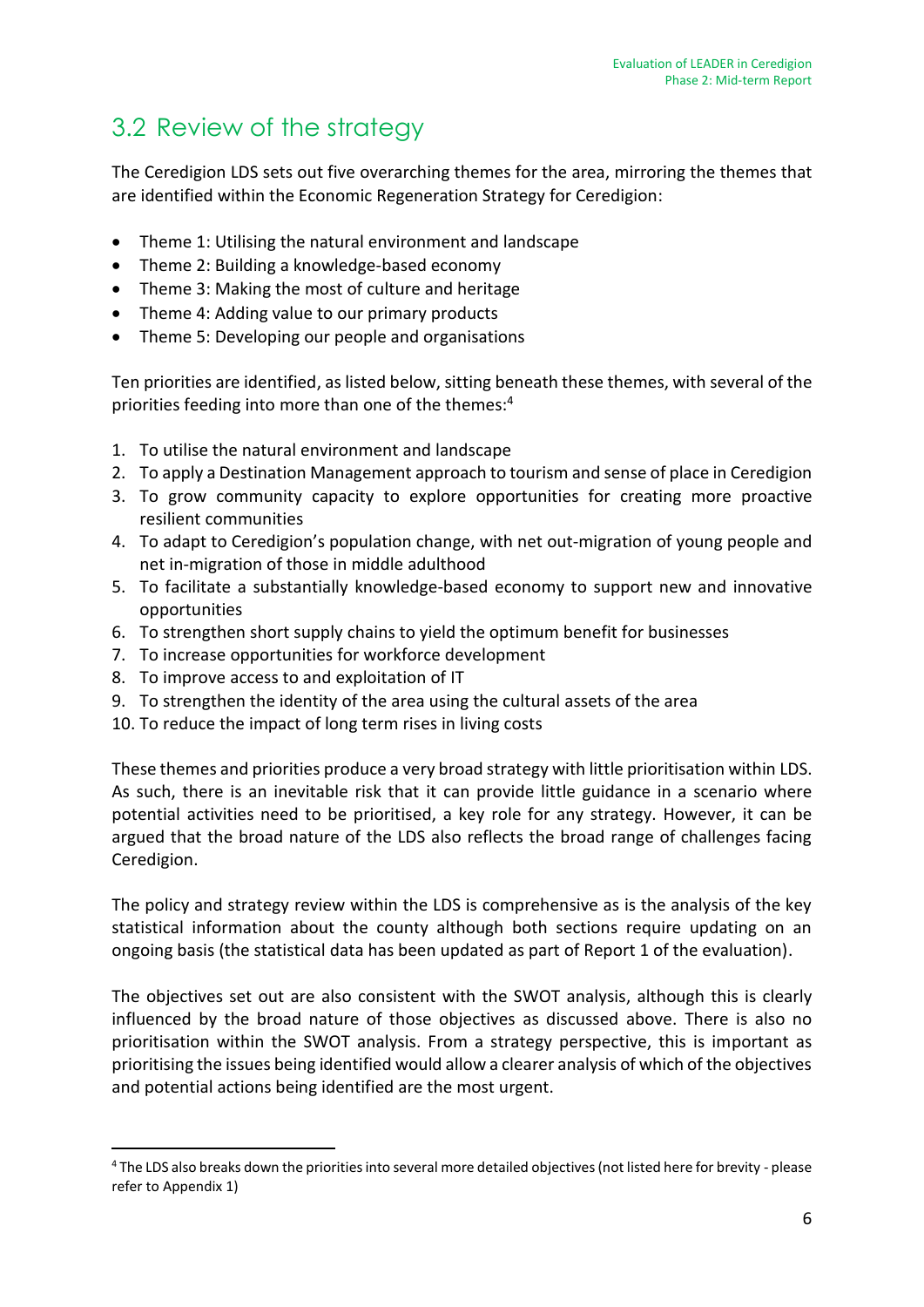## 3.2 Review of the strategy

The Ceredigion LDS sets out five overarching themes for the area, mirroring the themes that are identified within the Economic Regeneration Strategy for Ceredigion:

- Theme 1: Utilising the natural environment and landscape
- Theme 2: Building a knowledge-based economy
- Theme 3: Making the most of culture and heritage
- Theme 4: Adding value to our primary products
- Theme 5: Developing our people and organisations

Ten priorities are identified, as listed below, sitting beneath these themes, with several of the priorities feeding into more than one of the themes:[4]

1. To utilise the natural environment and landscape
2. To apply a Destination Management approach to tourism and sense of place in Ceredigion
3. To grow community capacity to explore opportunities for creating more proactive resilient communities
4. To adapt to Ceredigion's population change, with net out-migration of young people and net in-migration of those in middle adulthood
5. To facilitate a substantially knowledge-based economy to support new and innovative opportunities
6. To strengthen short supply chains to yield the optimum benefit for businesses
7. To increase opportunities for workforce development
8. To improve access to and exploitation of IT
9. To strengthen the identity of the area using the cultural assets of the area
10. To reduce the impact of long term rises in living costs

These themes and priorities produce a very broad strategy with little prioritisation within LDS. As such, there is an inevitable risk that it can provide little guidance in a scenario where potential activities need to be prioritised, a key role for any strategy. However, it can be argued that the broad nature of the LDS also reflects the broad range of challenges facing Ceredigion.

The policy and strategy review within the LDS is comprehensive as is the analysis of the key statistical information about the county although both sections require updating on an ongoing basis (the statistical data has been updated as part of Report 1 of the evaluation).

The objectives set out are also consistent with the SWOT analysis, although this is clearly influenced by the broad nature of those objectives as discussed above. There is also no prioritisation within the SWOT analysis. From a strategy perspective, this is important as prioritising the issues being identified would allow a clearer analysis of which of the objectives and potential actions being identified are the most urgent.

[4] The LDS also breaks down the priorities into several more detailed objectives (not listed here for brevity - please refer to Appendix 1)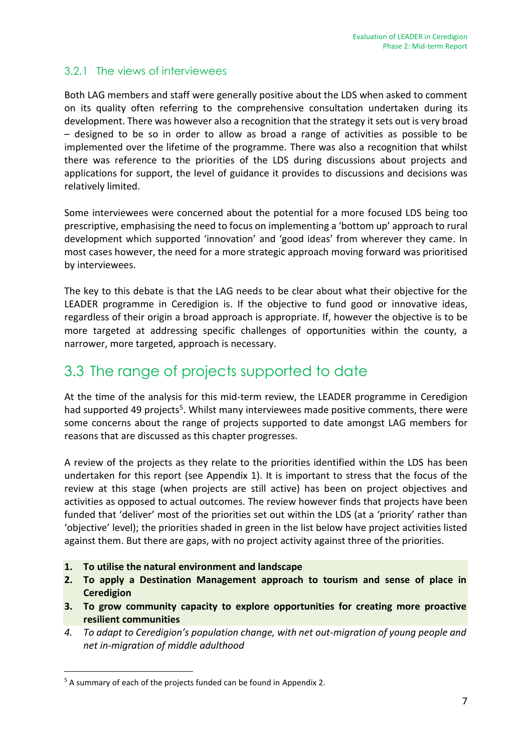### 3.2.1 The views of interviewees

Both LAG members and staff were generally positive about the LDS when asked to comment on its quality often referring to the comprehensive consultation undertaken during its development. There was however also a recognition that the strategy it sets out is very broad – designed to be so in order to allow as broad a range of activities as possible to be implemented over the lifetime of the programme. There was also a recognition that whilst there was reference to the priorities of the LDS during discussions about projects and applications for support, the level of guidance it provides to discussions and decisions was relatively limited.

Some interviewees were concerned about the potential for a more focused LDS being too prescriptive, emphasising the need to focus on implementing a 'bottom up' approach to rural development which supported 'innovation' and 'good ideas' from wherever they came. In most cases however, the need for a more strategic approach moving forward was prioritised by interviewees.

The key to this debate is that the LAG needs to be clear about what their objective for the LEADER programme in Ceredigion is. If the objective to fund good or innovative ideas, regardless of their origin a broad approach is appropriate. If, however the objective is to be more targeted at addressing specific challenges of opportunities within the county, a narrower, more targeted, approach is necessary.

## 3.3 The range of projects supported to date

At the time of the analysis for this mid-term review, the LEADER programme in Ceredigion had supported 49 projects[5]. Whilst many interviewees made positive comments, there were some concerns about the range of projects supported to date amongst LAG members for reasons that are discussed as this chapter progresses.

A review of the projects as they relate to the priorities identified within the LDS has been undertaken for this report (see Appendix 1). It is important to stress that the focus of the review at this stage (when projects are still active) has been on project objectives and activities as opposed to actual outcomes. The review however finds that projects have been funded that 'deliver' most of the priorities set out within the LDS (at a 'priority' rather than 'objective' level); the priorities shaded in green in the list below have project activities listed against them. But there are gaps, with no project activity against three of the priorities.

1. **To utilise the natural environment and landscape**
2. **To apply a Destination Management approach to tourism and sense of place in Ceredigion**
3. **To grow community capacity to explore opportunities for creating more proactive resilient communities**
4. *To adapt to Ceredigion's population change, with net out-migration of young people and net in-migration of middle adulthood*

---

[5] A summary of each of the projects funded can be found in Appendix 2.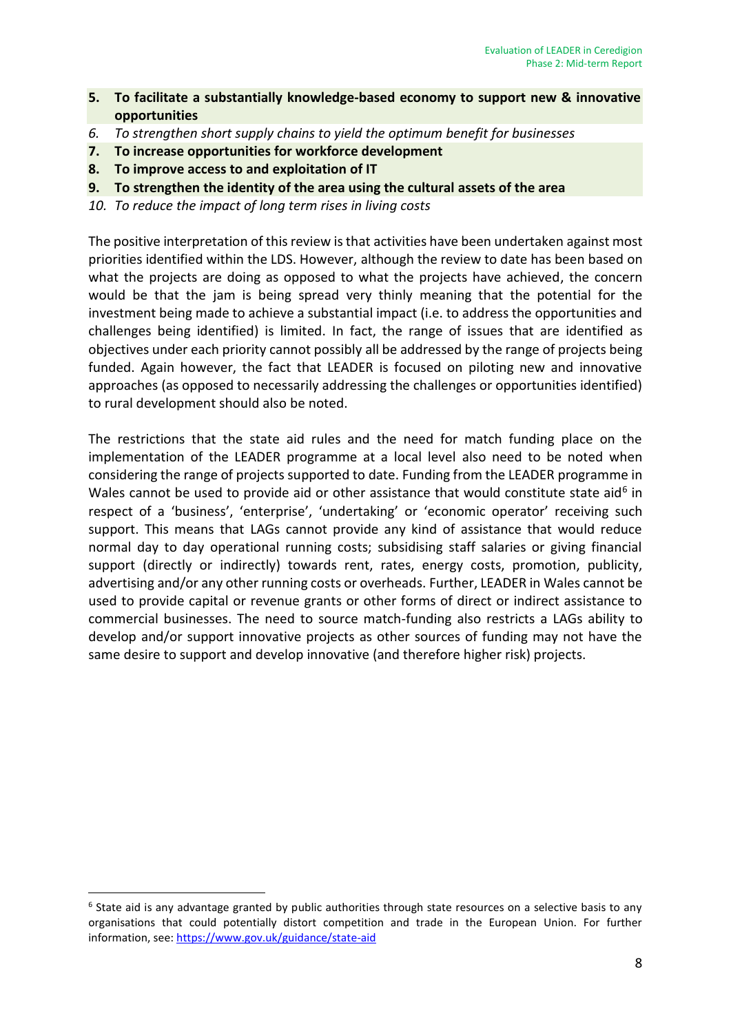5. **To facilitate a substantially knowledge-based economy to support new & innovative opportunities**
6. *To strengthen short supply chains to yield the optimum benefit for businesses*
7. **To increase opportunities for workforce development**
8. **To improve access to and exploitation of IT**
9. **To strengthen the identity of the area using the cultural assets of the area**
10. *To reduce the impact of long term rises in living costs*

The positive interpretation of this review is that activities have been undertaken against most priorities identified within the LDS. However, although the review to date has been based on what the projects are doing as opposed to what the projects have achieved, the concern would be that the jam is being spread very thinly meaning that the potential for the investment being made to achieve a substantial impact (i.e. to address the opportunities and challenges being identified) is limited. In fact, the range of issues that are identified as objectives under each priority cannot possibly all be addressed by the range of projects being funded. Again however, the fact that LEADER is focused on piloting new and innovative approaches (as opposed to necessarily addressing the challenges or opportunities identified) to rural development should also be noted.

The restrictions that the state aid rules and the need for match funding place on the implementation of the LEADER programme at a local level also need to be noted when considering the range of projects supported to date. Funding from the LEADER programme in Wales cannot be used to provide aid or other assistance that would constitute state aid[6] in respect of a 'business', 'enterprise', 'undertaking' or 'economic operator' receiving such support. This means that LAGs cannot provide any kind of assistance that would reduce normal day to day operational running costs; subsidising staff salaries or giving financial support (directly or indirectly) towards rent, rates, energy costs, promotion, publicity, advertising and/or any other running costs or overheads. Further, LEADER in Wales cannot be used to provide capital or revenue grants or other forms of direct or indirect assistance to commercial businesses. The need to source match-funding also restricts a LAGs ability to develop and/or support innovative projects as other sources of funding may not have the same desire to support and develop innovative (and therefore higher risk) projects.

[6] State aid is any advantage granted by public authorities through state resources on a selective basis to any organisations that could potentially distort competition and trade in the European Union. For further information, see: https://www.gov.uk/guidance/state-aid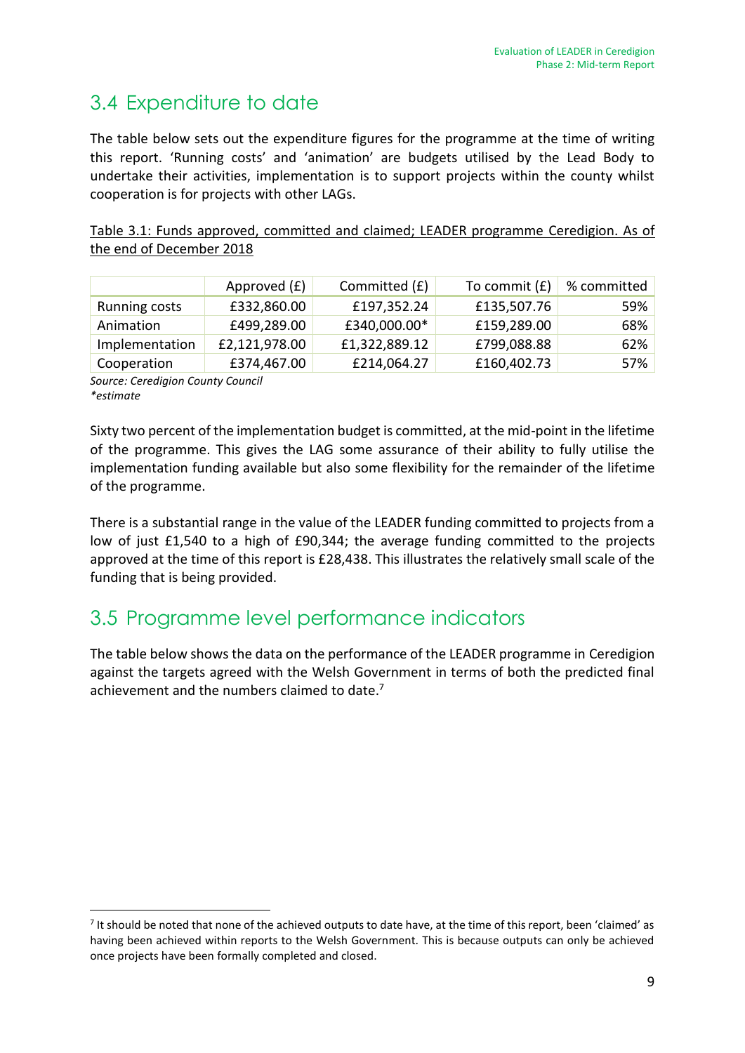## 3.4 Expenditure to date

The table below sets out the expenditure figures for the programme at the time of writing this report. 'Running costs' and 'animation' are budgets utilised by the Lead Body to undertake their activities, implementation is to support projects within the county whilst cooperation is for projects with other LAGs.

Table 3.1: Funds approved, committed and claimed; LEADER programme Ceredigion. As of the end of December 2018

| | Approved (£) | Committed (£) | To commit (£) | % committed |
|---|---|---|---|---|
| Running costs | £332,860.00 | £197,352.24 | £135,507.76 | 59% |
| Animation | £499,289.00 | £340,000.00* | £159,289.00 | 68% |
| Implementation | £2,121,978.00 | £1,322,889.12 | £799,088.88 | 62% |
| Cooperation | £374,467.00 | £214,064.27 | £160,402.73 | 57% |

*Source: Ceredigion County Council*
*\*estimate*

Sixty two percent of the implementation budget is committed, at the mid-point in the lifetime of the programme. This gives the LAG some assurance of their ability to fully utilise the implementation funding available but also some flexibility for the remainder of the lifetime of the programme.

There is a substantial range in the value of the LEADER funding committed to projects from a low of just £1,540 to a high of £90,344; the average funding committed to the projects approved at the time of this report is £28,438. This illustrates the relatively small scale of the funding that is being provided.

## 3.5 Programme level performance indicators

The table below shows the data on the performance of the LEADER programme in Ceredigion against the targets agreed with the Welsh Government in terms of both the predicted final achievement and the numbers claimed to date.[7]

[7] It should be noted that none of the achieved outputs to date have, at the time of this report, been 'claimed' as having been achieved within reports to the Welsh Government. This is because outputs can only be achieved once projects have been formally completed and closed.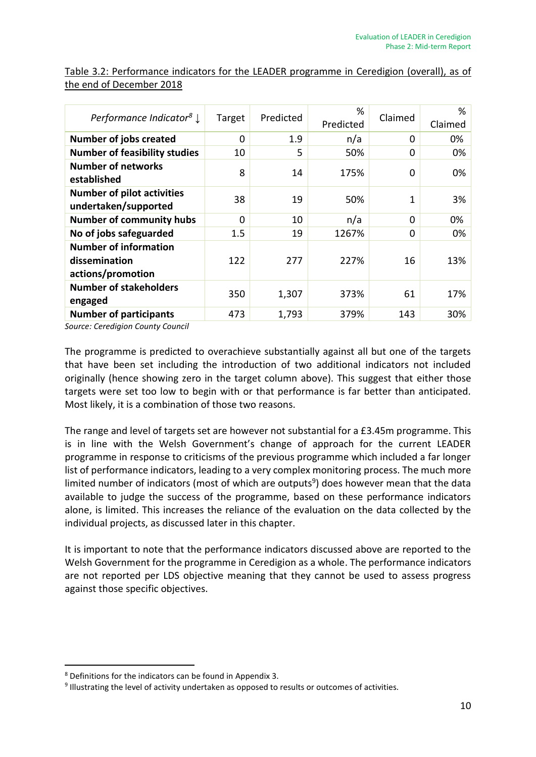Table 3.2: Performance indicators for the LEADER programme in Ceredigion (overall), as of the end of December 2018

| *Performance Indicator*[8] ↓ | Target | Predicted | % Predicted | Claimed | % Claimed |
|---|---|---|---|---|---|
| **Number of jobs created** | 0 | 1.9 | n/a | 0 | 0% |
| **Number of feasibility studies** | 10 | 5 | 50% | 0 | 0% |
| **Number of networks established** | 8 | 14 | 175% | 0 | 0% |
| **Number of pilot activities undertaken/supported** | 38 | 19 | 50% | 1 | 3% |
| **Number of community hubs** | 0 | 10 | n/a | 0 | 0% |
| **No of jobs safeguarded** | 1.5 | 19 | 1267% | 0 | 0% |
| **Number of information dissemination actions/promotion** | 122 | 277 | 227% | 16 | 13% |
| **Number of stakeholders engaged** | 350 | 1,307 | 373% | 61 | 17% |
| **Number of participants** | 473 | 1,793 | 379% | 143 | 30% |

*Source: Ceredigion County Council*

The programme is predicted to overachieve substantially against all but one of the targets that have been set including the introduction of two additional indicators not included originally (hence showing zero in the target column above). This suggest that either those targets were set too low to begin with or that performance is far better than anticipated. Most likely, it is a combination of those two reasons.

The range and level of targets set are however not substantial for a £3.45m programme. This is in line with the Welsh Government's change of approach for the current LEADER programme in response to criticisms of the previous programme which included a far longer list of performance indicators, leading to a very complex monitoring process. The much more limited number of indicators (most of which are outputs[9]) does however mean that the data available to judge the success of the programme, based on these performance indicators alone, is limited. This increases the reliance of the evaluation on the data collected by the individual projects, as discussed later in this chapter.

It is important to note that the performance indicators discussed above are reported to the Welsh Government for the programme in Ceredigion as a whole. The performance indicators are not reported per LDS objective meaning that they cannot be used to assess progress against those specific objectives.

[8] Definitions for the indicators can be found in Appendix 3.

[9] Illustrating the level of activity undertaken as opposed to results or outcomes of activities.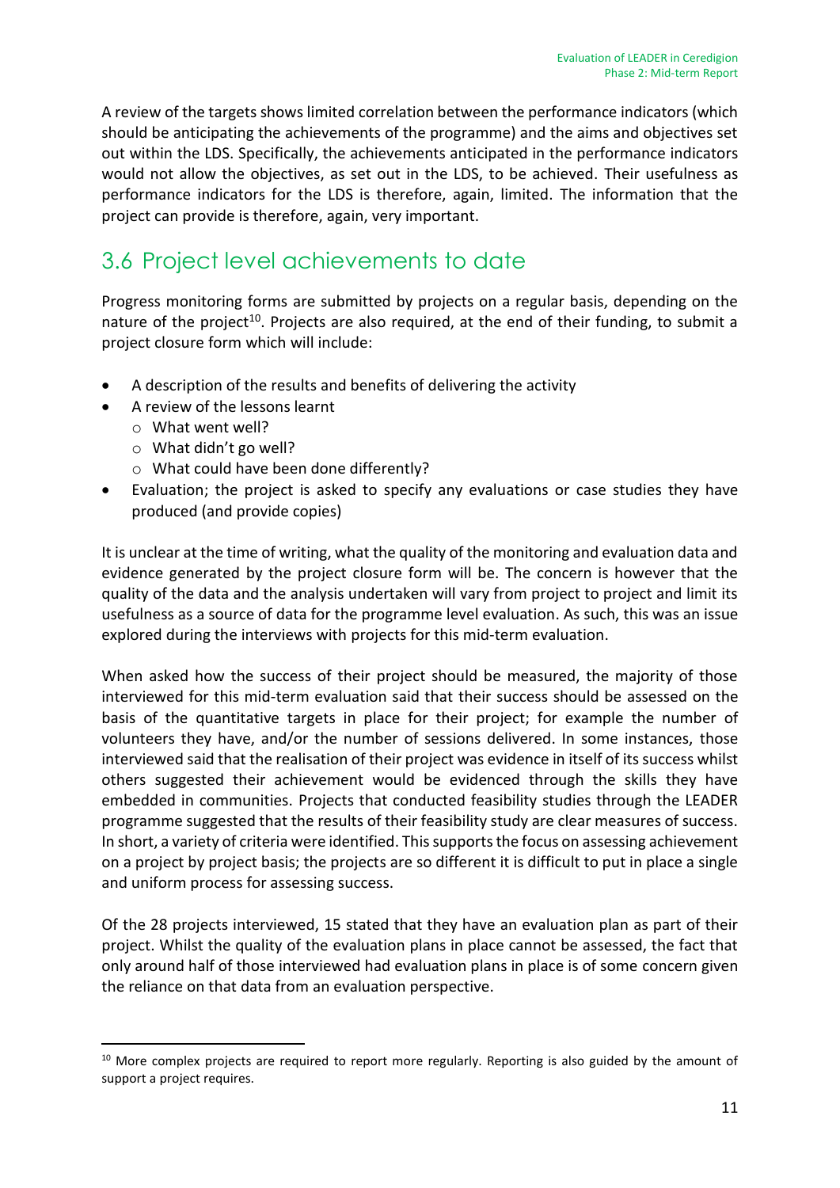A review of the targets shows limited correlation between the performance indicators (which should be anticipating the achievements of the programme) and the aims and objectives set out within the LDS. Specifically, the achievements anticipated in the performance indicators would not allow the objectives, as set out in the LDS, to be achieved. Their usefulness as performance indicators for the LDS is therefore, again, limited. The information that the project can provide is therefore, again, very important.

## 3.6 Project level achievements to date

Progress monitoring forms are submitted by projects on a regular basis, depending on the nature of the project[10]. Projects are also required, at the end of their funding, to submit a project closure form which will include:

- A description of the results and benefits of delivering the activity
- A review of the lessons learnt
  - What went well?
  - What didn't go well?
  - What could have been done differently?
- Evaluation; the project is asked to specify any evaluations or case studies they have produced (and provide copies)

It is unclear at the time of writing, what the quality of the monitoring and evaluation data and evidence generated by the project closure form will be. The concern is however that the quality of the data and the analysis undertaken will vary from project to project and limit its usefulness as a source of data for the programme level evaluation. As such, this was an issue explored during the interviews with projects for this mid-term evaluation.

When asked how the success of their project should be measured, the majority of those interviewed for this mid-term evaluation said that their success should be assessed on the basis of the quantitative targets in place for their project; for example the number of volunteers they have, and/or the number of sessions delivered. In some instances, those interviewed said that the realisation of their project was evidence in itself of its success whilst others suggested their achievement would be evidenced through the skills they have embedded in communities. Projects that conducted feasibility studies through the LEADER programme suggested that the results of their feasibility study are clear measures of success. In short, a variety of criteria were identified. This supports the focus on assessing achievement on a project by project basis; the projects are so different it is difficult to put in place a single and uniform process for assessing success.

Of the 28 projects interviewed, 15 stated that they have an evaluation plan as part of their project. Whilst the quality of the evaluation plans in place cannot be assessed, the fact that only around half of those interviewed had evaluation plans in place is of some concern given the reliance on that data from an evaluation perspective.

[10] More complex projects are required to report more regularly. Reporting is also guided by the amount of support a project requires.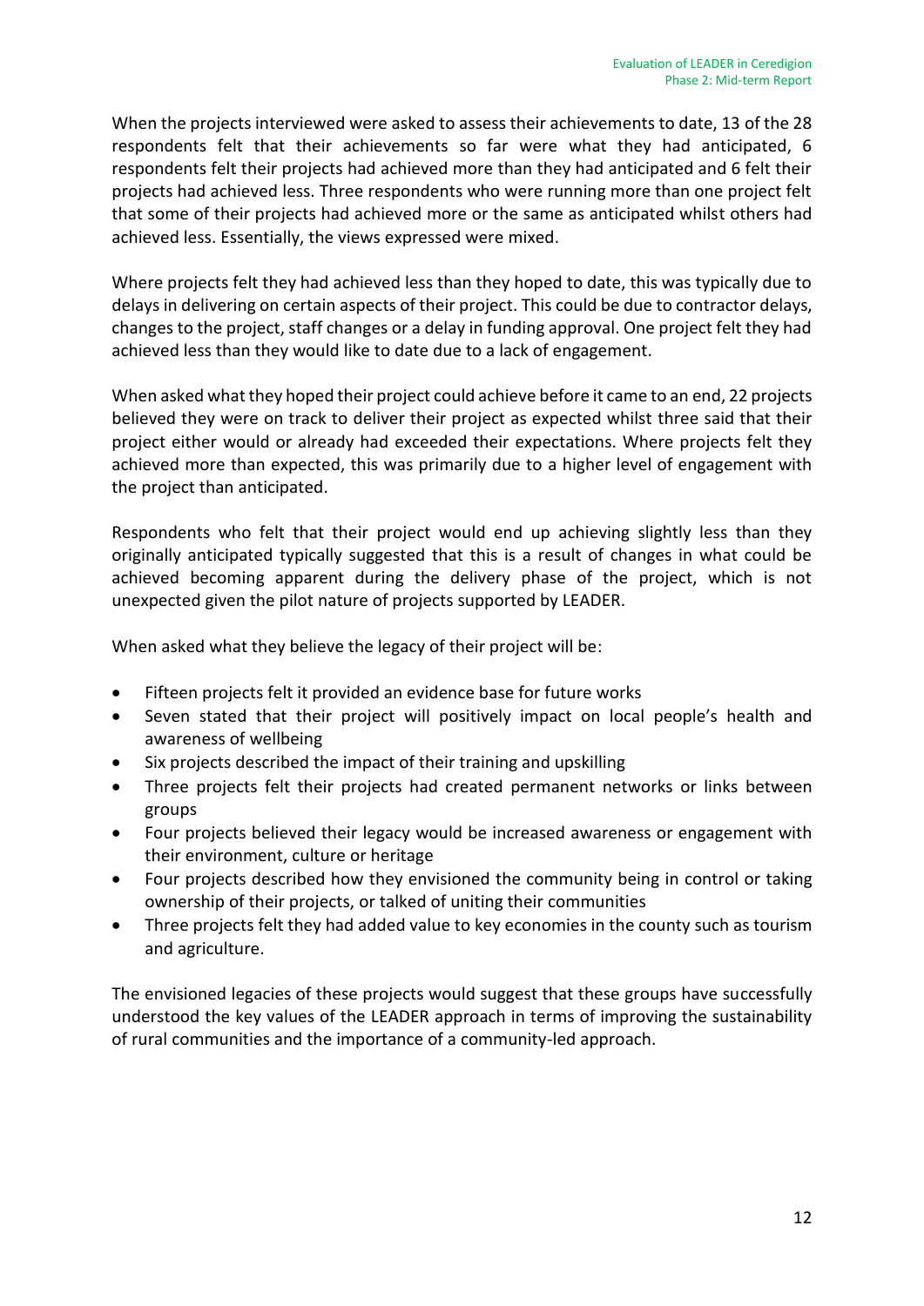When the projects interviewed were asked to assess their achievements to date, 13 of the 28 respondents felt that their achievements so far were what they had anticipated, 6 respondents felt their projects had achieved more than they had anticipated and 6 felt their projects had achieved less. Three respondents who were running more than one project felt that some of their projects had achieved more or the same as anticipated whilst others had achieved less. Essentially, the views expressed were mixed.

Where projects felt they had achieved less than they hoped to date, this was typically due to delays in delivering on certain aspects of their project. This could be due to contractor delays, changes to the project, staff changes or a delay in funding approval. One project felt they had achieved less than they would like to date due to a lack of engagement.

When asked what they hoped their project could achieve before it came to an end, 22 projects believed they were on track to deliver their project as expected whilst three said that their project either would or already had exceeded their expectations. Where projects felt they achieved more than expected, this was primarily due to a higher level of engagement with the project than anticipated.

Respondents who felt that their project would end up achieving slightly less than they originally anticipated typically suggested that this is a result of changes in what could be achieved becoming apparent during the delivery phase of the project, which is not unexpected given the pilot nature of projects supported by LEADER.

When asked what they believe the legacy of their project will be:

- Fifteen projects felt it provided an evidence base for future works
- Seven stated that their project will positively impact on local people's health and awareness of wellbeing
- Six projects described the impact of their training and upskilling
- Three projects felt their projects had created permanent networks or links between groups
- Four projects believed their legacy would be increased awareness or engagement with their environment, culture or heritage
- Four projects described how they envisioned the community being in control or taking ownership of their projects, or talked of uniting their communities
- Three projects felt they had added value to key economies in the county such as tourism and agriculture.

The envisioned legacies of these projects would suggest that these groups have successfully understood the key values of the LEADER approach in terms of improving the sustainability of rural communities and the importance of a community-led approach.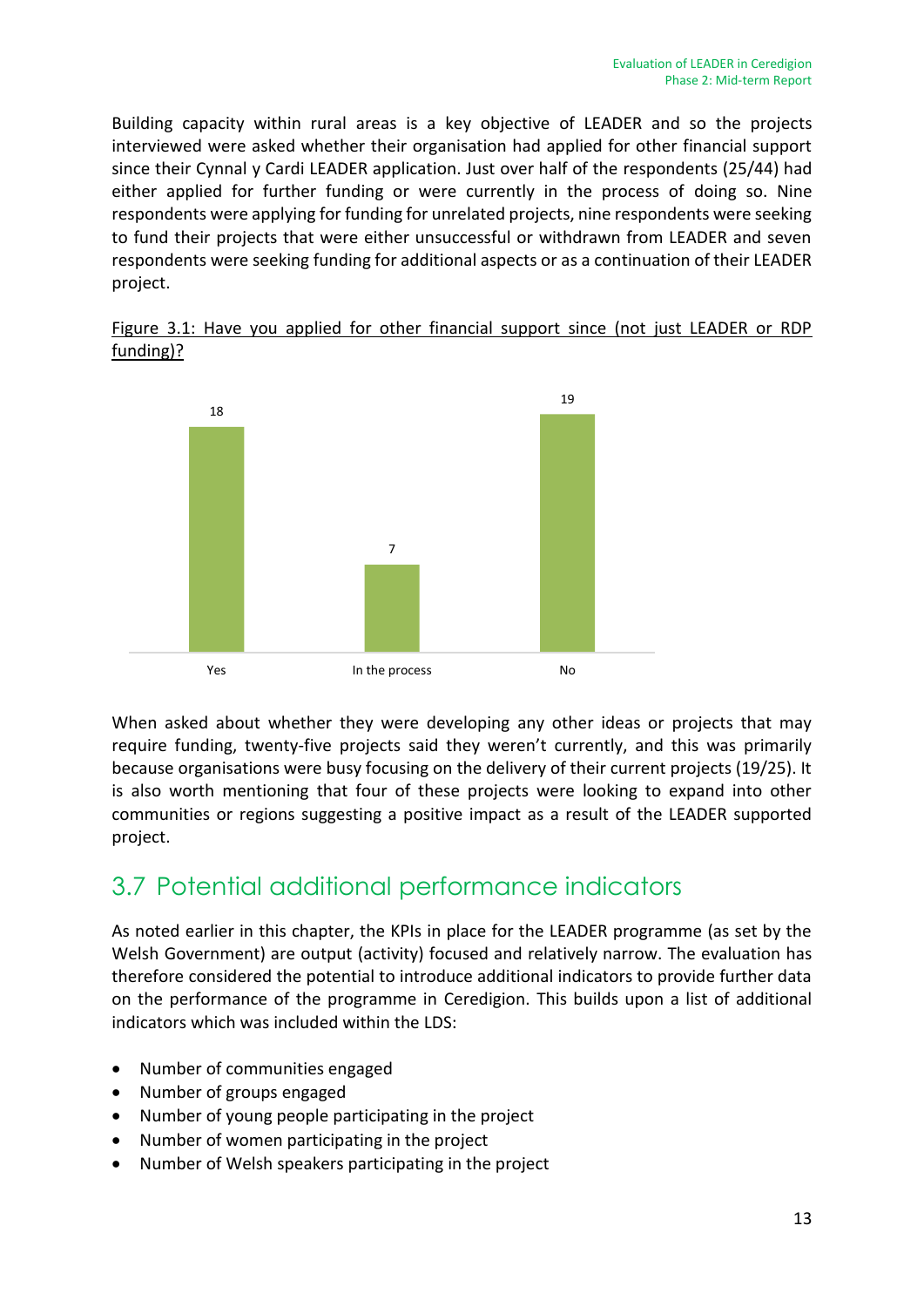Building capacity within rural areas is a key objective of LEADER and so the projects interviewed were asked whether their organisation had applied for other financial support since their Cynnal y Cardi LEADER application. Just over half of the respondents (25/44) had either applied for further funding or were currently in the process of doing so. Nine respondents were applying for funding for unrelated projects, nine respondents were seeking to fund their projects that were either unsuccessful or withdrawn from LEADER and seven respondents were seeking funding for additional aspects or as a continuation of their LEADER project.

Figure 3.1: Have you applied for other financial support since (not just LEADER or RDP funding)?

| Response | Count |
|---|---|
| Yes | 18 |
| In the process | 7 |
| No | 19 |

When asked about whether they were developing any other ideas or projects that may require funding, twenty-five projects said they weren't currently, and this was primarily because organisations were busy focusing on the delivery of their current projects (19/25). It is also worth mentioning that four of these projects were looking to expand into other communities or regions suggesting a positive impact as a result of the LEADER supported project.

## 3.7 Potential additional performance indicators

As noted earlier in this chapter, the KPIs in place for the LEADER programme (as set by the Welsh Government) are output (activity) focused and relatively narrow. The evaluation has therefore considered the potential to introduce additional indicators to provide further data on the performance of the programme in Ceredigion. This builds upon a list of additional indicators which was included within the LDS:

- Number of communities engaged
- Number of groups engaged
- Number of young people participating in the project
- Number of women participating in the project
- Number of Welsh speakers participating in the project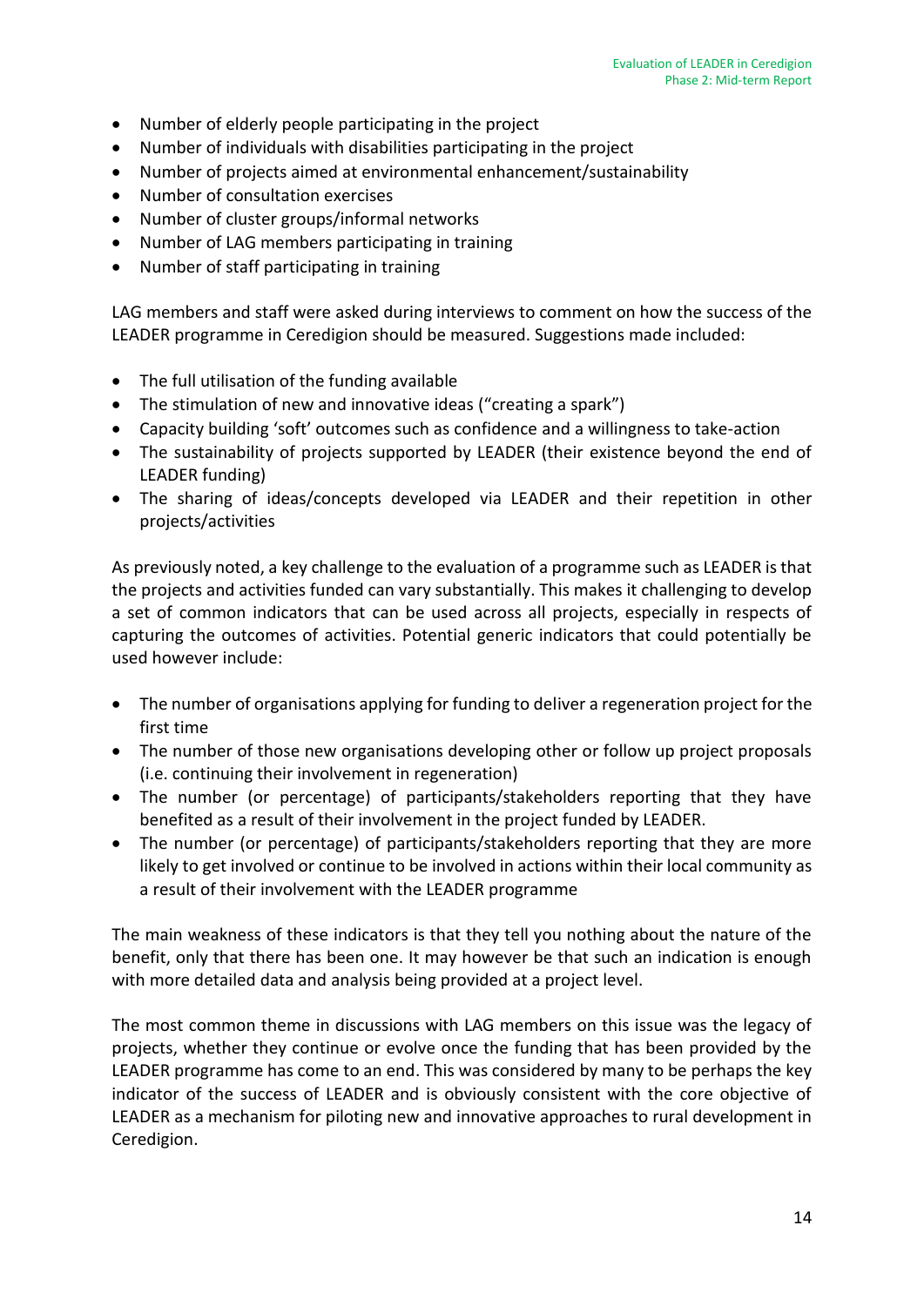- Number of elderly people participating in the project
- Number of individuals with disabilities participating in the project
- Number of projects aimed at environmental enhancement/sustainability
- Number of consultation exercises
- Number of cluster groups/informal networks
- Number of LAG members participating in training
- Number of staff participating in training

LAG members and staff were asked during interviews to comment on how the success of the LEADER programme in Ceredigion should be measured. Suggestions made included:

- The full utilisation of the funding available
- The stimulation of new and innovative ideas ("creating a spark")
- Capacity building 'soft' outcomes such as confidence and a willingness to take-action
- The sustainability of projects supported by LEADER (their existence beyond the end of LEADER funding)
- The sharing of ideas/concepts developed via LEADER and their repetition in other projects/activities

As previously noted, a key challenge to the evaluation of a programme such as LEADER is that the projects and activities funded can vary substantially. This makes it challenging to develop a set of common indicators that can be used across all projects, especially in respects of capturing the outcomes of activities. Potential generic indicators that could potentially be used however include:

- The number of organisations applying for funding to deliver a regeneration project for the first time
- The number of those new organisations developing other or follow up project proposals (i.e. continuing their involvement in regeneration)
- The number (or percentage) of participants/stakeholders reporting that they have benefited as a result of their involvement in the project funded by LEADER.
- The number (or percentage) of participants/stakeholders reporting that they are more likely to get involved or continue to be involved in actions within their local community as a result of their involvement with the LEADER programme

The main weakness of these indicators is that they tell you nothing about the nature of the benefit, only that there has been one. It may however be that such an indication is enough with more detailed data and analysis being provided at a project level.

The most common theme in discussions with LAG members on this issue was the legacy of projects, whether they continue or evolve once the funding that has been provided by the LEADER programme has come to an end. This was considered by many to be perhaps the key indicator of the success of LEADER and is obviously consistent with the core objective of LEADER as a mechanism for piloting new and innovative approaches to rural development in Ceredigion.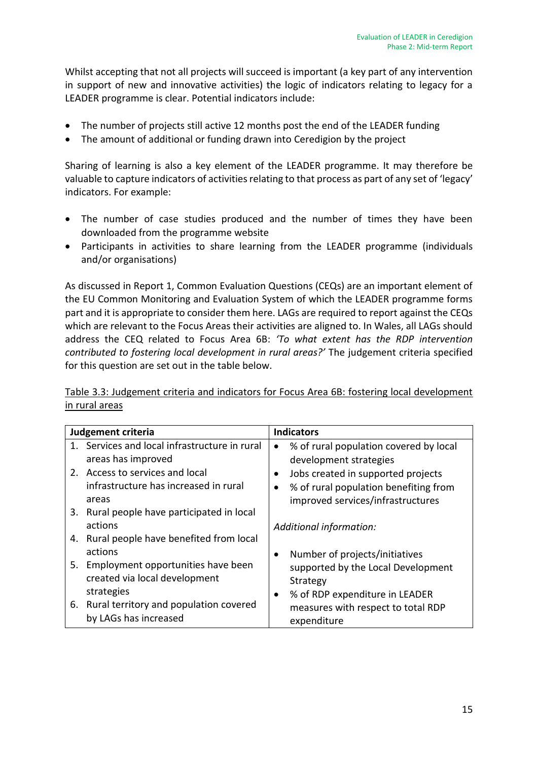Whilst accepting that not all projects will succeed is important (a key part of any intervention in support of new and innovative activities) the logic of indicators relating to legacy for a LEADER programme is clear. Potential indicators include:

- The number of projects still active 12 months post the end of the LEADER funding
- The amount of additional or funding drawn into Ceredigion by the project

Sharing of learning is also a key element of the LEADER programme. It may therefore be valuable to capture indicators of activities relating to that process as part of any set of 'legacy' indicators. For example:

- The number of case studies produced and the number of times they have been downloaded from the programme website
- Participants in activities to share learning from the LEADER programme (individuals and/or organisations)

As discussed in Report 1, Common Evaluation Questions (CEQs) are an important element of the EU Common Monitoring and Evaluation System of which the LEADER programme forms part and it is appropriate to consider them here. LAGs are required to report against the CEQs which are relevant to the Focus Areas their activities are aligned to. In Wales, all LAGs should address the CEQ related to Focus Area 6B: *'To what extent has the RDP intervention contributed to fostering local development in rural areas?'* The judgement criteria specified for this question are set out in the table below.

Table 3.3: Judgement criteria and indicators for Focus Area 6B: fostering local development in rural areas

| Judgement criteria | Indicators |
|---|---|
| 1. Services and local infrastructure in rural areas has improved<br>2. Access to services and local infrastructure has increased in rural areas<br>3. Rural people have participated in local actions<br>4. Rural people have benefited from local actions<br>5. Employment opportunities have been created via local development strategies<br>6. Rural territory and population covered by LAGs has increased | • % of rural population covered by local development strategies<br>• Jobs created in supported projects<br>• % of rural population benefiting from improved services/infrastructures<br><br>*Additional information:*<br><br>• Number of projects/initiatives supported by the Local Development Strategy<br>• % of RDP expenditure in LEADER measures with respect to total RDP expenditure |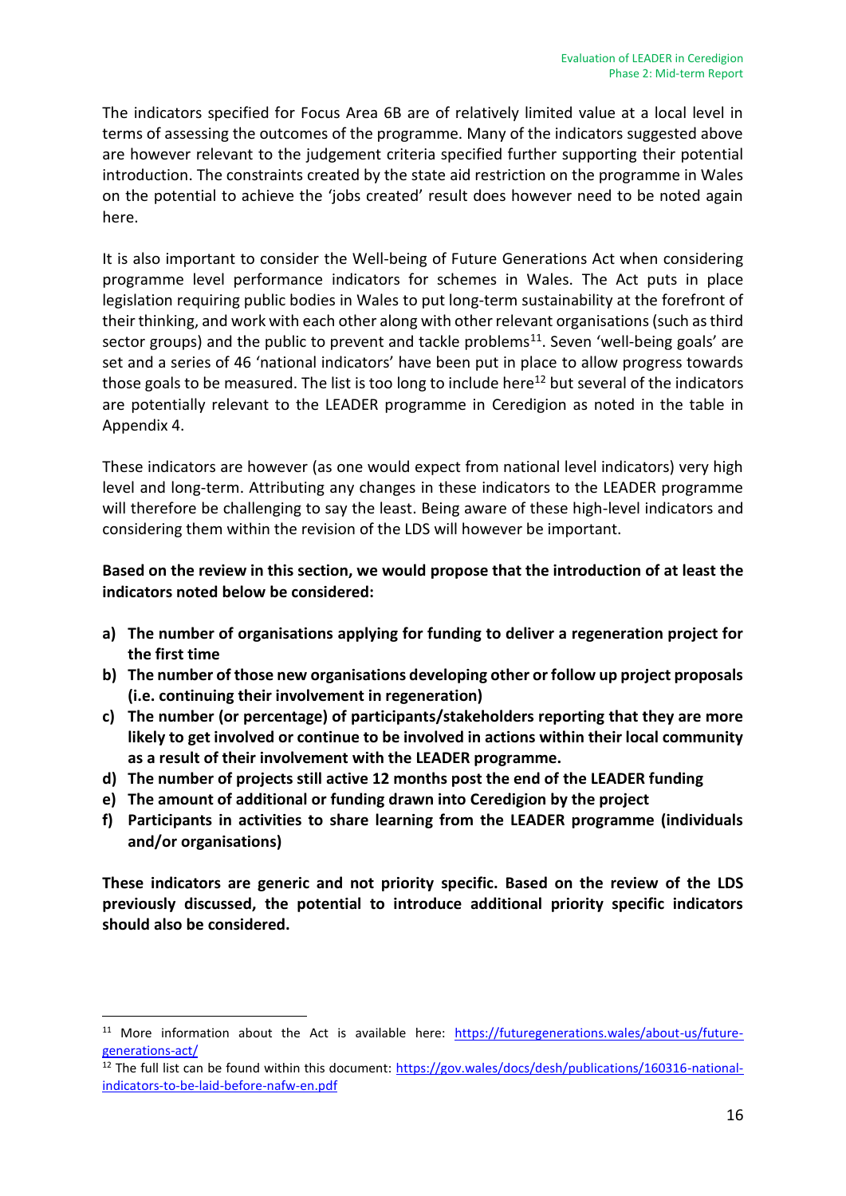The indicators specified for Focus Area 6B are of relatively limited value at a local level in terms of assessing the outcomes of the programme. Many of the indicators suggested above are however relevant to the judgement criteria specified further supporting their potential introduction. The constraints created by the state aid restriction on the programme in Wales on the potential to achieve the 'jobs created' result does however need to be noted again here.

It is also important to consider the Well-being of Future Generations Act when considering programme level performance indicators for schemes in Wales. The Act puts in place legislation requiring public bodies in Wales to put long-term sustainability at the forefront of their thinking, and work with each other along with other relevant organisations (such as third sector groups) and the public to prevent and tackle problems[11]. Seven 'well-being goals' are set and a series of 46 'national indicators' have been put in place to allow progress towards those goals to be measured. The list is too long to include here[12] but several of the indicators are potentially relevant to the LEADER programme in Ceredigion as noted in the table in Appendix 4.

These indicators are however (as one would expect from national level indicators) very high level and long-term. Attributing any changes in these indicators to the LEADER programme will therefore be challenging to say the least. Being aware of these high-level indicators and considering them within the revision of the LDS will however be important.

**Based on the review in this section, we would propose that the introduction of at least the indicators noted below be considered:**

- **a) The number of organisations applying for funding to deliver a regeneration project for the first time**
- **b) The number of those new organisations developing other or follow up project proposals (i.e. continuing their involvement in regeneration)**
- **c) The number (or percentage) of participants/stakeholders reporting that they are more likely to get involved or continue to be involved in actions within their local community as a result of their involvement with the LEADER programme.**
- **d) The number of projects still active 12 months post the end of the LEADER funding**
- **e) The amount of additional or funding drawn into Ceredigion by the project**
- **f) Participants in activities to share learning from the LEADER programme (individuals and/or organisations)**

**These indicators are generic and not priority specific. Based on the review of the LDS previously discussed, the potential to introduce additional priority specific indicators should also be considered.**

---

[11] More information about the Act is available here: https://futuregenerations.wales/about-us/future-generations-act/

[12] The full list can be found within this document: https://gov.wales/docs/desh/publications/160316-national-indicators-to-be-laid-before-nafw-en.pdf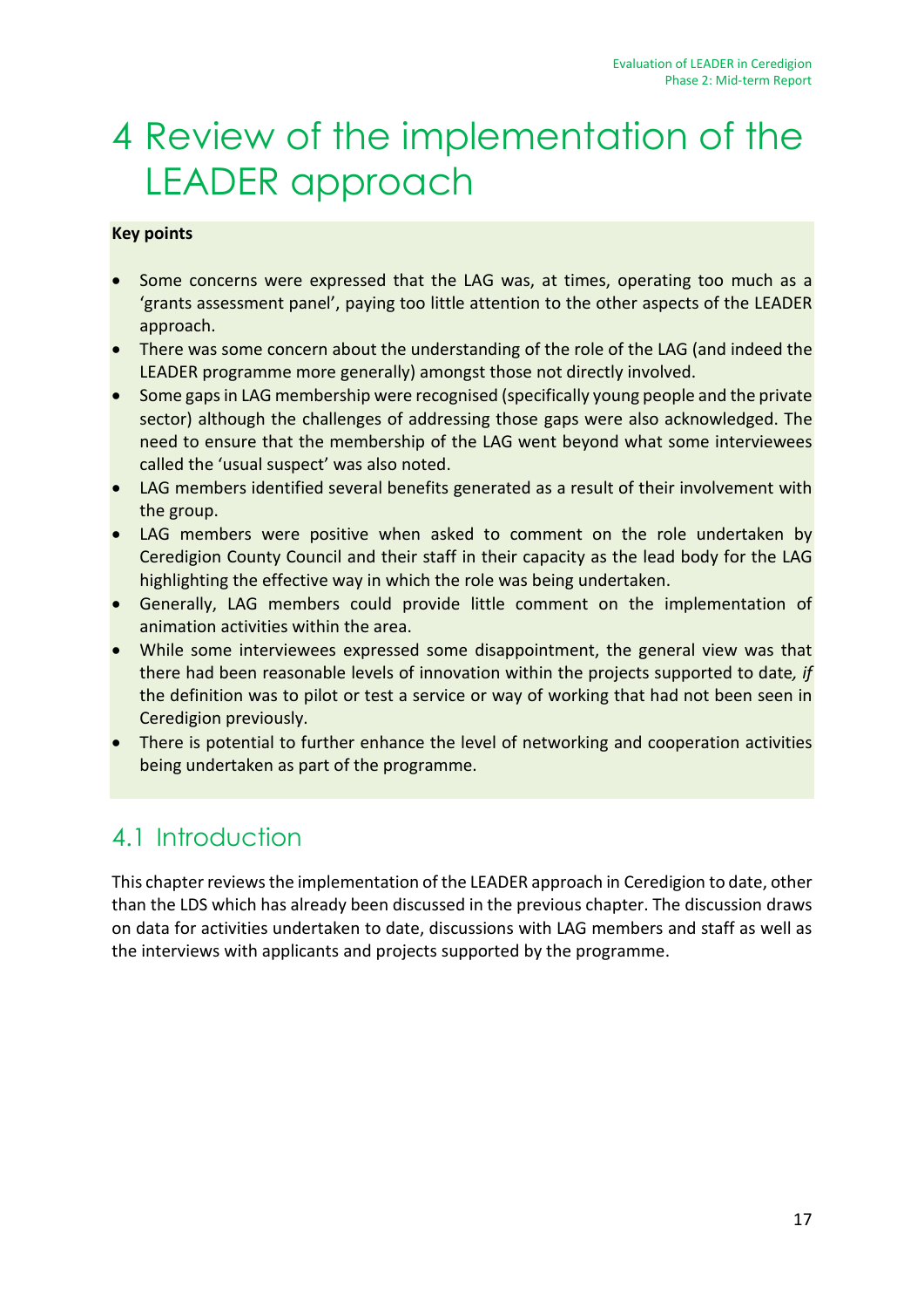# 4 Review of the implementation of the LEADER approach

**Key points**

- Some concerns were expressed that the LAG was, at times, operating too much as a 'grants assessment panel', paying too little attention to the other aspects of the LEADER approach.
- There was some concern about the understanding of the role of the LAG (and indeed the LEADER programme more generally) amongst those not directly involved.
- Some gaps in LAG membership were recognised (specifically young people and the private sector) although the challenges of addressing those gaps were also acknowledged. The need to ensure that the membership of the LAG went beyond what some interviewees called the 'usual suspect' was also noted.
- LAG members identified several benefits generated as a result of their involvement with the group.
- LAG members were positive when asked to comment on the role undertaken by Ceredigion County Council and their staff in their capacity as the lead body for the LAG highlighting the effective way in which the role was being undertaken.
- Generally, LAG members could provide little comment on the implementation of animation activities within the area.
- While some interviewees expressed some disappointment, the general view was that there had been reasonable levels of innovation within the projects supported to date*, if* the definition was to pilot or test a service or way of working that had not been seen in Ceredigion previously.
- There is potential to further enhance the level of networking and cooperation activities being undertaken as part of the programme.

## 4.1 Introduction

This chapter reviews the implementation of the LEADER approach in Ceredigion to date, other than the LDS which has already been discussed in the previous chapter. The discussion draws on data for activities undertaken to date, discussions with LAG members and staff as well as the interviews with applicants and projects supported by the programme.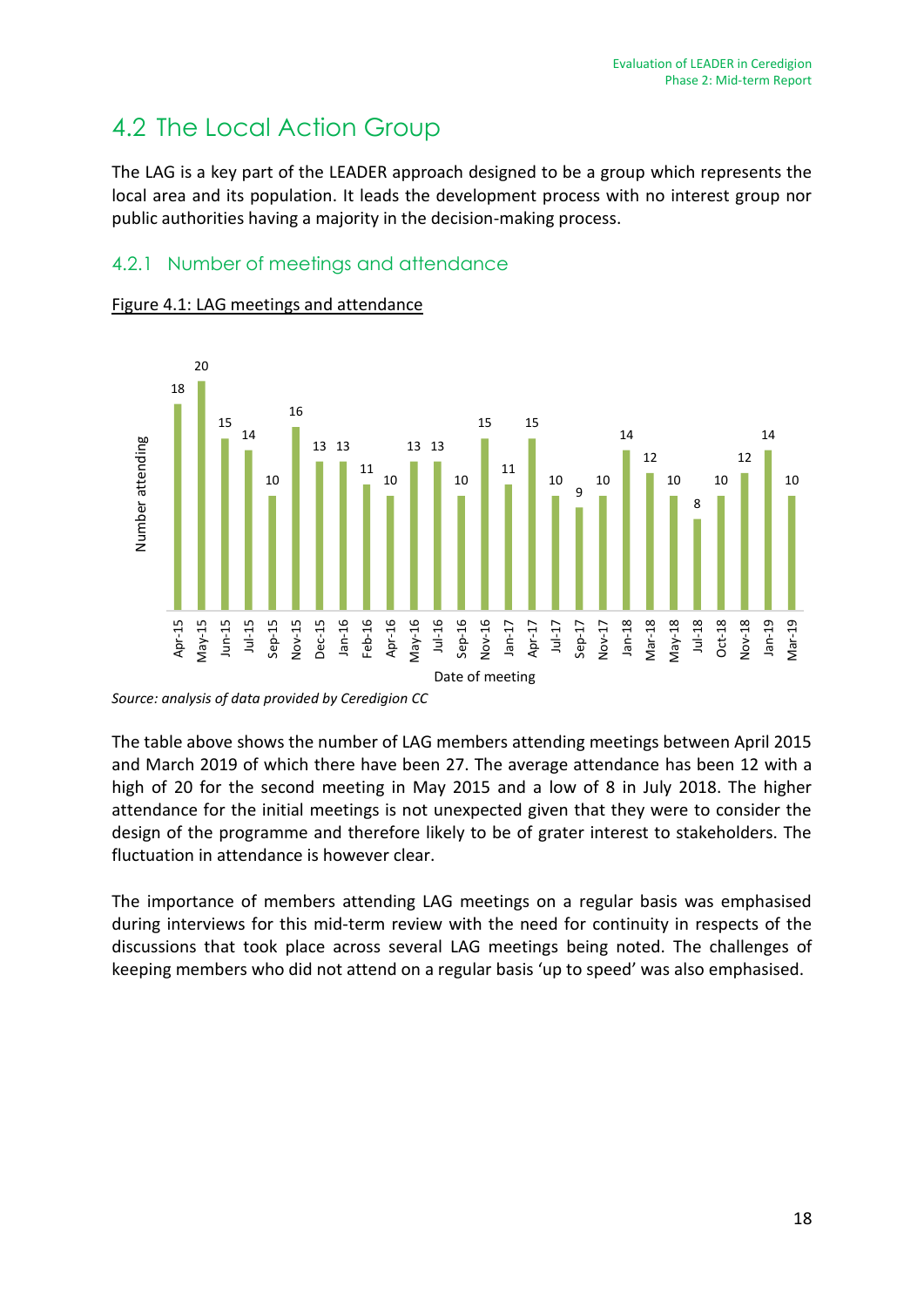## 4.2 The Local Action Group

The LAG is a key part of the LEADER approach designed to be a group which represents the local area and its population. It leads the development process with no interest group nor public authorities having a majority in the decision-making process.

### 4.2.1 Number of meetings and attendance

Figure 4.1: LAG meetings and attendance

| Date of meeting | Number attending |
|---|---|
| Apr-15 | 18 |
| May-15 | 20 |
| Jun-15 | 15 |
| Jul-15 | 14 |
| Sep-15 | 10 |
| Nov-15 | 16 |
| Dec-15 | 13 |
| Jan-16 | 13 |
| Feb-16 | 11 |
| Apr-16 | 10 |
| May-16 | 13 |
| Jul-16 | 13 |
| Sep-16 | 10 |
| Nov-16 | 15 |
| Jan-17 | 11 |
| Apr-17 | 15 |
| Jul-17 | 10 |
| Sep-17 | 9 |
| Nov-17 | 10 |
| Jan-18 | 14 |
| Mar-18 | 12 |
| May-18 | 10 |
| Jul-18 | 8 |
| Oct-18 | 10 |
| Nov-18 | 12 |
| Jan-19 | 14 |
| Mar-19 | 10 |

*Source: analysis of data provided by Ceredigion CC*

The table above shows the number of LAG members attending meetings between April 2015 and March 2019 of which there have been 27. The average attendance has been 12 with a high of 20 for the second meeting in May 2015 and a low of 8 in July 2018. The higher attendance for the initial meetings is not unexpected given that they were to consider the design of the programme and therefore likely to be of grater interest to stakeholders. The fluctuation in attendance is however clear.

The importance of members attending LAG meetings on a regular basis was emphasised during interviews for this mid-term review with the need for continuity in respects of the discussions that took place across several LAG meetings being noted. The challenges of keeping members who did not attend on a regular basis 'up to speed' was also emphasised.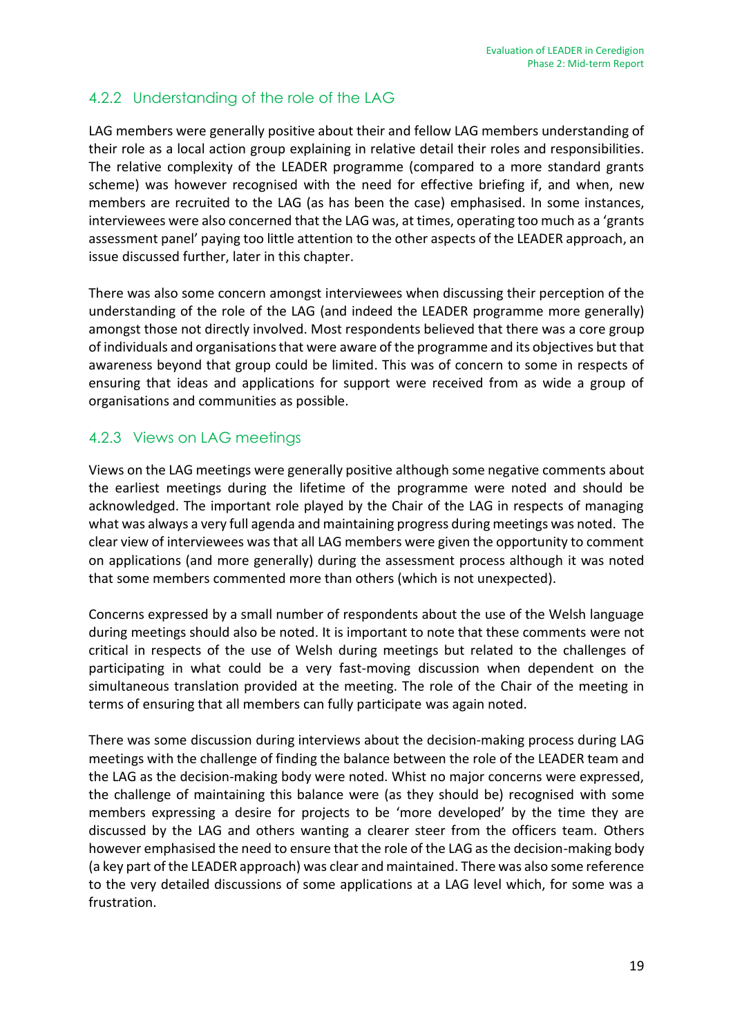### 4.2.2 Understanding of the role of the LAG

LAG members were generally positive about their and fellow LAG members understanding of their role as a local action group explaining in relative detail their roles and responsibilities. The relative complexity of the LEADER programme (compared to a more standard grants scheme) was however recognised with the need for effective briefing if, and when, new members are recruited to the LAG (as has been the case) emphasised. In some instances, interviewees were also concerned that the LAG was, at times, operating too much as a 'grants assessment panel' paying too little attention to the other aspects of the LEADER approach, an issue discussed further, later in this chapter.

There was also some concern amongst interviewees when discussing their perception of the understanding of the role of the LAG (and indeed the LEADER programme more generally) amongst those not directly involved. Most respondents believed that there was a core group of individuals and organisations that were aware of the programme and its objectives but that awareness beyond that group could be limited. This was of concern to some in respects of ensuring that ideas and applications for support were received from as wide a group of organisations and communities as possible.

### 4.2.3 Views on LAG meetings

Views on the LAG meetings were generally positive although some negative comments about the earliest meetings during the lifetime of the programme were noted and should be acknowledged. The important role played by the Chair of the LAG in respects of managing what was always a very full agenda and maintaining progress during meetings was noted. The clear view of interviewees was that all LAG members were given the opportunity to comment on applications (and more generally) during the assessment process although it was noted that some members commented more than others (which is not unexpected).

Concerns expressed by a small number of respondents about the use of the Welsh language during meetings should also be noted. It is important to note that these comments were not critical in respects of the use of Welsh during meetings but related to the challenges of participating in what could be a very fast-moving discussion when dependent on the simultaneous translation provided at the meeting. The role of the Chair of the meeting in terms of ensuring that all members can fully participate was again noted.

There was some discussion during interviews about the decision-making process during LAG meetings with the challenge of finding the balance between the role of the LEADER team and the LAG as the decision-making body were noted. Whist no major concerns were expressed, the challenge of maintaining this balance were (as they should be) recognised with some members expressing a desire for projects to be 'more developed' by the time they are discussed by the LAG and others wanting a clearer steer from the officers team. Others however emphasised the need to ensure that the role of the LAG as the decision-making body (a key part of the LEADER approach) was clear and maintained. There was also some reference to the very detailed discussions of some applications at a LAG level which, for some was a frustration.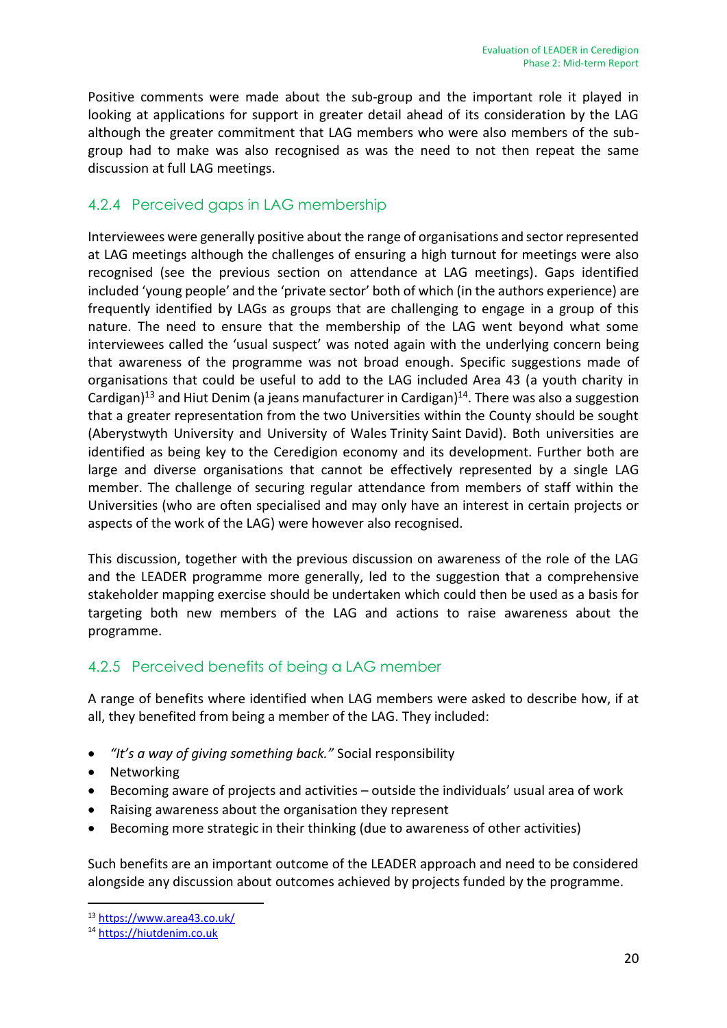Positive comments were made about the sub-group and the important role it played in looking at applications for support in greater detail ahead of its consideration by the LAG although the greater commitment that LAG members who were also members of the sub-group had to make was also recognised as was the need to not then repeat the same discussion at full LAG meetings.

### 4.2.4 Perceived gaps in LAG membership

Interviewees were generally positive about the range of organisations and sector represented at LAG meetings although the challenges of ensuring a high turnout for meetings were also recognised (see the previous section on attendance at LAG meetings). Gaps identified included 'young people' and the 'private sector' both of which (in the authors experience) are frequently identified by LAGs as groups that are challenging to engage in a group of this nature. The need to ensure that the membership of the LAG went beyond what some interviewees called the 'usual suspect' was noted again with the underlying concern being that awareness of the programme was not broad enough. Specific suggestions made of organisations that could be useful to add to the LAG included Area 43 (a youth charity in Cardigan)[13] and Hiut Denim (a jeans manufacturer in Cardigan)[14]. There was also a suggestion that a greater representation from the two Universities within the County should be sought (Aberystwyth University and University of Wales Trinity Saint David). Both universities are identified as being key to the Ceredigion economy and its development. Further both are large and diverse organisations that cannot be effectively represented by a single LAG member. The challenge of securing regular attendance from members of staff within the Universities (who are often specialised and may only have an interest in certain projects or aspects of the work of the LAG) were however also recognised.

This discussion, together with the previous discussion on awareness of the role of the LAG and the LEADER programme more generally, led to the suggestion that a comprehensive stakeholder mapping exercise should be undertaken which could then be used as a basis for targeting both new members of the LAG and actions to raise awareness about the programme.

### 4.2.5 Perceived benefits of being a LAG member

A range of benefits where identified when LAG members were asked to describe how, if at all, they benefited from being a member of the LAG. They included:

- *"It's a way of giving something back."* Social responsibility
- Networking
- Becoming aware of projects and activities – outside the individuals' usual area of work
- Raising awareness about the organisation they represent
- Becoming more strategic in their thinking (due to awareness of other activities)

Such benefits are an important outcome of the LEADER approach and need to be considered alongside any discussion about outcomes achieved by projects funded by the programme.

---

[13] https://www.area43.co.uk/

[14] https://hiutdenim.co.uk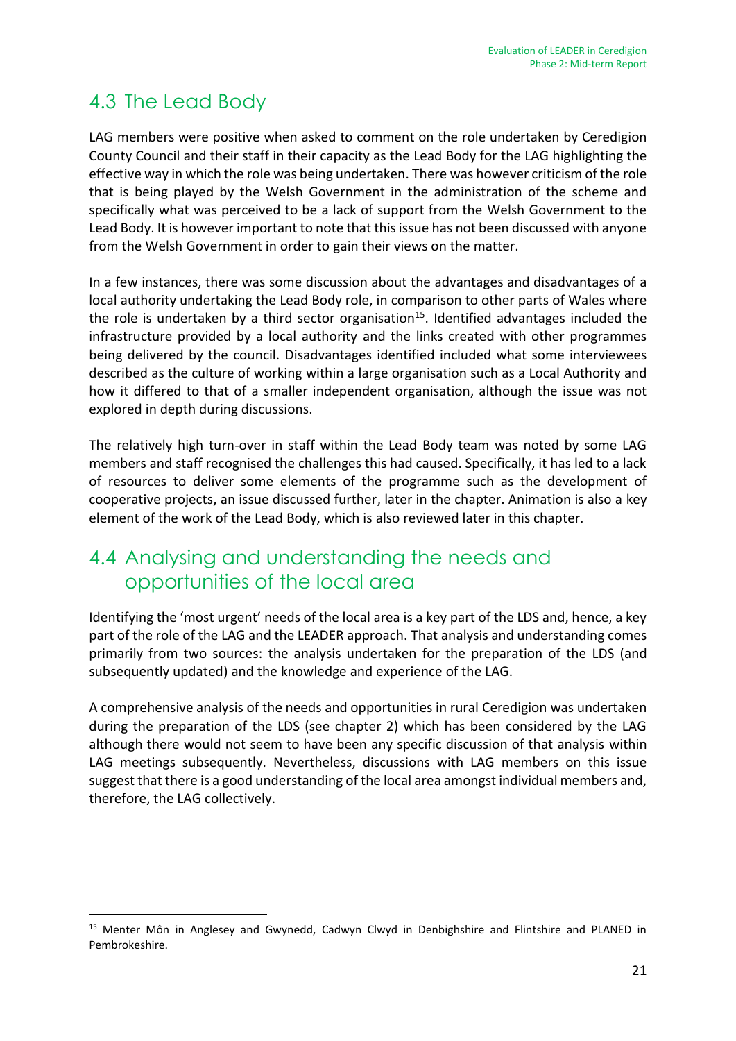## 4.3 The Lead Body

LAG members were positive when asked to comment on the role undertaken by Ceredigion County Council and their staff in their capacity as the Lead Body for the LAG highlighting the effective way in which the role was being undertaken. There was however criticism of the role that is being played by the Welsh Government in the administration of the scheme and specifically what was perceived to be a lack of support from the Welsh Government to the Lead Body. It is however important to note that this issue has not been discussed with anyone from the Welsh Government in order to gain their views on the matter.

In a few instances, there was some discussion about the advantages and disadvantages of a local authority undertaking the Lead Body role, in comparison to other parts of Wales where the role is undertaken by a third sector organisation[15]. Identified advantages included the infrastructure provided by a local authority and the links created with other programmes being delivered by the council. Disadvantages identified included what some interviewees described as the culture of working within a large organisation such as a Local Authority and how it differed to that of a smaller independent organisation, although the issue was not explored in depth during discussions.

The relatively high turn-over in staff within the Lead Body team was noted by some LAG members and staff recognised the challenges this had caused. Specifically, it has led to a lack of resources to deliver some elements of the programme such as the development of cooperative projects, an issue discussed further, later in the chapter. Animation is also a key element of the work of the Lead Body, which is also reviewed later in this chapter.

## 4.4 Analysing and understanding the needs and opportunities of the local area

Identifying the 'most urgent' needs of the local area is a key part of the LDS and, hence, a key part of the role of the LAG and the LEADER approach. That analysis and understanding comes primarily from two sources: the analysis undertaken for the preparation of the LDS (and subsequently updated) and the knowledge and experience of the LAG.

A comprehensive analysis of the needs and opportunities in rural Ceredigion was undertaken during the preparation of the LDS (see chapter 2) which has been considered by the LAG although there would not seem to have been any specific discussion of that analysis within LAG meetings subsequently. Nevertheless, discussions with LAG members on this issue suggest that there is a good understanding of the local area amongst individual members and, therefore, the LAG collectively.

---

[15] Menter Môn in Anglesey and Gwynedd, Cadwyn Clwyd in Denbighshire and Flintshire and PLANED in Pembrokeshire.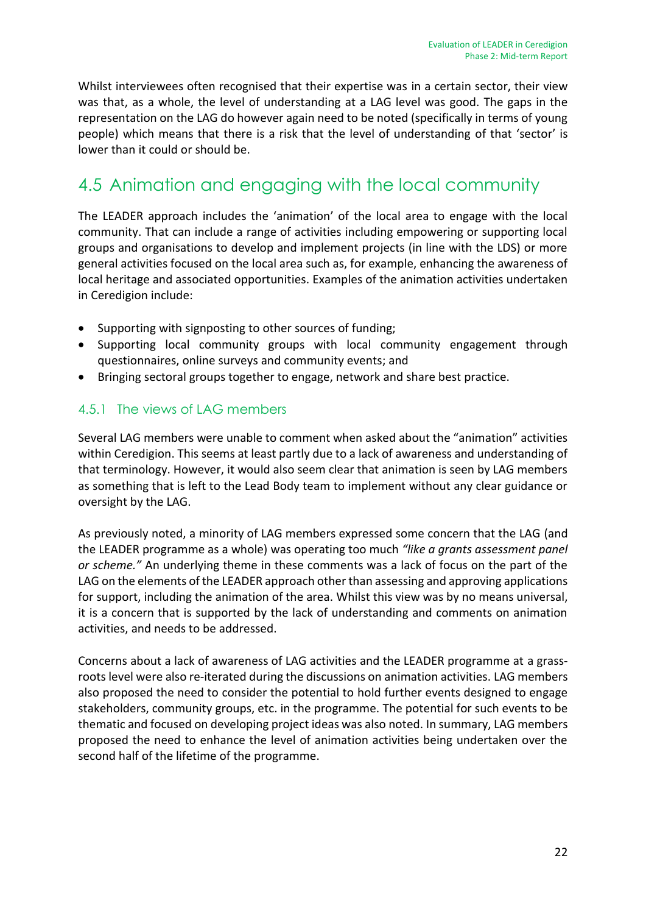Whilst interviewees often recognised that their expertise was in a certain sector, their view was that, as a whole, the level of understanding at a LAG level was good. The gaps in the representation on the LAG do however again need to be noted (specifically in terms of young people) which means that there is a risk that the level of understanding of that 'sector' is lower than it could or should be.

## 4.5 Animation and engaging with the local community

The LEADER approach includes the 'animation' of the local area to engage with the local community. That can include a range of activities including empowering or supporting local groups and organisations to develop and implement projects (in line with the LDS) or more general activities focused on the local area such as, for example, enhancing the awareness of local heritage and associated opportunities. Examples of the animation activities undertaken in Ceredigion include:

- Supporting with signposting to other sources of funding;
- Supporting local community groups with local community engagement through questionnaires, online surveys and community events; and
- Bringing sectoral groups together to engage, network and share best practice.

### 4.5.1 The views of LAG members

Several LAG members were unable to comment when asked about the "animation" activities within Ceredigion. This seems at least partly due to a lack of awareness and understanding of that terminology. However, it would also seem clear that animation is seen by LAG members as something that is left to the Lead Body team to implement without any clear guidance or oversight by the LAG.

As previously noted, a minority of LAG members expressed some concern that the LAG (and the LEADER programme as a whole) was operating too much *"like a grants assessment panel or scheme."* An underlying theme in these comments was a lack of focus on the part of the LAG on the elements of the LEADER approach other than assessing and approving applications for support, including the animation of the area. Whilst this view was by no means universal, it is a concern that is supported by the lack of understanding and comments on animation activities, and needs to be addressed.

Concerns about a lack of awareness of LAG activities and the LEADER programme at a grass-roots level were also re-iterated during the discussions on animation activities. LAG members also proposed the need to consider the potential to hold further events designed to engage stakeholders, community groups, etc. in the programme. The potential for such events to be thematic and focused on developing project ideas was also noted. In summary, LAG members proposed the need to enhance the level of animation activities being undertaken over the second half of the lifetime of the programme.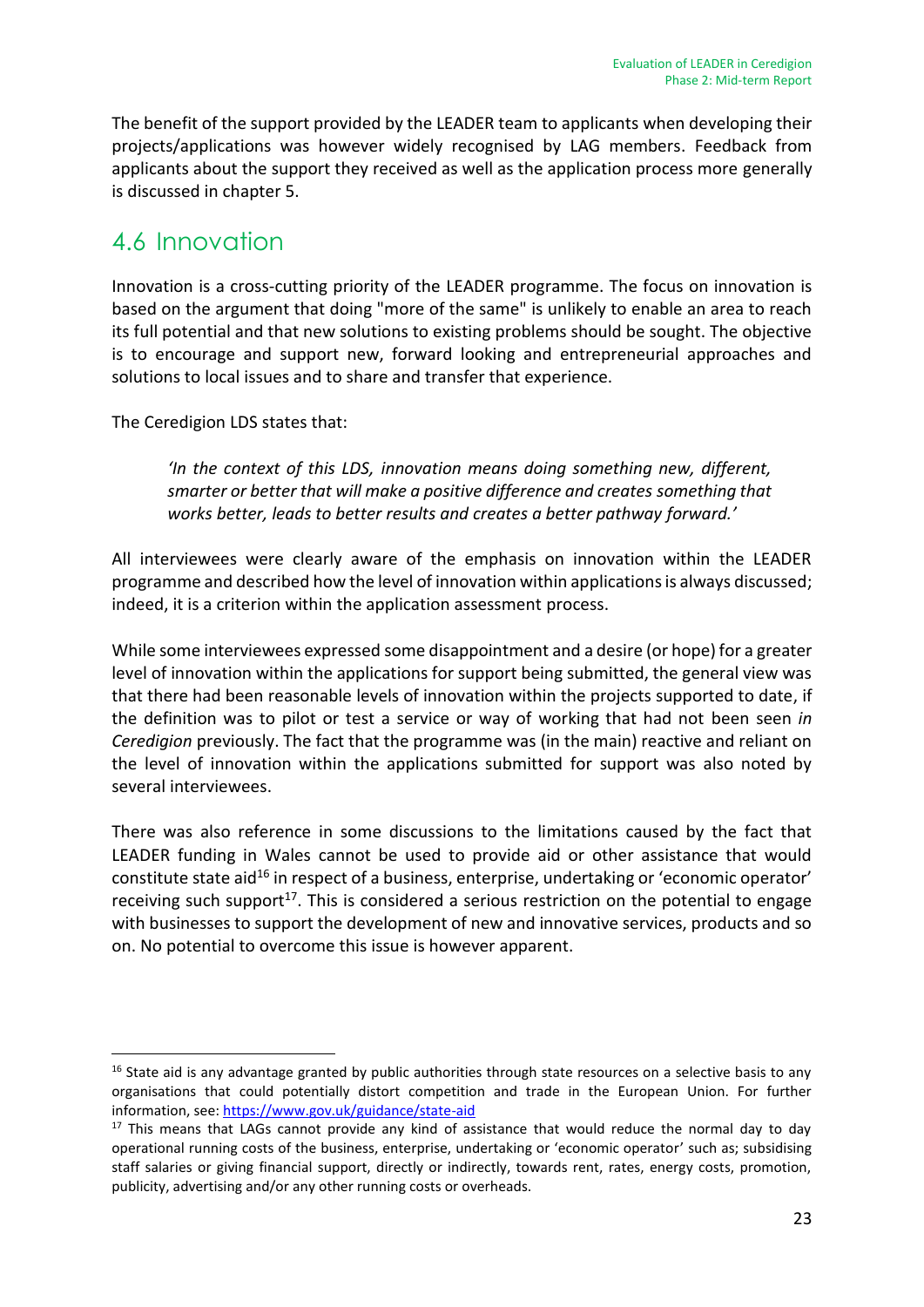The benefit of the support provided by the LEADER team to applicants when developing their projects/applications was however widely recognised by LAG members. Feedback from applicants about the support they received as well as the application process more generally is discussed in chapter 5.

## 4.6 Innovation

Innovation is a cross-cutting priority of the LEADER programme. The focus on innovation is based on the argument that doing "more of the same" is unlikely to enable an area to reach its full potential and that new solutions to existing problems should be sought. The objective is to encourage and support new, forward looking and entrepreneurial approaches and solutions to local issues and to share and transfer that experience.

The Ceredigion LDS states that:

> *'In the context of this LDS, innovation means doing something new, different, smarter or better that will make a positive difference and creates something that works better, leads to better results and creates a better pathway forward.'*

All interviewees were clearly aware of the emphasis on innovation within the LEADER programme and described how the level of innovation within applications is always discussed; indeed, it is a criterion within the application assessment process.

While some interviewees expressed some disappointment and a desire (or hope) for a greater level of innovation within the applications for support being submitted, the general view was that there had been reasonable levels of innovation within the projects supported to date, if the definition was to pilot or test a service or way of working that had not been seen *in Ceredigion* previously. The fact that the programme was (in the main) reactive and reliant on the level of innovation within the applications submitted for support was also noted by several interviewees.

There was also reference in some discussions to the limitations caused by the fact that LEADER funding in Wales cannot be used to provide aid or other assistance that would constitute state aid[16] in respect of a business, enterprise, undertaking or 'economic operator' receiving such support[17]. This is considered a serious restriction on the potential to engage with businesses to support the development of new and innovative services, products and so on. No potential to overcome this issue is however apparent.

---

[16] State aid is any advantage granted by public authorities through state resources on a selective basis to any organisations that could potentially distort competition and trade in the European Union. For further information, see: https://www.gov.uk/guidance/state-aid

[17] This means that LAGs cannot provide any kind of assistance that would reduce the normal day to day operational running costs of the business, enterprise, undertaking or 'economic operator' such as; subsidising staff salaries or giving financial support, directly or indirectly, towards rent, rates, energy costs, promotion, publicity, advertising and/or any other running costs or overheads.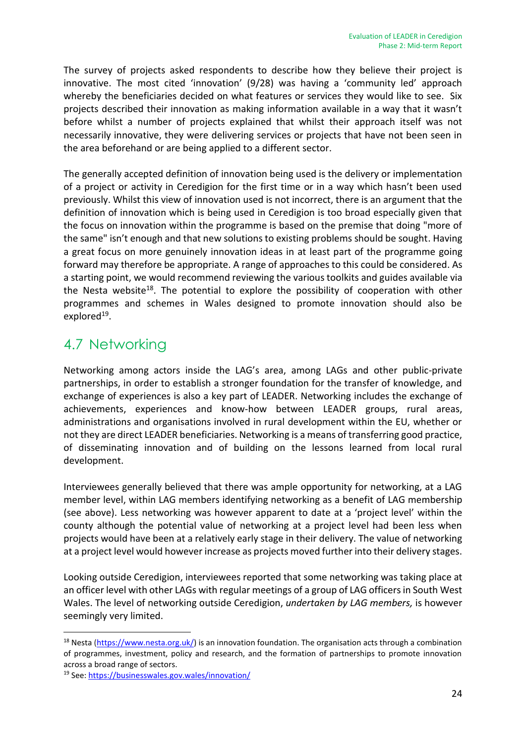The survey of projects asked respondents to describe how they believe their project is innovative. The most cited 'innovation' (9/28) was having a 'community led' approach whereby the beneficiaries decided on what features or services they would like to see. Six projects described their innovation as making information available in a way that it wasn't before whilst a number of projects explained that whilst their approach itself was not necessarily innovative, they were delivering services or projects that have not been seen in the area beforehand or are being applied to a different sector.

The generally accepted definition of innovation being used is the delivery or implementation of a project or activity in Ceredigion for the first time or in a way which hasn't been used previously. Whilst this view of innovation used is not incorrect, there is an argument that the definition of innovation which is being used in Ceredigion is too broad especially given that the focus on innovation within the programme is based on the premise that doing "more of the same" isn't enough and that new solutions to existing problems should be sought. Having a great focus on more genuinely innovation ideas in at least part of the programme going forward may therefore be appropriate. A range of approaches to this could be considered. As a starting point, we would recommend reviewing the various toolkits and guides available via the Nesta website[18]. The potential to explore the possibility of cooperation with other programmes and schemes in Wales designed to promote innovation should also be explored[19].

## 4.7 Networking

Networking among actors inside the LAG's area, among LAGs and other public-private partnerships, in order to establish a stronger foundation for the transfer of knowledge, and exchange of experiences is also a key part of LEADER. Networking includes the exchange of achievements, experiences and know-how between LEADER groups, rural areas, administrations and organisations involved in rural development within the EU, whether or not they are direct LEADER beneficiaries. Networking is a means of transferring good practice, of disseminating innovation and of building on the lessons learned from local rural development.

Interviewees generally believed that there was ample opportunity for networking, at a LAG member level, within LAG members identifying networking as a benefit of LAG membership (see above). Less networking was however apparent to date at a 'project level' within the county although the potential value of networking at a project level had been less when projects would have been at a relatively early stage in their delivery. The value of networking at a project level would however increase as projects moved further into their delivery stages.

Looking outside Ceredigion, interviewees reported that some networking was taking place at an officer level with other LAGs with regular meetings of a group of LAG officers in South West Wales. The level of networking outside Ceredigion, *undertaken by LAG members,* is however seemingly very limited.

---

[18] Nesta (https://www.nesta.org.uk/) is an innovation foundation. The organisation acts through a combination of programmes, investment, policy and research, and the formation of partnerships to promote innovation across a broad range of sectors.

[19] See: https://businesswales.gov.wales/innovation/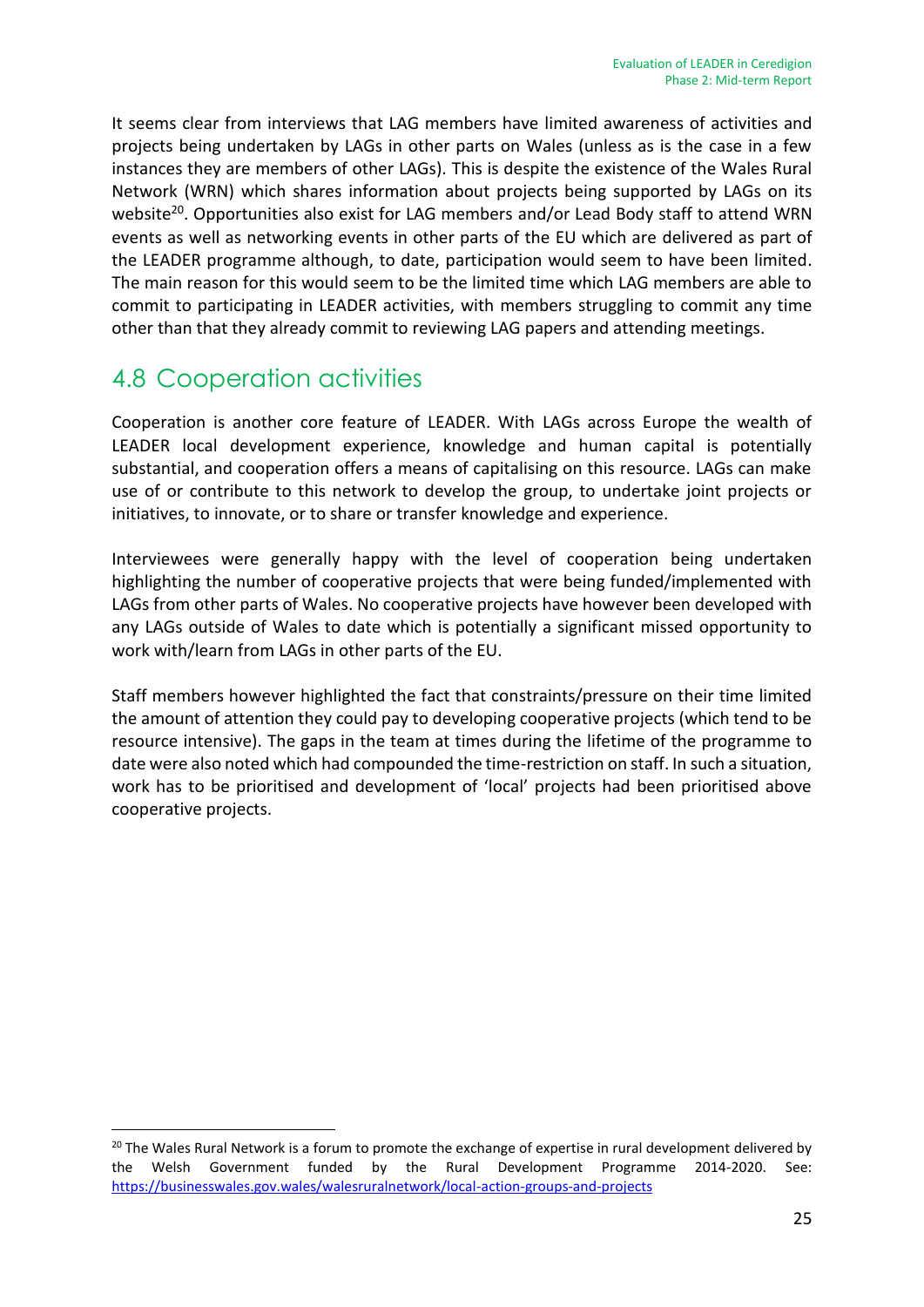It seems clear from interviews that LAG members have limited awareness of activities and projects being undertaken by LAGs in other parts on Wales (unless as is the case in a few instances they are members of other LAGs). This is despite the existence of the Wales Rural Network (WRN) which shares information about projects being supported by LAGs on its website[20]. Opportunities also exist for LAG members and/or Lead Body staff to attend WRN events as well as networking events in other parts of the EU which are delivered as part of the LEADER programme although, to date, participation would seem to have been limited. The main reason for this would seem to be the limited time which LAG members are able to commit to participating in LEADER activities, with members struggling to commit any time other than that they already commit to reviewing LAG papers and attending meetings.

## 4.8 Cooperation activities

Cooperation is another core feature of LEADER. With LAGs across Europe the wealth of LEADER local development experience, knowledge and human capital is potentially substantial, and cooperation offers a means of capitalising on this resource. LAGs can make use of or contribute to this network to develop the group, to undertake joint projects or initiatives, to innovate, or to share or transfer knowledge and experience.

Interviewees were generally happy with the level of cooperation being undertaken highlighting the number of cooperative projects that were being funded/implemented with LAGs from other parts of Wales. No cooperative projects have however been developed with any LAGs outside of Wales to date which is potentially a significant missed opportunity to work with/learn from LAGs in other parts of the EU.

Staff members however highlighted the fact that constraints/pressure on their time limited the amount of attention they could pay to developing cooperative projects (which tend to be resource intensive). The gaps in the team at times during the lifetime of the programme to date were also noted which had compounded the time-restriction on staff. In such a situation, work has to be prioritised and development of 'local' projects had been prioritised above cooperative projects.

[20] The Wales Rural Network is a forum to promote the exchange of expertise in rural development delivered by the Welsh Government funded by the Rural Development Programme 2014-2020. See: https://businesswales.gov.wales/walesruralnetwork/local-action-groups-and-projects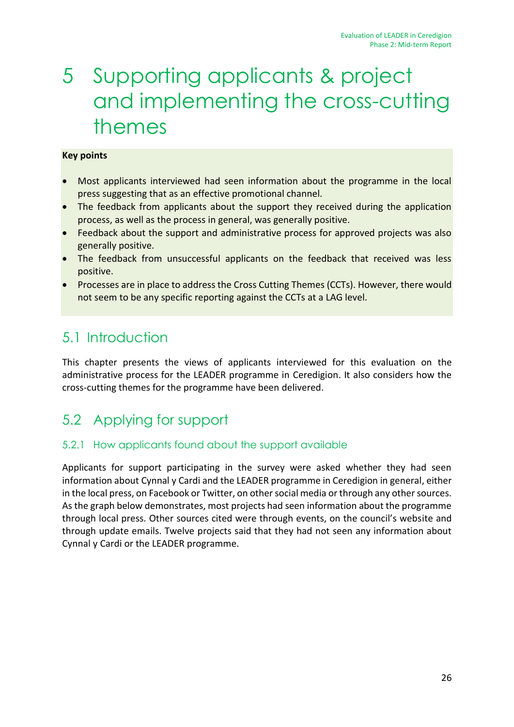# 5 Supporting applicants & project and implementing the cross-cutting themes

**Key points**

- Most applicants interviewed had seen information about the programme in the local press suggesting that as an effective promotional channel.
- The feedback from applicants about the support they received during the application process, as well as the process in general, was generally positive.
- Feedback about the support and administrative process for approved projects was also generally positive.
- The feedback from unsuccessful applicants on the feedback that received was less positive.
- Processes are in place to address the Cross Cutting Themes (CCTs). However, there would not seem to be any specific reporting against the CCTs at a LAG level.

## 5.1 Introduction

This chapter presents the views of applicants interviewed for this evaluation on the administrative process for the LEADER programme in Ceredigion. It also considers how the cross-cutting themes for the programme have been delivered.

## 5.2 Applying for support

### 5.2.1 How applicants found about the support available

Applicants for support participating in the survey were asked whether they had seen information about Cynnal y Cardi and the LEADER programme in Ceredigion in general, either in the local press, on Facebook or Twitter, on other social media or through any other sources. As the graph below demonstrates, most projects had seen information about the programme through local press. Other sources cited were through events, on the council's website and through update emails. Twelve projects said that they had not seen any information about Cynnal y Cardi or the LEADER programme.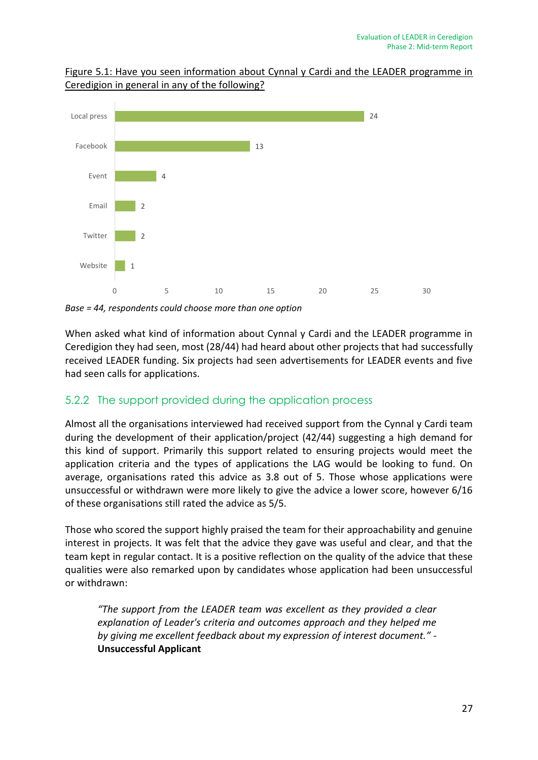Figure 5.1: Have you seen information about Cynnal y Cardi and the LEADER programme in Ceredigion in general in any of the following?

| Source | Count |
| --- | --- |
| Local press | 24 |
| Facebook | 13 |
| Event | 4 |
| Email | 2 |
| Twitter | 2 |
| Website | 1 |

*Base = 44, respondents could choose more than one option*

When asked what kind of information about Cynnal y Cardi and the LEADER programme in Ceredigion they had seen, most (28/44) had heard about other projects that had successfully received LEADER funding. Six projects had seen advertisements for LEADER events and five had seen calls for applications.

### 5.2.2 The support provided during the application process

Almost all the organisations interviewed had received support from the Cynnal y Cardi team during the development of their application/project (42/44) suggesting a high demand for this kind of support. Primarily this support related to ensuring projects would meet the application criteria and the types of applications the LAG would be looking to fund. On average, organisations rated this advice as 3.8 out of 5. Those whose applications were unsuccessful or withdrawn were more likely to give the advice a lower score, however 6/16 of these organisations still rated the advice as 5/5.

Those who scored the support highly praised the team for their approachability and genuine interest in projects. It was felt that the advice they gave was useful and clear, and that the team kept in regular contact. It is a positive reflection on the quality of the advice that these qualities were also remarked upon by candidates whose application had been unsuccessful or withdrawn:

> *"The support from the LEADER team was excellent as they provided a clear explanation of Leader's criteria and outcomes approach and they helped me by giving me excellent feedback about my expression of interest document."* - **Unsuccessful Applicant**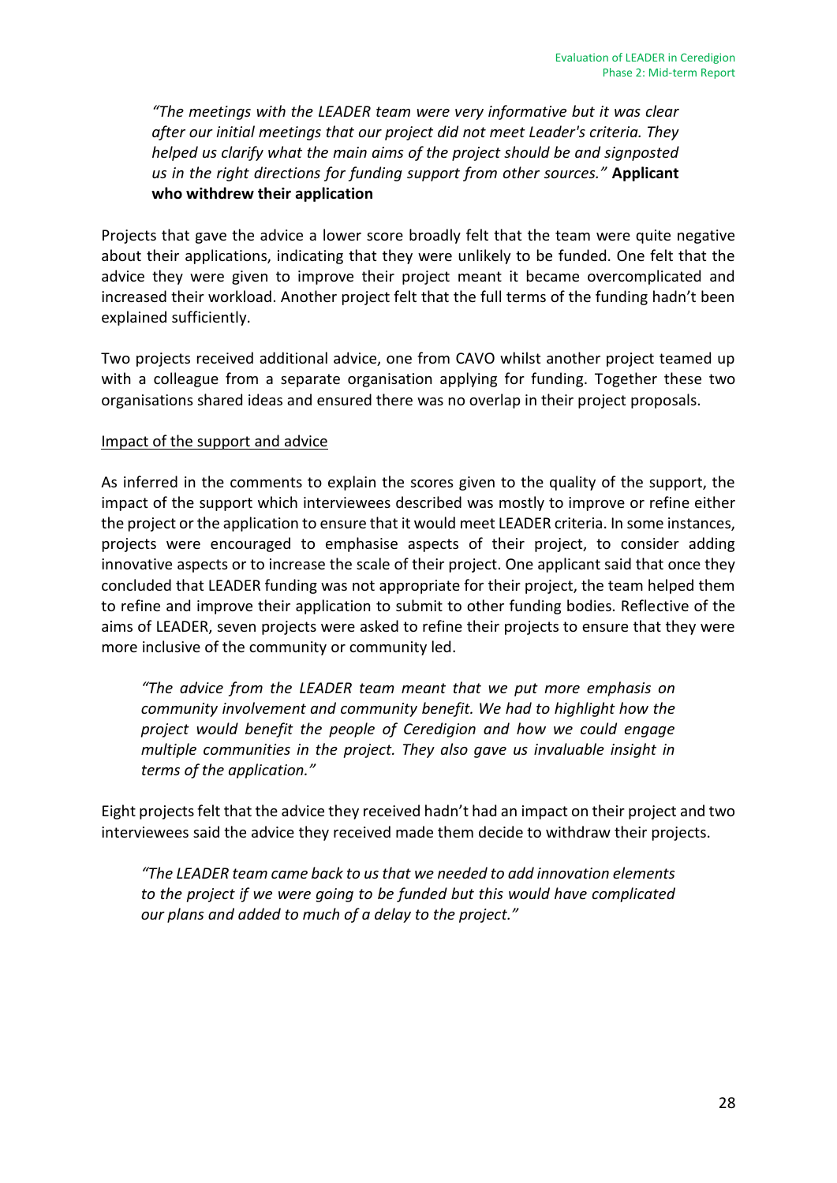> *"The meetings with the LEADER team were very informative but it was clear after our initial meetings that our project did not meet Leader's criteria. They helped us clarify what the main aims of the project should be and signposted us in the right directions for funding support from other sources."* **Applicant who withdrew their application**

Projects that gave the advice a lower score broadly felt that the team were quite negative about their applications, indicating that they were unlikely to be funded. One felt that the advice they were given to improve their project meant it became overcomplicated and increased their workload. Another project felt that the full terms of the funding hadn't been explained sufficiently.

Two projects received additional advice, one from CAVO whilst another project teamed up with a colleague from a separate organisation applying for funding. Together these two organisations shared ideas and ensured there was no overlap in their project proposals.

<u>Impact of the support and advice</u>

As inferred in the comments to explain the scores given to the quality of the support, the impact of the support which interviewees described was mostly to improve or refine either the project or the application to ensure that it would meet LEADER criteria. In some instances, projects were encouraged to emphasise aspects of their project, to consider adding innovative aspects or to increase the scale of their project. One applicant said that once they concluded that LEADER funding was not appropriate for their project, the team helped them to refine and improve their application to submit to other funding bodies. Reflective of the aims of LEADER, seven projects were asked to refine their projects to ensure that they were more inclusive of the community or community led.

> *"The advice from the LEADER team meant that we put more emphasis on community involvement and community benefit. We had to highlight how the project would benefit the people of Ceredigion and how we could engage multiple communities in the project. They also gave us invaluable insight in terms of the application."*

Eight projects felt that the advice they received hadn't had an impact on their project and two interviewees said the advice they received made them decide to withdraw their projects.

> *"The LEADER team came back to us that we needed to add innovation elements to the project if we were going to be funded but this would have complicated our plans and added to much of a delay to the project."*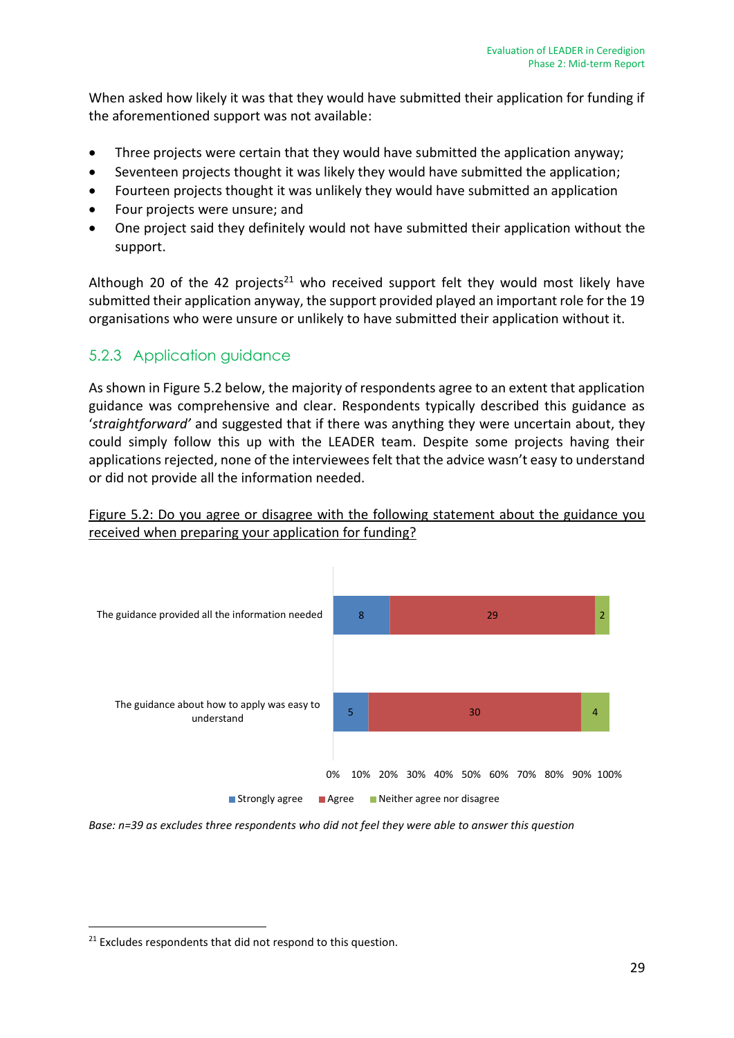When asked how likely it was that they would have submitted their application for funding if the aforementioned support was not available:

- Three projects were certain that they would have submitted the application anyway;
- Seventeen projects thought it was likely they would have submitted the application;
- Fourteen projects thought it was unlikely they would have submitted an application
- Four projects were unsure; and
- One project said they definitely would not have submitted their application without the support.

Although 20 of the 42 projects[21] who received support felt they would most likely have submitted their application anyway, the support provided played an important role for the 19 organisations who were unsure or unlikely to have submitted their application without it.

### 5.2.3 Application guidance

As shown in Figure 5.2 below, the majority of respondents agree to an extent that application guidance was comprehensive and clear. Respondents typically described this guidance as '*straightforward'* and suggested that if there was anything they were uncertain about, they could simply follow this up with the LEADER team. Despite some projects having their applications rejected, none of the interviewees felt that the advice wasn't easy to understand or did not provide all the information needed.

Figure 5.2: Do you agree or disagree with the following statement about the guidance you received when preparing your application for funding?

| Statement | Strongly agree | Agree | Neither agree nor disagree |
|---|---|---|---|
| The guidance provided all the information needed | 8 | 29 | 2 |
| The guidance about how to apply was easy to understand | 5 | 30 | 4 |

*Base: n=39 as excludes three respondents who did not feel they were able to answer this question*

[21] Excludes respondents that did not respond to this question.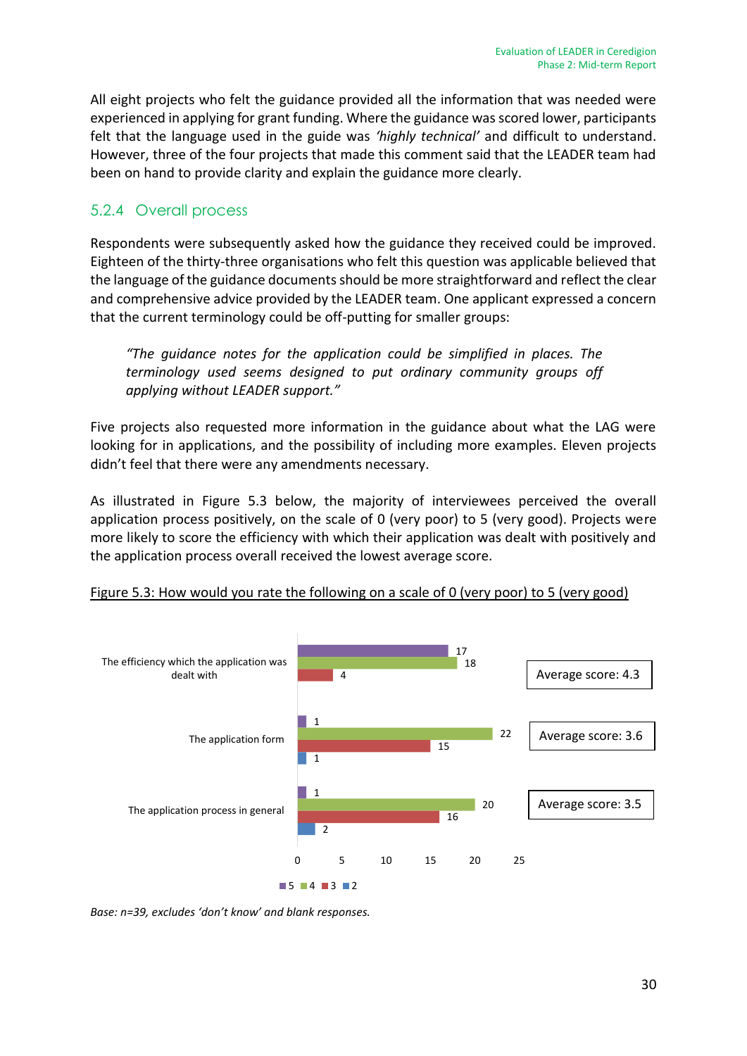All eight projects who felt the guidance provided all the information that was needed were experienced in applying for grant funding. Where the guidance was scored lower, participants felt that the language used in the guide was *'highly technical'* and difficult to understand. However, three of the four projects that made this comment said that the LEADER team had been on hand to provide clarity and explain the guidance more clearly.

### 5.2.4 Overall process

Respondents were subsequently asked how the guidance they received could be improved. Eighteen of the thirty-three organisations who felt this question was applicable believed that the language of the guidance documents should be more straightforward and reflect the clear and comprehensive advice provided by the LEADER team. One applicant expressed a concern that the current terminology could be off-putting for smaller groups:

> *"The guidance notes for the application could be simplified in places. The terminology used seems designed to put ordinary community groups off applying without LEADER support."*

Five projects also requested more information in the guidance about what the LAG were looking for in applications, and the possibility of including more examples. Eleven projects didn't feel that there were any amendments necessary.

As illustrated in Figure 5.3 below, the majority of interviewees perceived the overall application process positively, on the scale of 0 (very poor) to 5 (very good). Projects were more likely to score the efficiency with which their application was dealt with positively and the application process overall received the lowest average score.

Figure 5.3: How would you rate the following on a scale of 0 (very poor) to 5 (very good)

| | 5 | 4 | 3 | 2 | Average score |
|---|---|---|---|---|---|
| The efficiency which the application was dealt with | 17 | 18 | 4 | | 4.3 |
| The application form | 1 | 22 | 15 | 1 | 3.6 |
| The application process in general | 1 | 20 | 16 | 2 | 3.5 |

*Base: n=39, excludes 'don't know' and blank responses.*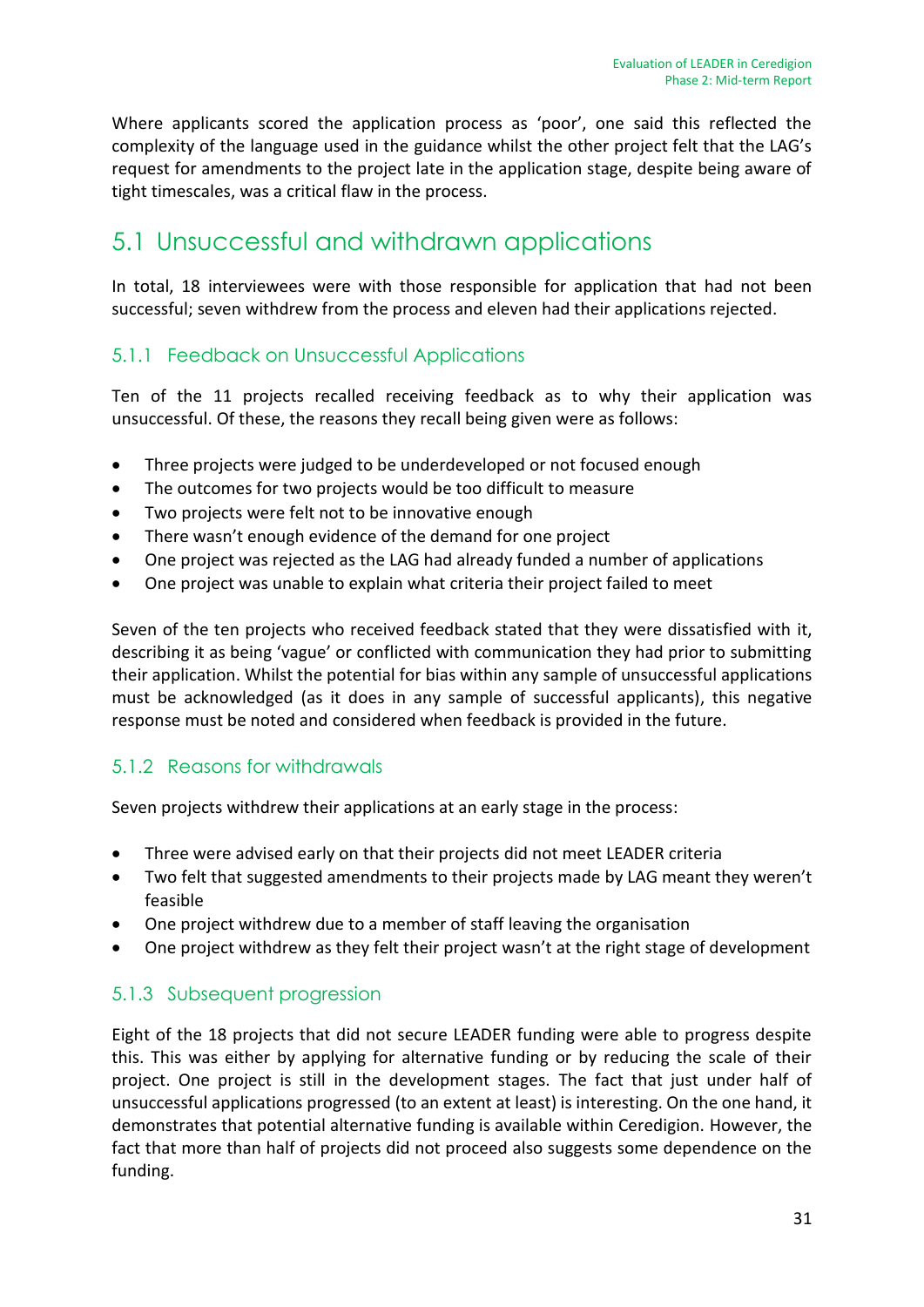Where applicants scored the application process as 'poor', one said this reflected the complexity of the language used in the guidance whilst the other project felt that the LAG's request for amendments to the project late in the application stage, despite being aware of tight timescales, was a critical flaw in the process.

## 5.1 Unsuccessful and withdrawn applications

In total, 18 interviewees were with those responsible for application that had not been successful; seven withdrew from the process and eleven had their applications rejected.

### 5.1.1 Feedback on Unsuccessful Applications

Ten of the 11 projects recalled receiving feedback as to why their application was unsuccessful. Of these, the reasons they recall being given were as follows:

- Three projects were judged to be underdeveloped or not focused enough
- The outcomes for two projects would be too difficult to measure
- Two projects were felt not to be innovative enough
- There wasn't enough evidence of the demand for one project
- One project was rejected as the LAG had already funded a number of applications
- One project was unable to explain what criteria their project failed to meet

Seven of the ten projects who received feedback stated that they were dissatisfied with it, describing it as being 'vague' or conflicted with communication they had prior to submitting their application. Whilst the potential for bias within any sample of unsuccessful applications must be acknowledged (as it does in any sample of successful applicants), this negative response must be noted and considered when feedback is provided in the future.

### 5.1.2 Reasons for withdrawals

Seven projects withdrew their applications at an early stage in the process:

- Three were advised early on that their projects did not meet LEADER criteria
- Two felt that suggested amendments to their projects made by LAG meant they weren't feasible
- One project withdrew due to a member of staff leaving the organisation
- One project withdrew as they felt their project wasn't at the right stage of development

### 5.1.3 Subsequent progression

Eight of the 18 projects that did not secure LEADER funding were able to progress despite this. This was either by applying for alternative funding or by reducing the scale of their project. One project is still in the development stages. The fact that just under half of unsuccessful applications progressed (to an extent at least) is interesting. On the one hand, it demonstrates that potential alternative funding is available within Ceredigion. However, the fact that more than half of projects did not proceed also suggests some dependence on the funding.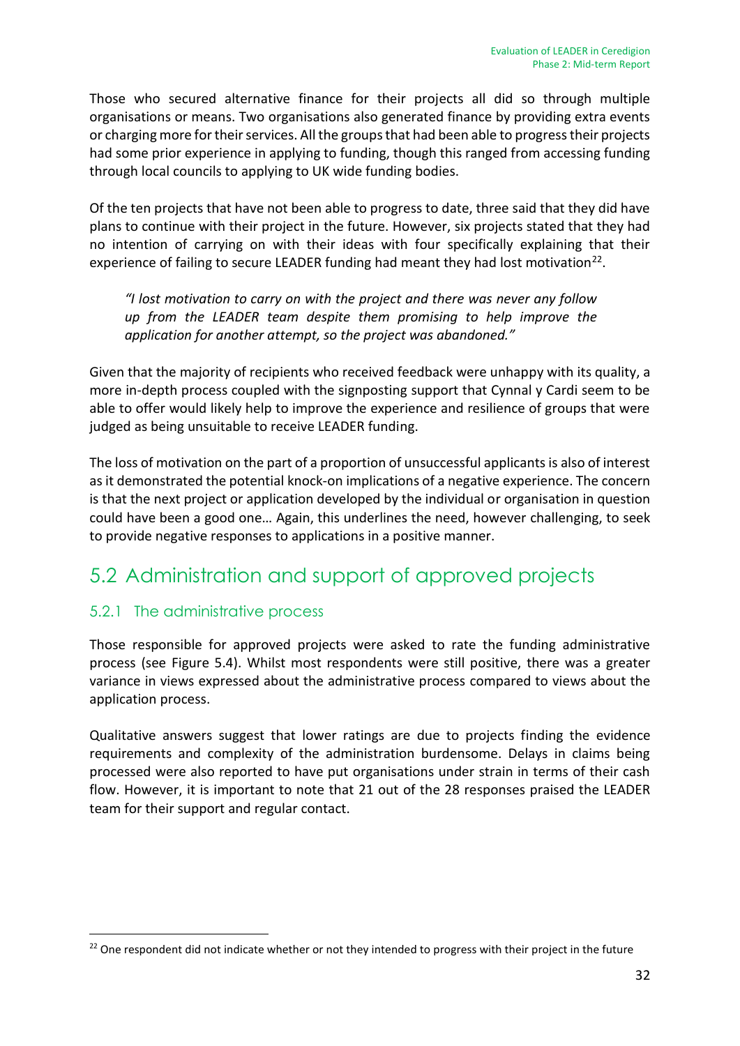Those who secured alternative finance for their projects all did so through multiple organisations or means. Two organisations also generated finance by providing extra events or charging more for their services. All the groups that had been able to progress their projects had some prior experience in applying to funding, though this ranged from accessing funding through local councils to applying to UK wide funding bodies.

Of the ten projects that have not been able to progress to date, three said that they did have plans to continue with their project in the future. However, six projects stated that they had no intention of carrying on with their ideas with four specifically explaining that their experience of failing to secure LEADER funding had meant they had lost motivation[22].

> *"I lost motivation to carry on with the project and there was never any follow up from the LEADER team despite them promising to help improve the application for another attempt, so the project was abandoned."*

Given that the majority of recipients who received feedback were unhappy with its quality, a more in-depth process coupled with the signposting support that Cynnal y Cardi seem to be able to offer would likely help to improve the experience and resilience of groups that were judged as being unsuitable to receive LEADER funding.

The loss of motivation on the part of a proportion of unsuccessful applicants is also of interest as it demonstrated the potential knock-on implications of a negative experience. The concern is that the next project or application developed by the individual or organisation in question could have been a good one… Again, this underlines the need, however challenging, to seek to provide negative responses to applications in a positive manner.

## 5.2 Administration and support of approved projects

### 5.2.1 The administrative process

Those responsible for approved projects were asked to rate the funding administrative process (see Figure 5.4). Whilst most respondents were still positive, there was a greater variance in views expressed about the administrative process compared to views about the application process.

Qualitative answers suggest that lower ratings are due to projects finding the evidence requirements and complexity of the administration burdensome. Delays in claims being processed were also reported to have put organisations under strain in terms of their cash flow. However, it is important to note that 21 out of the 28 responses praised the LEADER team for their support and regular contact.

[22] One respondent did not indicate whether or not they intended to progress with their project in the future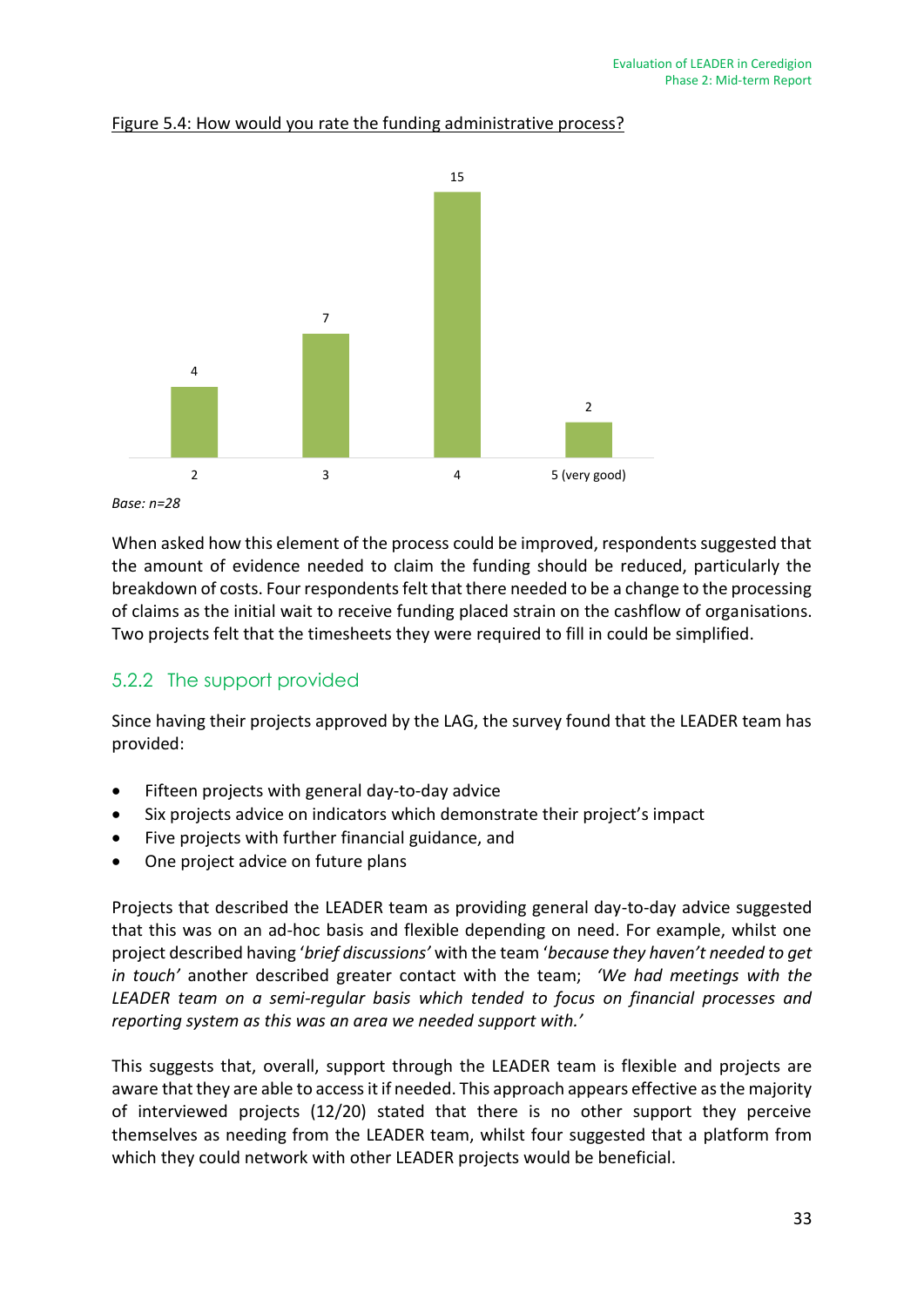Figure 5.4: How would you rate the funding administrative process?

| Rating | Count |
|---|---|
| 2 | 4 |
| 3 | 7 |
| 4 | 15 |
| 5 (very good) | 2 |

*Base: n=28*

When asked how this element of the process could be improved, respondents suggested that the amount of evidence needed to claim the funding should be reduced, particularly the breakdown of costs. Four respondents felt that there needed to be a change to the processing of claims as the initial wait to receive funding placed strain on the cashflow of organisations. Two projects felt that the timesheets they were required to fill in could be simplified.

### 5.2.2 The support provided

Since having their projects approved by the LAG, the survey found that the LEADER team has provided:

- Fifteen projects with general day-to-day advice
- Six projects advice on indicators which demonstrate their project's impact
- Five projects with further financial guidance, and
- One project advice on future plans

Projects that described the LEADER team as providing general day-to-day advice suggested that this was on an ad-hoc basis and flexible depending on need. For example, whilst one project described having '*brief discussions'* with the team '*because they haven't needed to get in touch'* another described greater contact with the team; *'We had meetings with the LEADER team on a semi-regular basis which tended to focus on financial processes and reporting system as this was an area we needed support with.'*

This suggests that, overall, support through the LEADER team is flexible and projects are aware that they are able to access it if needed. This approach appears effective as the majority of interviewed projects (12/20) stated that there is no other support they perceive themselves as needing from the LEADER team, whilst four suggested that a platform from which they could network with other LEADER projects would be beneficial.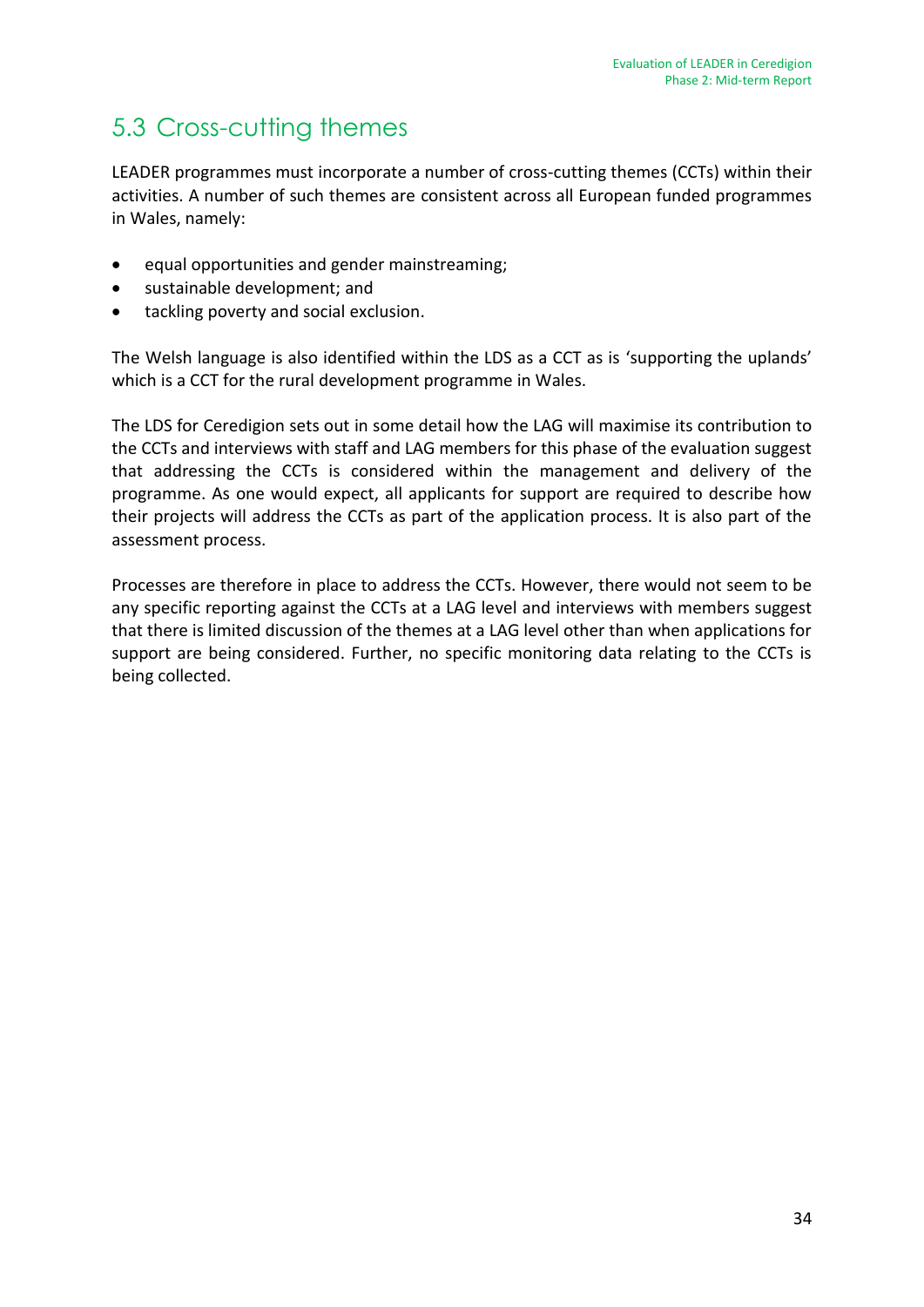## 5.3 Cross-cutting themes

LEADER programmes must incorporate a number of cross-cutting themes (CCTs) within their activities. A number of such themes are consistent across all European funded programmes in Wales, namely:

- equal opportunities and gender mainstreaming;
- sustainable development; and
- tackling poverty and social exclusion.

The Welsh language is also identified within the LDS as a CCT as is 'supporting the uplands' which is a CCT for the rural development programme in Wales.

The LDS for Ceredigion sets out in some detail how the LAG will maximise its contribution to the CCTs and interviews with staff and LAG members for this phase of the evaluation suggest that addressing the CCTs is considered within the management and delivery of the programme. As one would expect, all applicants for support are required to describe how their projects will address the CCTs as part of the application process. It is also part of the assessment process.

Processes are therefore in place to address the CCTs. However, there would not seem to be any specific reporting against the CCTs at a LAG level and interviews with members suggest that there is limited discussion of the themes at a LAG level other than when applications for support are being considered. Further, no specific monitoring data relating to the CCTs is being collected.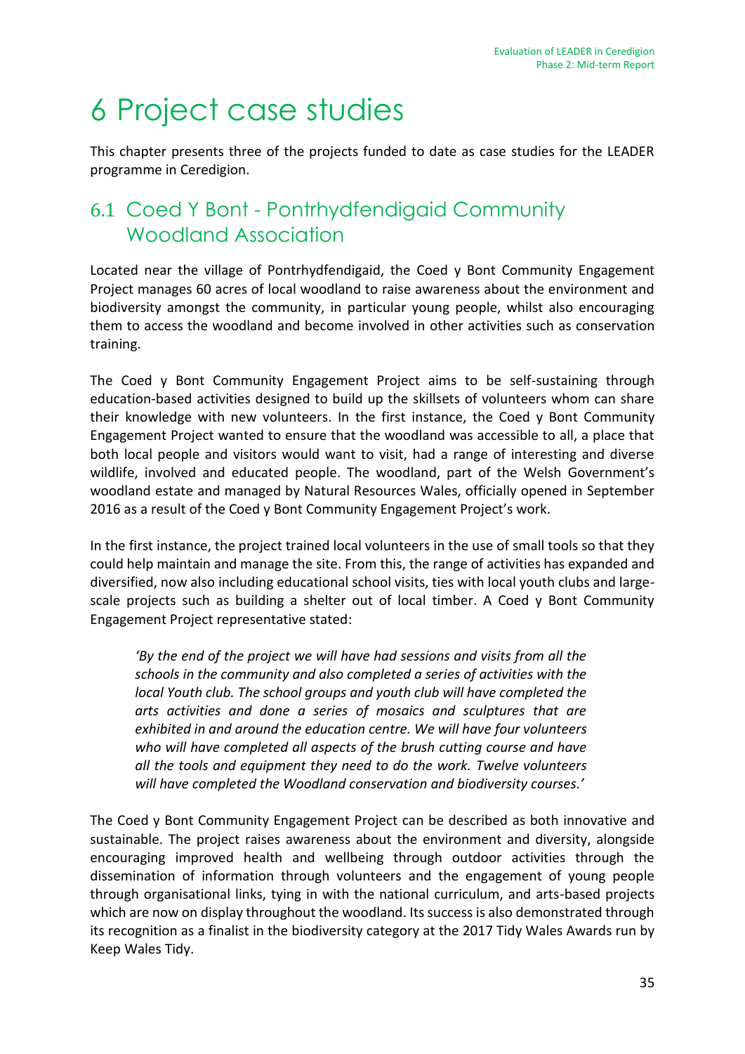# 6 Project case studies

This chapter presents three of the projects funded to date as case studies for the LEADER programme in Ceredigion.

## 6.1 Coed Y Bont - Pontrhydfendigaid Community Woodland Association

Located near the village of Pontrhydfendigaid, the Coed y Bont Community Engagement Project manages 60 acres of local woodland to raise awareness about the environment and biodiversity amongst the community, in particular young people, whilst also encouraging them to access the woodland and become involved in other activities such as conservation training.

The Coed y Bont Community Engagement Project aims to be self-sustaining through education-based activities designed to build up the skillsets of volunteers whom can share their knowledge with new volunteers. In the first instance, the Coed y Bont Community Engagement Project wanted to ensure that the woodland was accessible to all, a place that both local people and visitors would want to visit, had a range of interesting and diverse wildlife, involved and educated people. The woodland, part of the Welsh Government's woodland estate and managed by Natural Resources Wales, officially opened in September 2016 as a result of the Coed y Bont Community Engagement Project's work.

In the first instance, the project trained local volunteers in the use of small tools so that they could help maintain and manage the site. From this, the range of activities has expanded and diversified, now also including educational school visits, ties with local youth clubs and large-scale projects such as building a shelter out of local timber. A Coed y Bont Community Engagement Project representative stated:

> *'By the end of the project we will have had sessions and visits from all the schools in the community and also completed a series of activities with the local Youth club. The school groups and youth club will have completed the arts activities and done a series of mosaics and sculptures that are exhibited in and around the education centre. We will have four volunteers who will have completed all aspects of the brush cutting course and have all the tools and equipment they need to do the work. Twelve volunteers will have completed the Woodland conservation and biodiversity courses.'*

The Coed y Bont Community Engagement Project can be described as both innovative and sustainable. The project raises awareness about the environment and diversity, alongside encouraging improved health and wellbeing through outdoor activities through the dissemination of information through volunteers and the engagement of young people through organisational links, tying in with the national curriculum, and arts-based projects which are now on display throughout the woodland. Its success is also demonstrated through its recognition as a finalist in the biodiversity category at the 2017 Tidy Wales Awards run by Keep Wales Tidy.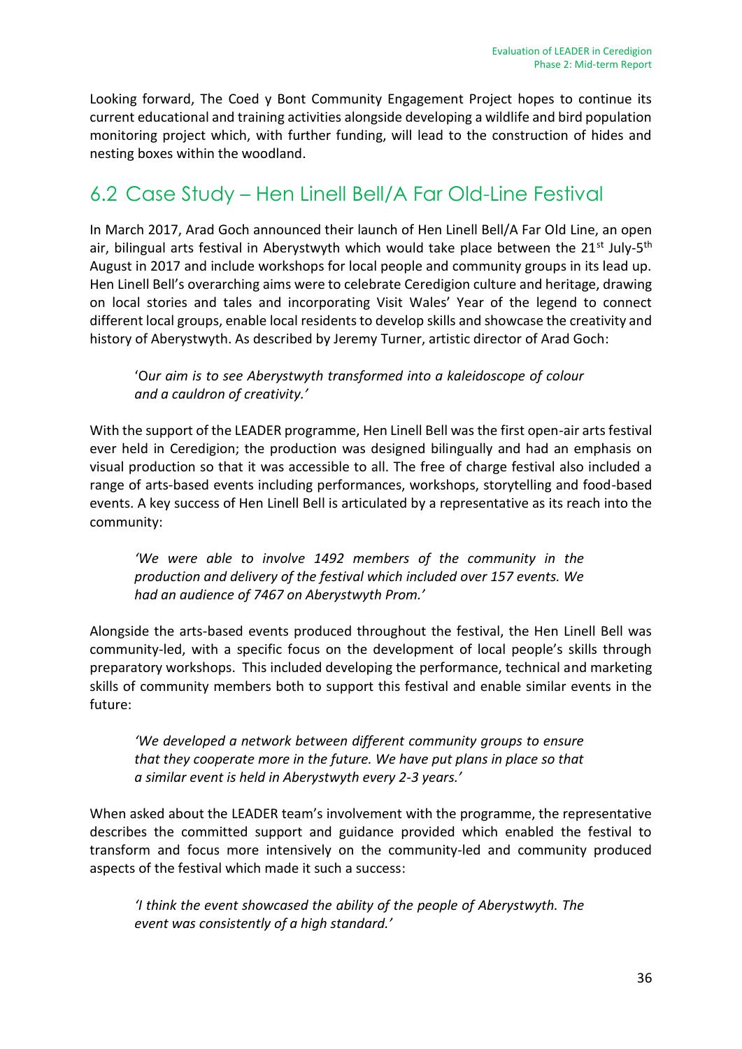Looking forward, The Coed y Bont Community Engagement Project hopes to continue its current educational and training activities alongside developing a wildlife and bird population monitoring project which, with further funding, will lead to the construction of hides and nesting boxes within the woodland.

## 6.2 Case Study – Hen Linell Bell/A Far Old-Line Festival

In March 2017, Arad Goch announced their launch of Hen Linell Bell/A Far Old Line, an open air, bilingual arts festival in Aberystwyth which would take place between the 21st July-5th August in 2017 and include workshops for local people and community groups in its lead up. Hen Linell Bell's overarching aims were to celebrate Ceredigion culture and heritage, drawing on local stories and tales and incorporating Visit Wales' Year of the legend to connect different local groups, enable local residents to develop skills and showcase the creativity and history of Aberystwyth. As described by Jeremy Turner, artistic director of Arad Goch:

> 'O*ur aim is to see Aberystwyth transformed into a kaleidoscope of colour and a cauldron of creativity.'*

With the support of the LEADER programme, Hen Linell Bell was the first open-air arts festival ever held in Ceredigion; the production was designed bilingually and had an emphasis on visual production so that it was accessible to all. The free of charge festival also included a range of arts-based events including performances, workshops, storytelling and food-based events. A key success of Hen Linell Bell is articulated by a representative as its reach into the community:

> *'We were able to involve 1492 members of the community in the production and delivery of the festival which included over 157 events. We had an audience of 7467 on Aberystwyth Prom.'*

Alongside the arts-based events produced throughout the festival, the Hen Linell Bell was community-led, with a specific focus on the development of local people's skills through preparatory workshops. This included developing the performance, technical and marketing skills of community members both to support this festival and enable similar events in the future:

> *'We developed a network between different community groups to ensure that they cooperate more in the future. We have put plans in place so that a similar event is held in Aberystwyth every 2-3 years.'*

When asked about the LEADER team's involvement with the programme, the representative describes the committed support and guidance provided which enabled the festival to transform and focus more intensively on the community-led and community produced aspects of the festival which made it such a success:

> *'I think the event showcased the ability of the people of Aberystwyth. The event was consistently of a high standard.'*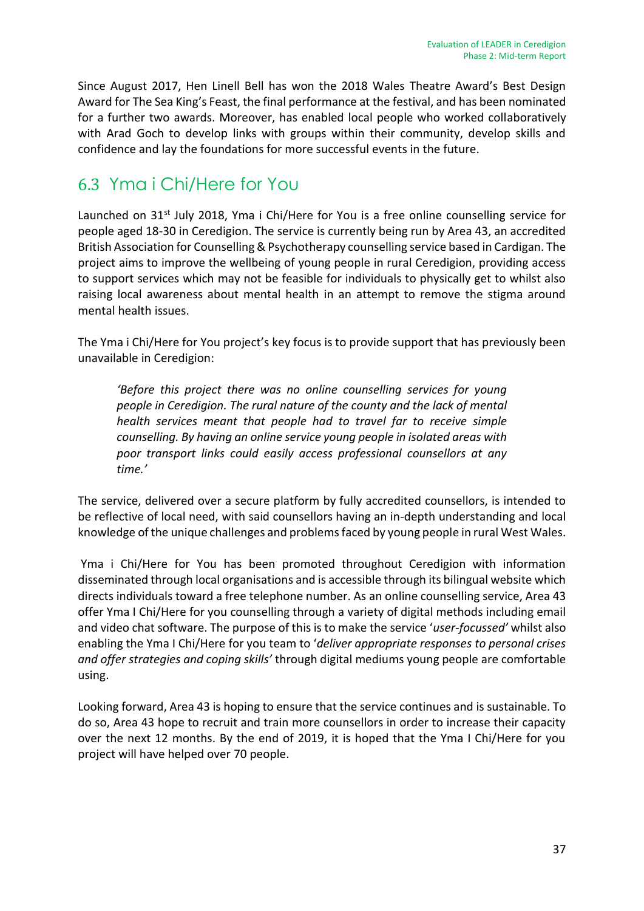Since August 2017, Hen Linell Bell has won the 2018 Wales Theatre Award's Best Design Award for The Sea King's Feast, the final performance at the festival, and has been nominated for a further two awards. Moreover, has enabled local people who worked collaboratively with Arad Goch to develop links with groups within their community, develop skills and confidence and lay the foundations for more successful events in the future.

## 6.3 Yma i Chi/Here for You

Launched on 31st July 2018, Yma i Chi/Here for You is a free online counselling service for people aged 18-30 in Ceredigion. The service is currently being run by Area 43, an accredited British Association for Counselling & Psychotherapy counselling service based in Cardigan. The project aims to improve the wellbeing of young people in rural Ceredigion, providing access to support services which may not be feasible for individuals to physically get to whilst also raising local awareness about mental health in an attempt to remove the stigma around mental health issues.

The Yma i Chi/Here for You project's key focus is to provide support that has previously been unavailable in Ceredigion:

> *'Before this project there was no online counselling services for young people in Ceredigion. The rural nature of the county and the lack of mental health services meant that people had to travel far to receive simple counselling. By having an online service young people in isolated areas with poor transport links could easily access professional counsellors at any time.'*

The service, delivered over a secure platform by fully accredited counsellors, is intended to be reflective of local need, with said counsellors having an in-depth understanding and local knowledge of the unique challenges and problems faced by young people in rural West Wales.

Yma i Chi/Here for You has been promoted throughout Ceredigion with information disseminated through local organisations and is accessible through its bilingual website which directs individuals toward a free telephone number. As an online counselling service, Area 43 offer Yma I Chi/Here for you counselling through a variety of digital methods including email and video chat software. The purpose of this is to make the service '*user-focussed'* whilst also enabling the Yma I Chi/Here for you team to '*deliver appropriate responses to personal crises and offer strategies and coping skills'* through digital mediums young people are comfortable using.

Looking forward, Area 43 is hoping to ensure that the service continues and is sustainable. To do so, Area 43 hope to recruit and train more counsellors in order to increase their capacity over the next 12 months. By the end of 2019, it is hoped that the Yma I Chi/Here for you project will have helped over 70 people.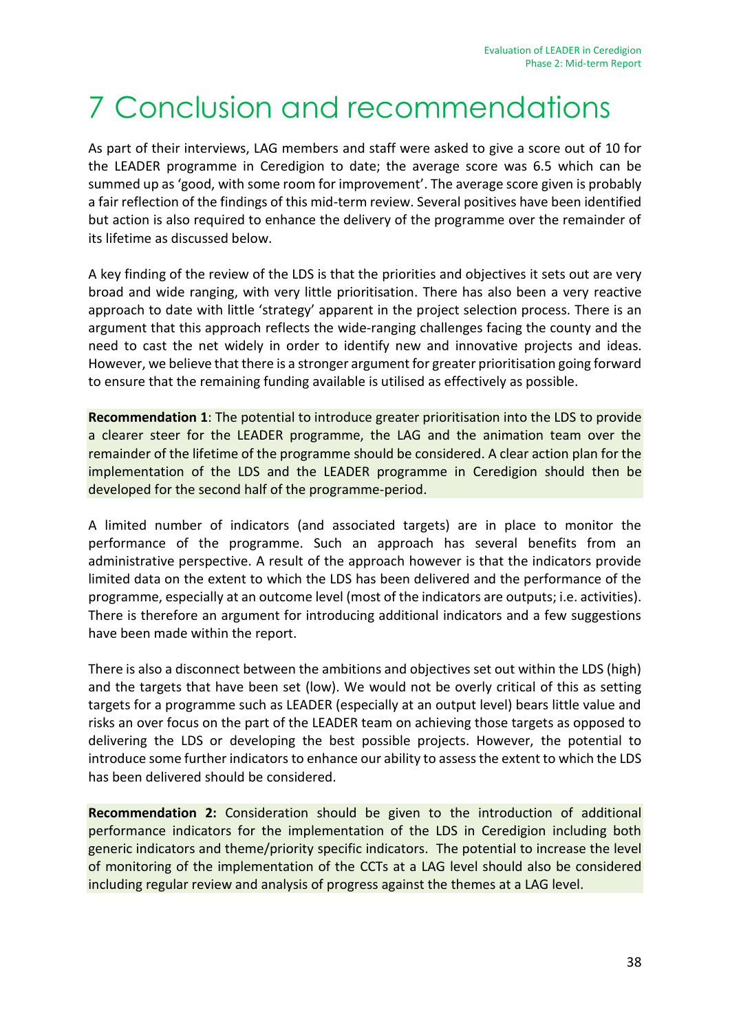# 7 Conclusion and recommendations

As part of their interviews, LAG members and staff were asked to give a score out of 10 for the LEADER programme in Ceredigion to date; the average score was 6.5 which can be summed up as 'good, with some room for improvement'. The average score given is probably a fair reflection of the findings of this mid-term review. Several positives have been identified but action is also required to enhance the delivery of the programme over the remainder of its lifetime as discussed below.

A key finding of the review of the LDS is that the priorities and objectives it sets out are very broad and wide ranging, with very little prioritisation. There has also been a very reactive approach to date with little 'strategy' apparent in the project selection process. There is an argument that this approach reflects the wide-ranging challenges facing the county and the need to cast the net widely in order to identify new and innovative projects and ideas. However, we believe that there is a stronger argument for greater prioritisation going forward to ensure that the remaining funding available is utilised as effectively as possible.

**Recommendation 1**: The potential to introduce greater prioritisation into the LDS to provide a clearer steer for the LEADER programme, the LAG and the animation team over the remainder of the lifetime of the programme should be considered. A clear action plan for the implementation of the LDS and the LEADER programme in Ceredigion should then be developed for the second half of the programme-period.

A limited number of indicators (and associated targets) are in place to monitor the performance of the programme. Such an approach has several benefits from an administrative perspective. A result of the approach however is that the indicators provide limited data on the extent to which the LDS has been delivered and the performance of the programme, especially at an outcome level (most of the indicators are outputs; i.e. activities). There is therefore an argument for introducing additional indicators and a few suggestions have been made within the report.

There is also a disconnect between the ambitions and objectives set out within the LDS (high) and the targets that have been set (low). We would not be overly critical of this as setting targets for a programme such as LEADER (especially at an output level) bears little value and risks an over focus on the part of the LEADER team on achieving those targets as opposed to delivering the LDS or developing the best possible projects. However, the potential to introduce some further indicators to enhance our ability to assess the extent to which the LDS has been delivered should be considered.

**Recommendation 2:** Consideration should be given to the introduction of additional performance indicators for the implementation of the LDS in Ceredigion including both generic indicators and theme/priority specific indicators. The potential to increase the level of monitoring of the implementation of the CCTs at a LAG level should also be considered including regular review and analysis of progress against the themes at a LAG level.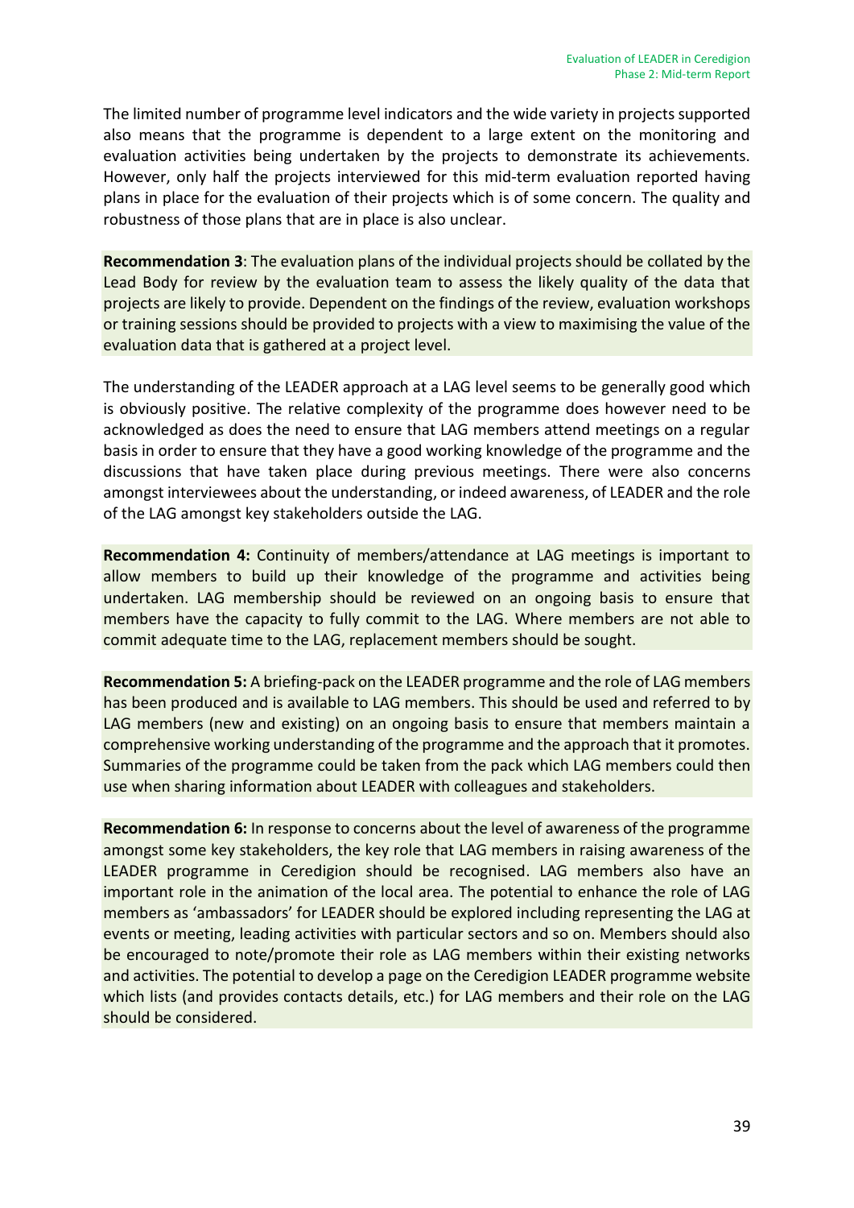The limited number of programme level indicators and the wide variety in projects supported also means that the programme is dependent to a large extent on the monitoring and evaluation activities being undertaken by the projects to demonstrate its achievements. However, only half the projects interviewed for this mid-term evaluation reported having plans in place for the evaluation of their projects which is of some concern. The quality and robustness of those plans that are in place is also unclear.

**Recommendation 3**: The evaluation plans of the individual projects should be collated by the Lead Body for review by the evaluation team to assess the likely quality of the data that projects are likely to provide. Dependent on the findings of the review, evaluation workshops or training sessions should be provided to projects with a view to maximising the value of the evaluation data that is gathered at a project level.

The understanding of the LEADER approach at a LAG level seems to be generally good which is obviously positive. The relative complexity of the programme does however need to be acknowledged as does the need to ensure that LAG members attend meetings on a regular basis in order to ensure that they have a good working knowledge of the programme and the discussions that have taken place during previous meetings. There were also concerns amongst interviewees about the understanding, or indeed awareness, of LEADER and the role of the LAG amongst key stakeholders outside the LAG.

**Recommendation 4:** Continuity of members/attendance at LAG meetings is important to allow members to build up their knowledge of the programme and activities being undertaken. LAG membership should be reviewed on an ongoing basis to ensure that members have the capacity to fully commit to the LAG. Where members are not able to commit adequate time to the LAG, replacement members should be sought.

**Recommendation 5:** A briefing-pack on the LEADER programme and the role of LAG members has been produced and is available to LAG members. This should be used and referred to by LAG members (new and existing) on an ongoing basis to ensure that members maintain a comprehensive working understanding of the programme and the approach that it promotes. Summaries of the programme could be taken from the pack which LAG members could then use when sharing information about LEADER with colleagues and stakeholders.

**Recommendation 6:** In response to concerns about the level of awareness of the programme amongst some key stakeholders, the key role that LAG members in raising awareness of the LEADER programme in Ceredigion should be recognised. LAG members also have an important role in the animation of the local area. The potential to enhance the role of LAG members as 'ambassadors' for LEADER should be explored including representing the LAG at events or meeting, leading activities with particular sectors and so on. Members should also be encouraged to note/promote their role as LAG members within their existing networks and activities. The potential to develop a page on the Ceredigion LEADER programme website which lists (and provides contacts details, etc.) for LAG members and their role on the LAG should be considered.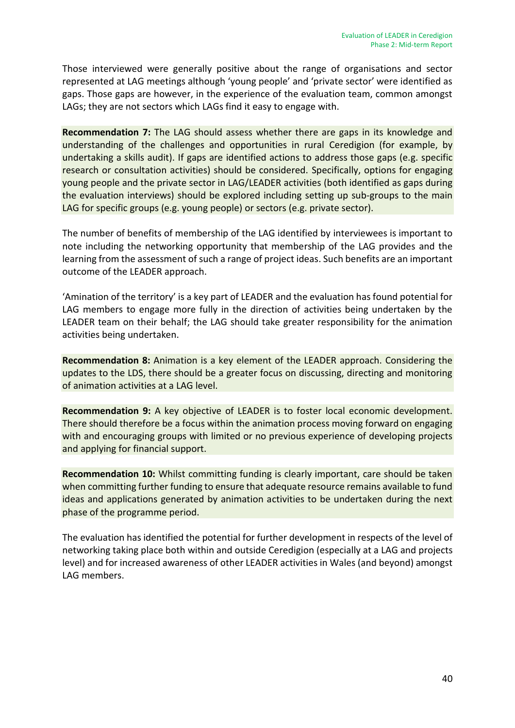Those interviewed were generally positive about the range of organisations and sector represented at LAG meetings although 'young people' and 'private sector' were identified as gaps. Those gaps are however, in the experience of the evaluation team, common amongst LAGs; they are not sectors which LAGs find it easy to engage with.

**Recommendation 7:** The LAG should assess whether there are gaps in its knowledge and understanding of the challenges and opportunities in rural Ceredigion (for example, by undertaking a skills audit). If gaps are identified actions to address those gaps (e.g. specific research or consultation activities) should be considered. Specifically, options for engaging young people and the private sector in LAG/LEADER activities (both identified as gaps during the evaluation interviews) should be explored including setting up sub-groups to the main LAG for specific groups (e.g. young people) or sectors (e.g. private sector).

The number of benefits of membership of the LAG identified by interviewees is important to note including the networking opportunity that membership of the LAG provides and the learning from the assessment of such a range of project ideas. Such benefits are an important outcome of the LEADER approach.

'Amination of the territory' is a key part of LEADER and the evaluation has found potential for LAG members to engage more fully in the direction of activities being undertaken by the LEADER team on their behalf; the LAG should take greater responsibility for the animation activities being undertaken.

**Recommendation 8:** Animation is a key element of the LEADER approach. Considering the updates to the LDS, there should be a greater focus on discussing, directing and monitoring of animation activities at a LAG level.

**Recommendation 9:** A key objective of LEADER is to foster local economic development. There should therefore be a focus within the animation process moving forward on engaging with and encouraging groups with limited or no previous experience of developing projects and applying for financial support.

**Recommendation 10:** Whilst committing funding is clearly important, care should be taken when committing further funding to ensure that adequate resource remains available to fund ideas and applications generated by animation activities to be undertaken during the next phase of the programme period.

The evaluation has identified the potential for further development in respects of the level of networking taking place both within and outside Ceredigion (especially at a LAG and projects level) and for increased awareness of other LEADER activities in Wales (and beyond) amongst LAG members.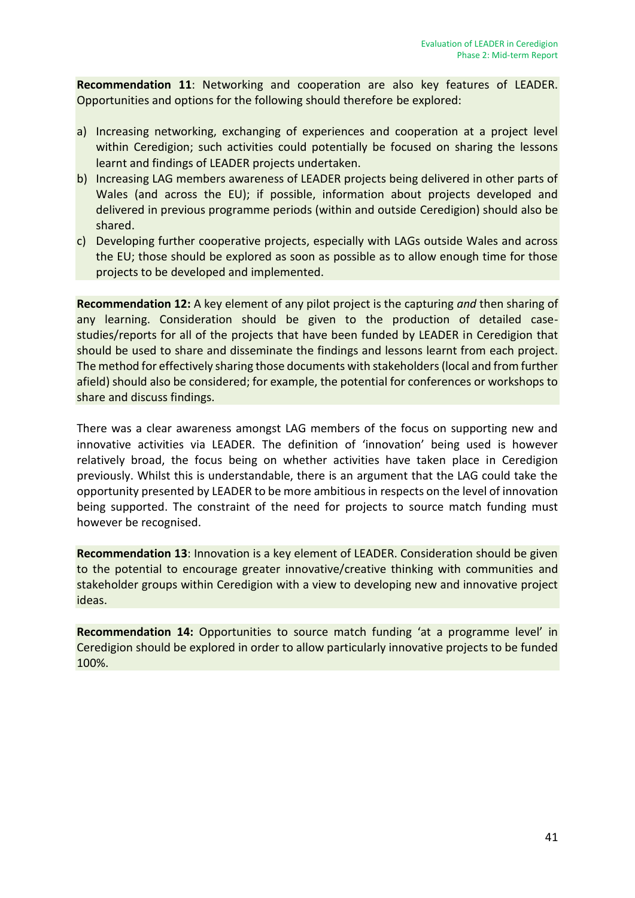**Recommendation 11**: Networking and cooperation are also key features of LEADER. Opportunities and options for the following should therefore be explored:

a) Increasing networking, exchanging of experiences and cooperation at a project level within Ceredigion; such activities could potentially be focused on sharing the lessons learnt and findings of LEADER projects undertaken.
b) Increasing LAG members awareness of LEADER projects being delivered in other parts of Wales (and across the EU); if possible, information about projects developed and delivered in previous programme periods (within and outside Ceredigion) should also be shared.
c) Developing further cooperative projects, especially with LAGs outside Wales and across the EU; those should be explored as soon as possible as to allow enough time for those projects to be developed and implemented.

**Recommendation 12:** A key element of any pilot project is the capturing *and* then sharing of any learning. Consideration should be given to the production of detailed case-studies/reports for all of the projects that have been funded by LEADER in Ceredigion that should be used to share and disseminate the findings and lessons learnt from each project. The method for effectively sharing those documents with stakeholders (local and from further afield) should also be considered; for example, the potential for conferences or workshops to share and discuss findings.

There was a clear awareness amongst LAG members of the focus on supporting new and innovative activities via LEADER. The definition of 'innovation' being used is however relatively broad, the focus being on whether activities have taken place in Ceredigion previously. Whilst this is understandable, there is an argument that the LAG could take the opportunity presented by LEADER to be more ambitious in respects on the level of innovation being supported. The constraint of the need for projects to source match funding must however be recognised.

**Recommendation 13**: Innovation is a key element of LEADER. Consideration should be given to the potential to encourage greater innovative/creative thinking with communities and stakeholder groups within Ceredigion with a view to developing new and innovative project ideas.

**Recommendation 14:** Opportunities to source match funding 'at a programme level' in Ceredigion should be explored in order to allow particularly innovative projects to be funded 100%.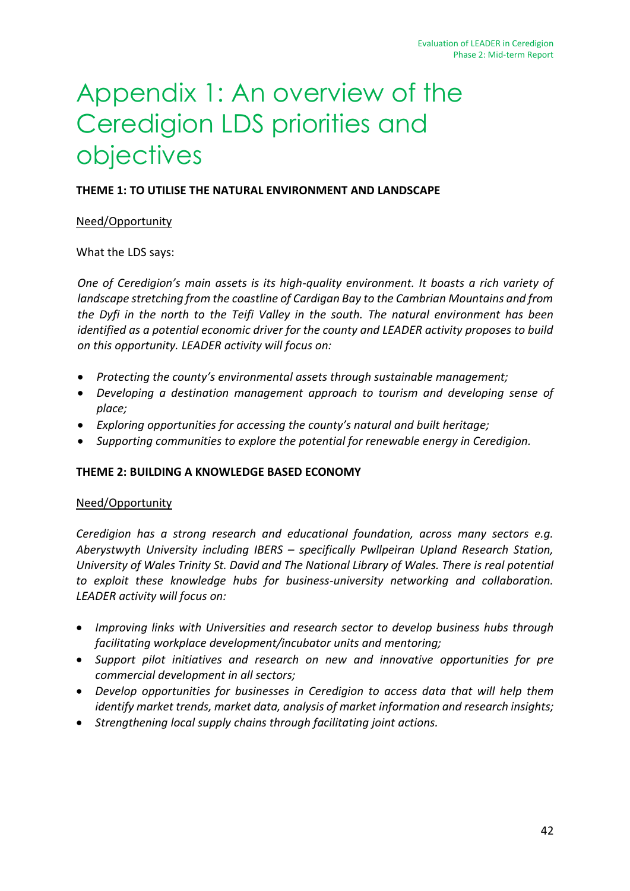# Appendix 1: An overview of the Ceredigion LDS priorities and objectives

**THEME 1: TO UTILISE THE NATURAL ENVIRONMENT AND LANDSCAPE**

Need/Opportunity

What the LDS says:

*One of Ceredigion's main assets is its high-quality environment. It boasts a rich variety of landscape stretching from the coastline of Cardigan Bay to the Cambrian Mountains and from the Dyfi in the north to the Teifi Valley in the south. The natural environment has been identified as a potential economic driver for the county and LEADER activity proposes to build on this opportunity. LEADER activity will focus on:*

- *Protecting the county's environmental assets through sustainable management;*
- *Developing a destination management approach to tourism and developing sense of place;*
- *Exploring opportunities for accessing the county's natural and built heritage;*
- *Supporting communities to explore the potential for renewable energy in Ceredigion.*

**THEME 2: BUILDING A KNOWLEDGE BASED ECONOMY**

Need/Opportunity

*Ceredigion has a strong research and educational foundation, across many sectors e.g. Aberystwyth University including IBERS – specifically Pwllpeiran Upland Research Station, University of Wales Trinity St. David and The National Library of Wales. There is real potential to exploit these knowledge hubs for business-university networking and collaboration. LEADER activity will focus on:*

- *Improving links with Universities and research sector to develop business hubs through facilitating workplace development/incubator units and mentoring;*
- *Support pilot initiatives and research on new and innovative opportunities for pre commercial development in all sectors;*
- *Develop opportunities for businesses in Ceredigion to access data that will help them identify market trends, market data, analysis of market information and research insights;*
- *Strengthening local supply chains through facilitating joint actions.*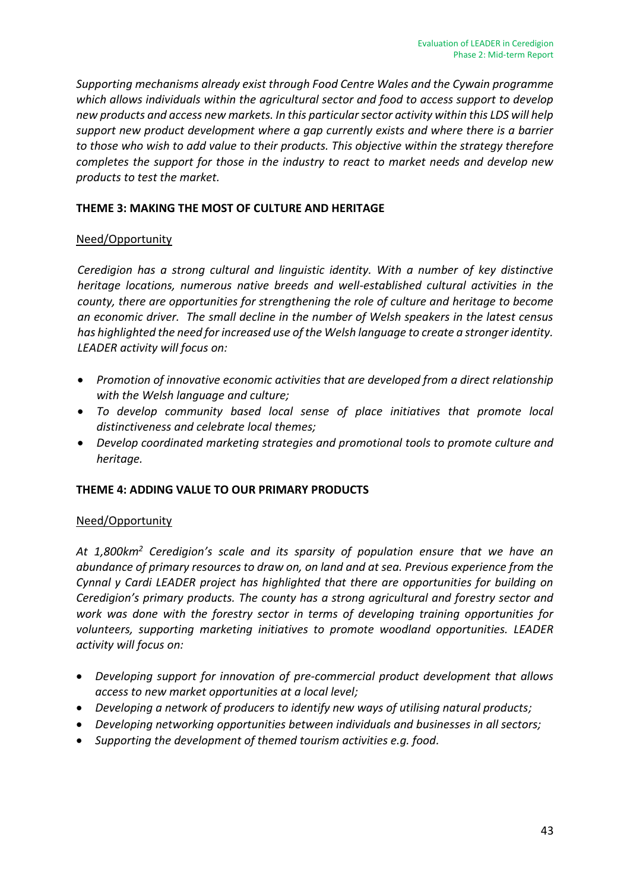*Supporting mechanisms already exist through Food Centre Wales and the Cywain programme which allows individuals within the agricultural sector and food to access support to develop new products and access new markets. In this particular sector activity within this LDS will help support new product development where a gap currently exists and where there is a barrier to those who wish to add value to their products. This objective within the strategy therefore completes the support for those in the industry to react to market needs and develop new products to test the market.*

**THEME 3: MAKING THE MOST OF CULTURE AND HERITAGE**

Need/Opportunity

*Ceredigion has a strong cultural and linguistic identity. With a number of key distinctive heritage locations, numerous native breeds and well-established cultural activities in the county, there are opportunities for strengthening the role of culture and heritage to become an economic driver. The small decline in the number of Welsh speakers in the latest census has highlighted the need for increased use of the Welsh language to create a stronger identity. LEADER activity will focus on:*

- *Promotion of innovative economic activities that are developed from a direct relationship with the Welsh language and culture;*
- *To develop community based local sense of place initiatives that promote local distinctiveness and celebrate local themes;*
- *Develop coordinated marketing strategies and promotional tools to promote culture and heritage.*

**THEME 4: ADDING VALUE TO OUR PRIMARY PRODUCTS**

Need/Opportunity

*At 1,800km$^2$ Ceredigion's scale and its sparsity of population ensure that we have an abundance of primary resources to draw on, on land and at sea. Previous experience from the Cynnal y Cardi LEADER project has highlighted that there are opportunities for building on Ceredigion's primary products. The county has a strong agricultural and forestry sector and work was done with the forestry sector in terms of developing training opportunities for volunteers, supporting marketing initiatives to promote woodland opportunities. LEADER activity will focus on:*

- *Developing support for innovation of pre-commercial product development that allows access to new market opportunities at a local level;*
- *Developing a network of producers to identify new ways of utilising natural products;*
- *Developing networking opportunities between individuals and businesses in all sectors;*
- *Supporting the development of themed tourism activities e.g. food.*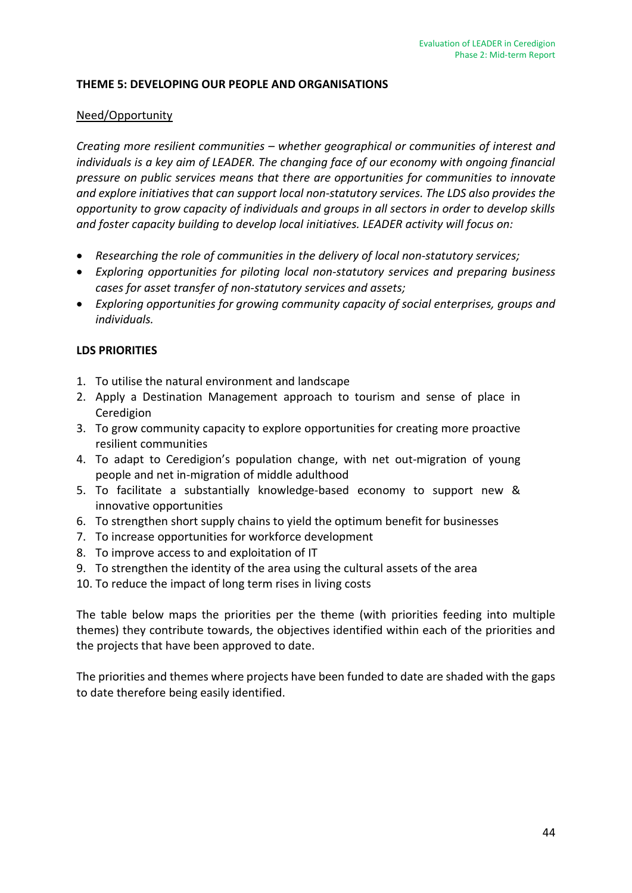**THEME 5: DEVELOPING OUR PEOPLE AND ORGANISATIONS**

Need/Opportunity

*Creating more resilient communities – whether geographical or communities of interest and individuals is a key aim of LEADER. The changing face of our economy with ongoing financial pressure on public services means that there are opportunities for communities to innovate and explore initiatives that can support local non-statutory services. The LDS also provides the opportunity to grow capacity of individuals and groups in all sectors in order to develop skills and foster capacity building to develop local initiatives. LEADER activity will focus on:*

- *Researching the role of communities in the delivery of local non-statutory services;*
- *Exploring opportunities for piloting local non-statutory services and preparing business cases for asset transfer of non-statutory services and assets;*
- *Exploring opportunities for growing community capacity of social enterprises, groups and individuals.*

**LDS PRIORITIES**

1. To utilise the natural environment and landscape
2. Apply a Destination Management approach to tourism and sense of place in Ceredigion
3. To grow community capacity to explore opportunities for creating more proactive resilient communities
4. To adapt to Ceredigion's population change, with net out-migration of young people and net in-migration of middle adulthood
5. To facilitate a substantially knowledge-based economy to support new & innovative opportunities
6. To strengthen short supply chains to yield the optimum benefit for businesses
7. To increase opportunities for workforce development
8. To improve access to and exploitation of IT
9. To strengthen the identity of the area using the cultural assets of the area
10. To reduce the impact of long term rises in living costs

The table below maps the priorities per the theme (with priorities feeding into multiple themes) they contribute towards, the objectives identified within each of the priorities and the projects that have been approved to date.

The priorities and themes where projects have been funded to date are shaded with the gaps to date therefore being easily identified.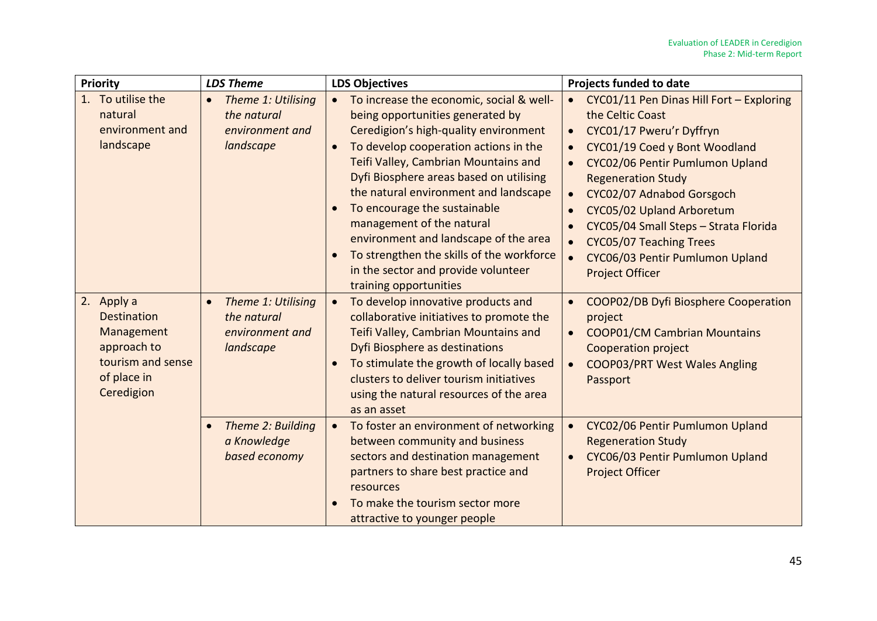| Priority | *LDS Theme* | LDS Objectives | Projects funded to date |
|---|---|---|---|
| 1. To utilise the natural environment and landscape | • *Theme 1: Utilising the natural environment and landscape* | • To increase the economic, social & well-being opportunities generated by Ceredigion's high-quality environment<br>• To develop cooperation actions in the Teifi Valley, Cambrian Mountains and Dyfi Biosphere areas based on utilising the natural environment and landscape<br>• To encourage the sustainable management of the natural environment and landscape of the area<br>• To strengthen the skills of the workforce in the sector and provide volunteer training opportunities | • CYC01/11 Pen Dinas Hill Fort – Exploring the Celtic Coast<br>• CYC01/17 Pweru'r Dyffryn<br>• CYC01/19 Coed y Bont Woodland<br>• CYC02/06 Pentir Pumlumon Upland Regeneration Study<br>• CYC02/07 Adnabod Gorsgoch<br>• CYC05/02 Upland Arboretum<br>• CYC05/04 Small Steps – Strata Florida<br>• CYC05/07 Teaching Trees<br>• CYC06/03 Pentir Pumlumon Upland Project Officer |
| 2. Apply a Destination Management approach to tourism and sense of place in Ceredigion | • *Theme 1: Utilising the natural environment and landscape* | • To develop innovative products and collaborative initiatives to promote the Teifi Valley, Cambrian Mountains and Dyfi Biosphere as destinations<br>• To stimulate the growth of locally based clusters to deliver tourism initiatives using the natural resources of the area as an asset | • COOP02/DB Dyfi Biosphere Cooperation project<br>• COOP01/CM Cambrian Mountains Cooperation project<br>• COOP03/PRT West Wales Angling Passport |
| | • *Theme 2: Building a Knowledge based economy* | • To foster an environment of networking between community and business sectors and destination management partners to share best practice and resources<br>• To make the tourism sector more attractive to younger people | • CYC02/06 Pentir Pumlumon Upland Regeneration Study<br>• CYC06/03 Pentir Pumlumon Upland Project Officer |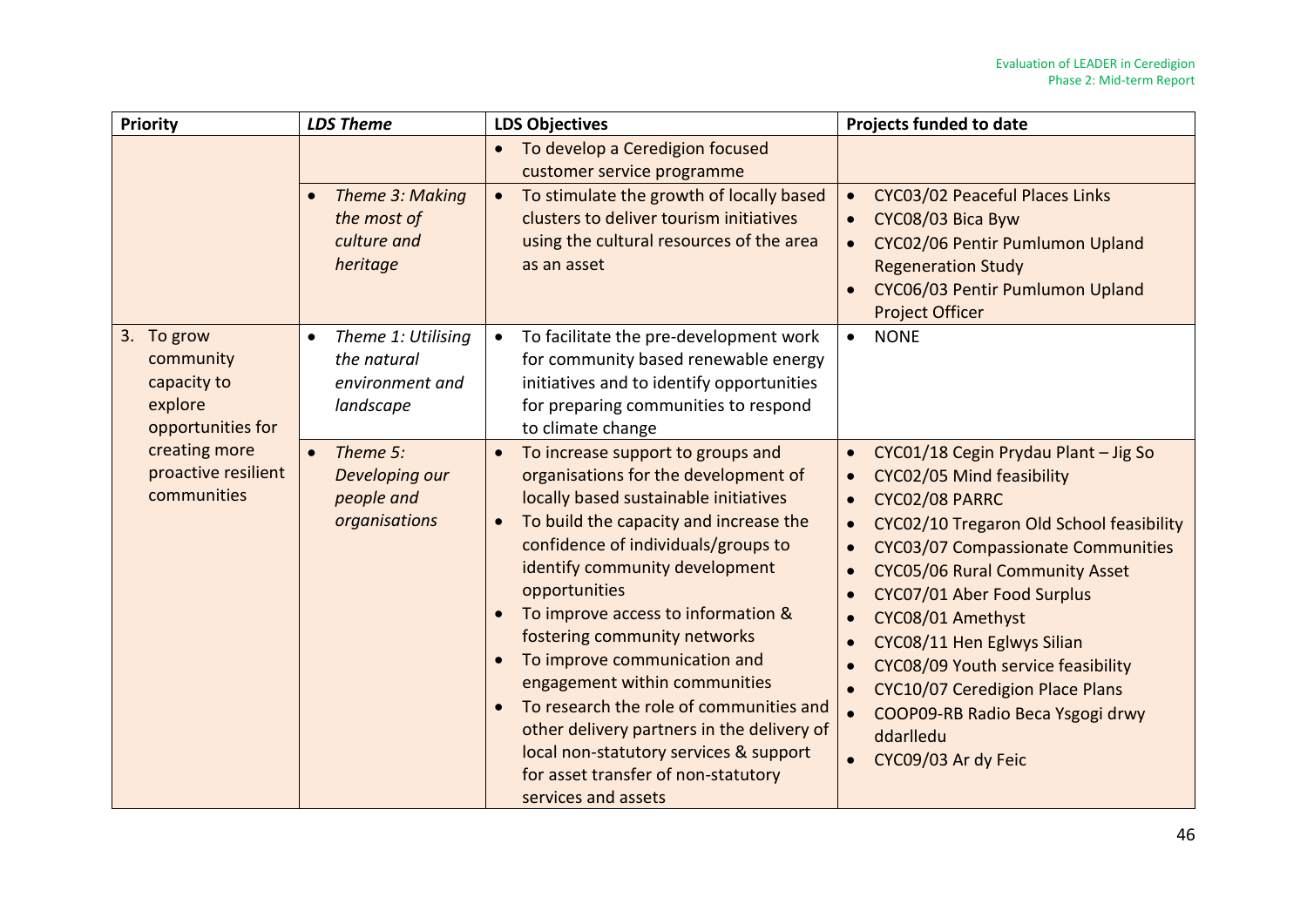| Priority | *LDS Theme* | LDS Objectives | Projects funded to date |
|---|---|---|---|
| | | • To develop a Ceredigion focused customer service programme | |
| | • *Theme 3: Making the most of culture and heritage* | • To stimulate the growth of locally based clusters to deliver tourism initiatives using the cultural resources of the area as an asset | • CYC03/02 Peaceful Places Links<br>• CYC08/03 Bica Byw<br>• CYC02/06 Pentir Pumlumon Upland Regeneration Study<br>• CYC06/03 Pentir Pumlumon Upland Project Officer |
| 3. To grow community capacity to explore opportunities for creating more proactive resilient communities | • *Theme 1: Utilising the natural environment and landscape* | • To facilitate the pre-development work for community based renewable energy initiatives and to identify opportunities for preparing communities to respond to climate change | • NONE |
| | • *Theme 5: Developing our people and organisations* | • To increase support to groups and organisations for the development of locally based sustainable initiatives<br>• To build the capacity and increase the confidence of individuals/groups to identify community development opportunities<br>• To improve access to information & fostering community networks<br>• To improve communication and engagement within communities<br>• To research the role of communities and other delivery partners in the delivery of local non-statutory services & support for asset transfer of non-statutory services and assets | • CYC01/18 Cegin Prydau Plant – Jig So<br>• CYC02/05 Mind feasibility<br>• CYC02/08 PARRC<br>• CYC02/10 Tregaron Old School feasibility<br>• CYC03/07 Compassionate Communities<br>• CYC05/06 Rural Community Asset<br>• CYC07/01 Aber Food Surplus<br>• CYC08/01 Amethyst<br>• CYC08/11 Hen Eglwys Silian<br>• CYC08/09 Youth service feasibility<br>• CYC10/07 Ceredigion Place Plans<br>• COOP09-RB Radio Beca Ysgogi drwy ddarlledu<br>• CYC09/03 Ar dy Feic |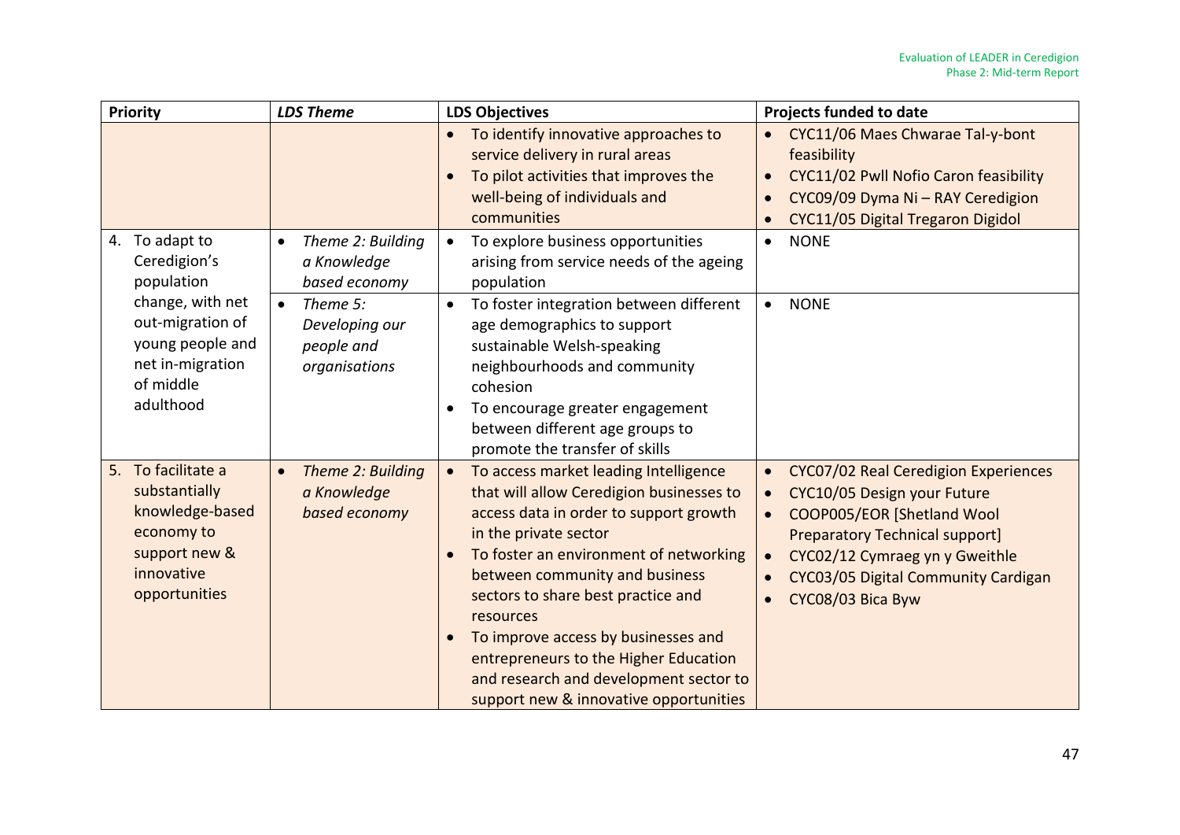| Priority | *LDS Theme* | LDS Objectives | Projects funded to date |
|---|---|---|---|
| | | • To identify innovative approaches to service delivery in rural areas<br>• To pilot activities that improves the well-being of individuals and communities | • CYC11/06 Maes Chwarae Tal-y-bont feasibility<br>• CYC11/02 Pwll Nofio Caron feasibility<br>• CYC09/09 Dyma Ni – RAY Ceredigion<br>• CYC11/05 Digital Tregaron Digidol |
| 4. To adapt to Ceredigion's population change, with net out-migration of young people and net in-migration of middle adulthood | • *Theme 2: Building a Knowledge based economy* | • To explore business opportunities arising from service needs of the ageing population | • NONE |
| | • *Theme 5: Developing our people and organisations* | • To foster integration between different age demographics to support sustainable Welsh-speaking neighbourhoods and community cohesion<br>• To encourage greater engagement between different age groups to promote the transfer of skills | • NONE |
| 5. To facilitate a substantially knowledge-based economy to support new & innovative opportunities | • *Theme 2: Building a Knowledge based economy* | • To access market leading Intelligence that will allow Ceredigion businesses to access data in order to support growth in the private sector<br>• To foster an environment of networking between community and business sectors to share best practice and resources<br>• To improve access by businesses and entrepreneurs to the Higher Education and research and development sector to support new & innovative opportunities | • CYC07/02 Real Ceredigion Experiences<br>• CYC10/05 Design your Future<br>• COOP005/EOR [Shetland Wool Preparatory Technical support]<br>• CYC02/12 Cymraeg yn y Gweithle<br>• CYC03/05 Digital Community Cardigan<br>• CYC08/03 Bica Byw |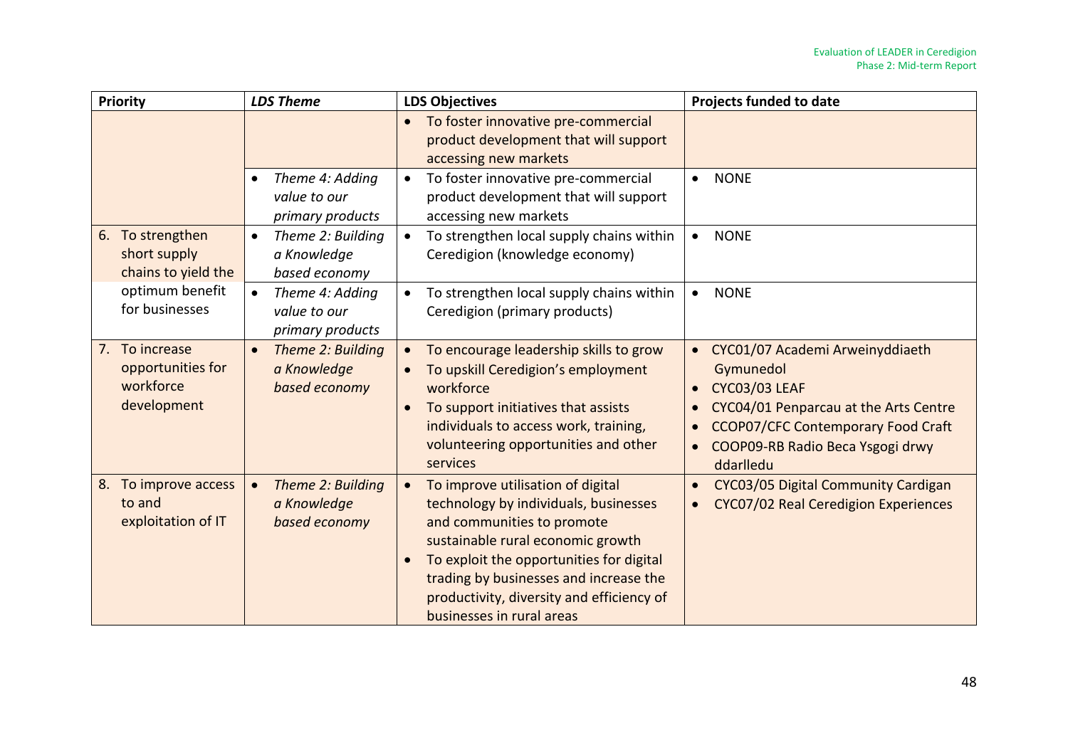| Priority | *LDS Theme* | LDS Objectives | Projects funded to date |
|---|---|---|---|
| | | • To foster innovative pre-commercial product development that will support accessing new markets | |
| | • *Theme 4: Adding value to our primary products* | • To foster innovative pre-commercial product development that will support accessing new markets | • NONE |
| 6. To strengthen short supply chains to yield the optimum benefit for businesses | • *Theme 2: Building a Knowledge based economy* | • To strengthen local supply chains within Ceredigion (knowledge economy) | • NONE |
| | • *Theme 4: Adding value to our primary products* | • To strengthen local supply chains within Ceredigion (primary products) | • NONE |
| 7. To increase opportunities for workforce development | • *Theme 2: Building a Knowledge based economy* | • To encourage leadership skills to grow<br>• To upskill Ceredigion's employment workforce<br>• To support initiatives that assists individuals to access work, training, volunteering opportunities and other services | • CYC01/07 Academi Arweinyddiaeth Gymunedol<br>• CYC03/03 LEAF<br>• CYC04/01 Penparcau at the Arts Centre<br>• CCOP07/CFC Contemporary Food Craft<br>• COOP09-RB Radio Beca Ysgogi drwy ddarlledu |
| 8. To improve access to and exploitation of IT | • *Theme 2: Building a Knowledge based economy* | • To improve utilisation of digital technology by individuals, businesses and communities to promote sustainable rural economic growth<br>• To exploit the opportunities for digital trading by businesses and increase the productivity, diversity and efficiency of businesses in rural areas | • CYC03/05 Digital Community Cardigan<br>• CYC07/02 Real Ceredigion Experiences |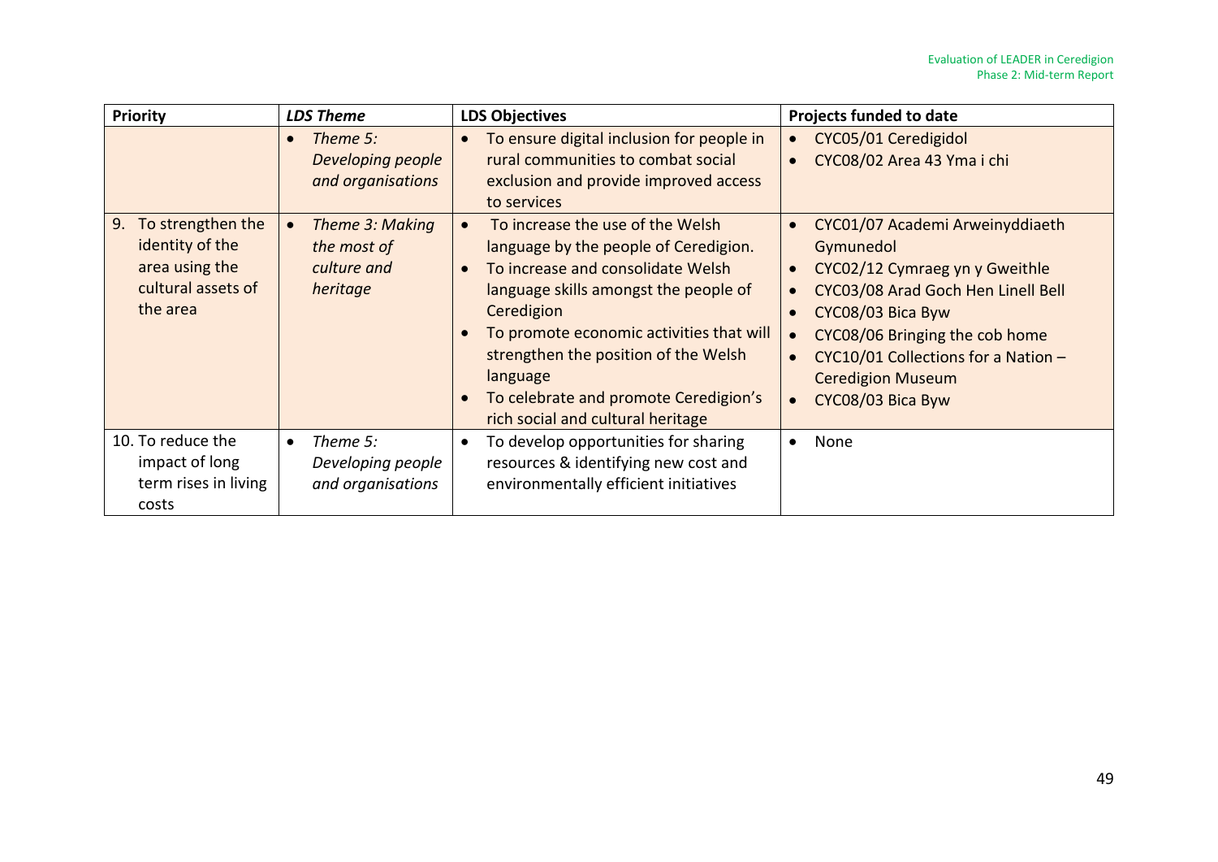| Priority | *LDS Theme* | LDS Objectives | Projects funded to date |
|---|---|---|---|
| | • *Theme 5: Developing people and organisations* | • To ensure digital inclusion for people in rural communities to combat social exclusion and provide improved access to services | • CYC05/01 Ceredigidol<br>• CYC08/02 Area 43 Yma i chi |
| 9. To strengthen the identity of the area using the cultural assets of the area | • *Theme 3: Making the most of culture and heritage* | • To increase the use of the Welsh language by the people of Ceredigion.<br>• To increase and consolidate Welsh language skills amongst the people of Ceredigion<br>• To promote economic activities that will strengthen the position of the Welsh language<br>• To celebrate and promote Ceredigion's rich social and cultural heritage | • CYC01/07 Academi Arweinyddiaeth Gymunedol<br>• CYC02/12 Cymraeg yn y Gweithle<br>• CYC03/08 Arad Goch Hen Linell Bell<br>• CYC08/03 Bica Byw<br>• CYC08/06 Bringing the cob home<br>• CYC10/01 Collections for a Nation – Ceredigion Museum<br>• CYC08/03 Bica Byw |
| 10. To reduce the impact of long term rises in living costs | • *Theme 5: Developing people and organisations* | • To develop opportunities for sharing resources & identifying new cost and environmentally efficient initiatives | • None |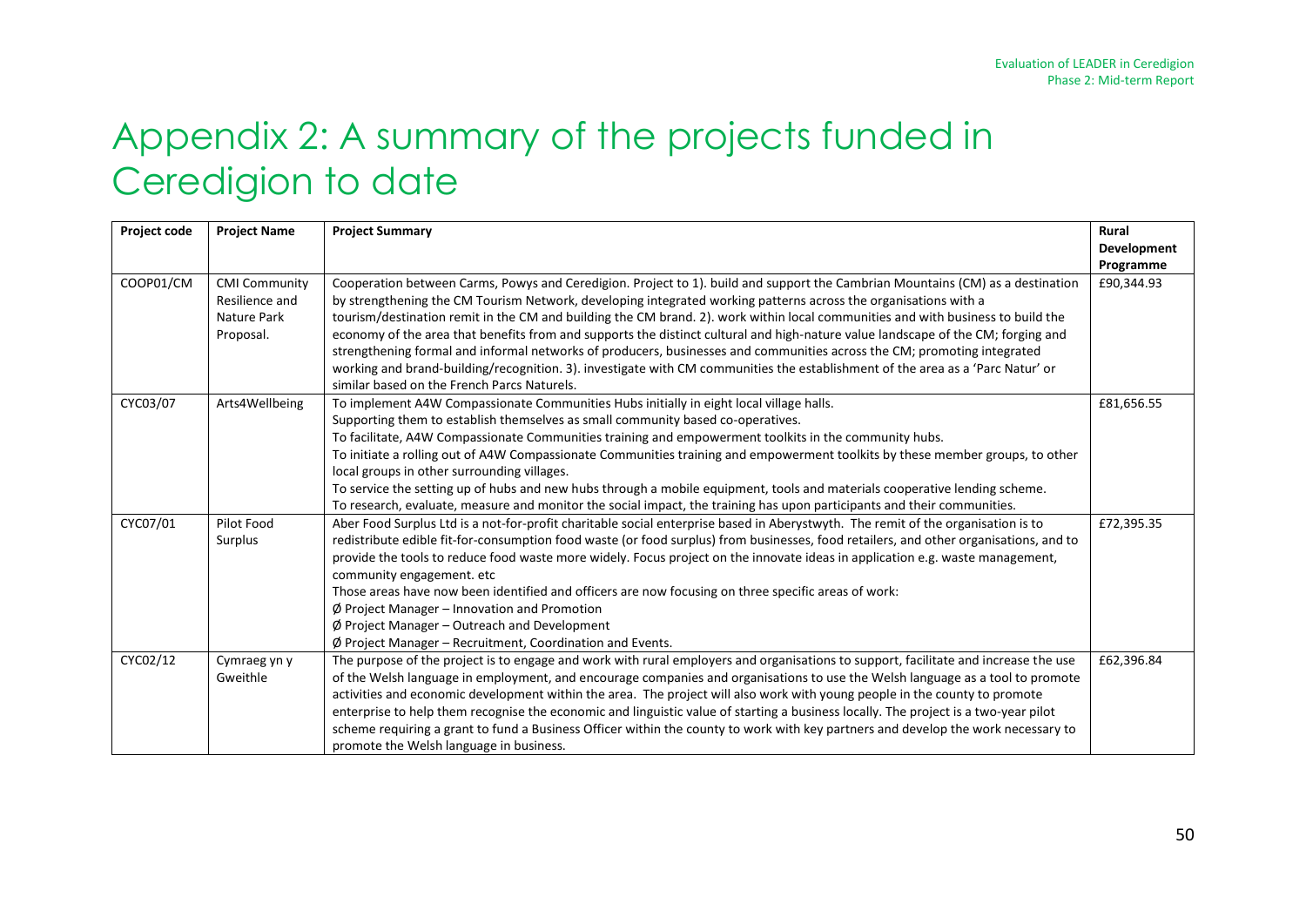# Appendix 2: A summary of the projects funded in Ceredigion to date

| Project code | Project Name | Project Summary | Rural Development Programme |
|---|---|---|---|
| COOP01/CM | CMI Community Resilience and Nature Park Proposal. | Cooperation between Carms, Powys and Ceredigion. Project to 1). build and support the Cambrian Mountains (CM) as a destination by strengthening the CM Tourism Network, developing integrated working patterns across the organisations with a tourism/destination remit in the CM and building the CM brand. 2). work within local communities and with business to build the economy of the area that benefits from and supports the distinct cultural and high-nature value landscape of the CM; forging and strengthening formal and informal networks of producers, businesses and communities across the CM; promoting integrated working and brand-building/recognition. 3). investigate with CM communities the establishment of the area as a 'Parc Natur' or similar based on the French Parcs Naturels. | £90,344.93 |
| CYC03/07 | Arts4Wellbeing | To implement A4W Compassionate Communities Hubs initially in eight local village halls.<br>Supporting them to establish themselves as small community based co-operatives.<br>To facilitate, A4W Compassionate Communities training and empowerment toolkits in the community hubs.<br>To initiate a rolling out of A4W Compassionate Communities training and empowerment toolkits by these member groups, to other local groups in other surrounding villages.<br>To service the setting up of hubs and new hubs through a mobile equipment, tools and materials cooperative lending scheme.<br>To research, evaluate, measure and monitor the social impact, the training has upon participants and their communities. | £81,656.55 |
| CYC07/01 | Pilot Food Surplus | Aber Food Surplus Ltd is a not-for-profit charitable social enterprise based in Aberystwyth. The remit of the organisation is to redistribute edible fit-for-consumption food waste (or food surplus) from businesses, food retailers, and other organisations, and to provide the tools to reduce food waste more widely. Focus project on the innovate ideas in application e.g. waste management, community engagement. etc<br>Those areas have now been identified and officers are now focusing on three specific areas of work:<br>Ø Project Manager – Innovation and Promotion<br>Ø Project Manager – Outreach and Development<br>Ø Project Manager – Recruitment, Coordination and Events. | £72,395.35 |
| CYC02/12 | Cymraeg yn y Gweithle | The purpose of the project is to engage and work with rural employers and organisations to support, facilitate and increase the use of the Welsh language in employment, and encourage companies and organisations to use the Welsh language as a tool to promote activities and economic development within the area. The project will also work with young people in the county to promote enterprise to help them recognise the economic and linguistic value of starting a business locally. The project is a two-year pilot scheme requiring a grant to fund a Business Officer within the county to work with key partners and develop the work necessary to promote the Welsh language in business. | £62,396.84 |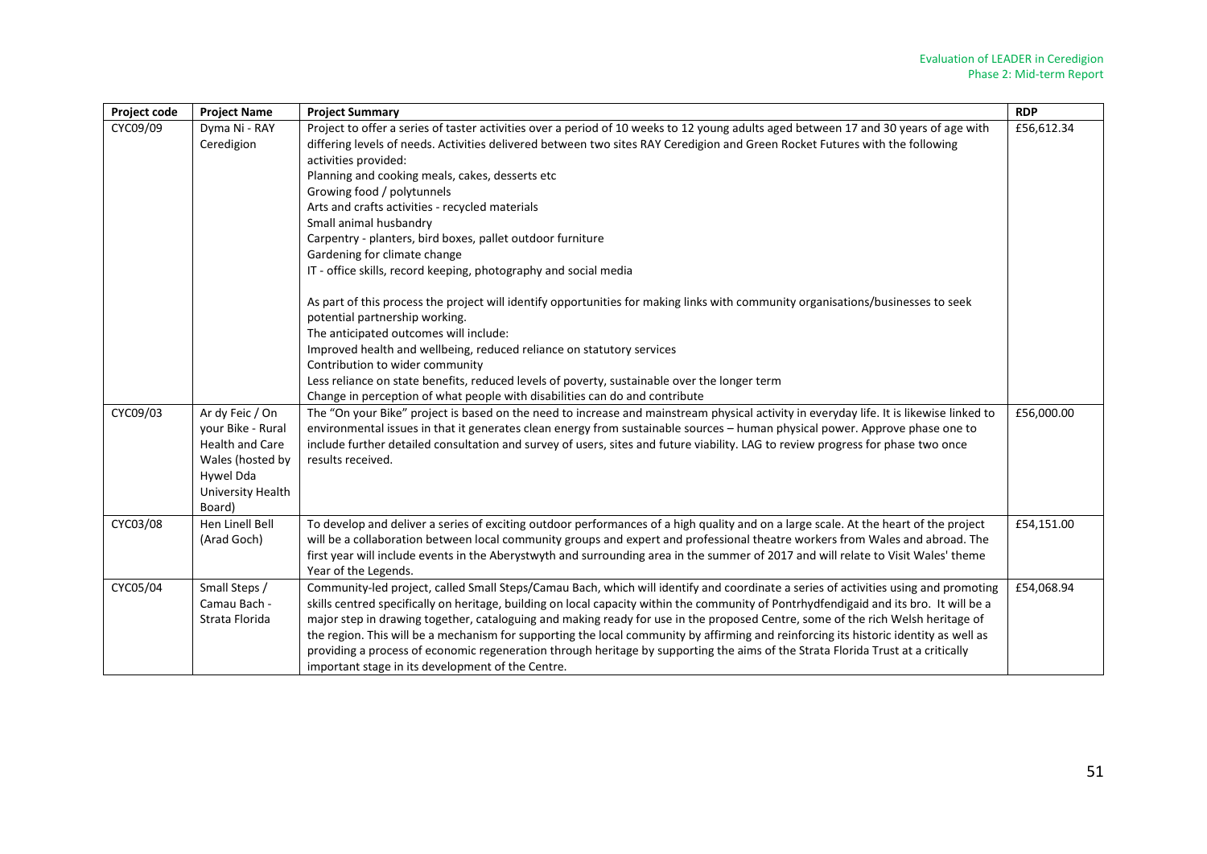| Project code | Project Name | Project Summary | RDP |
|---|---|---|---|
| CYC09/09 | Dyma Ni - RAY Ceredigion | Project to offer a series of taster activities over a period of 10 weeks to 12 young adults aged between 17 and 30 years of age with differing levels of needs. Activities delivered between two sites RAY Ceredigion and Green Rocket Futures with the following activities provided:<br>Planning and cooking meals, cakes, desserts etc<br>Growing food / polytunnels<br>Arts and crafts activities - recycled materials<br>Small animal husbandry<br>Carpentry - planters, bird boxes, pallet outdoor furniture<br>Gardening for climate change<br>IT - office skills, record keeping, photography and social media<br><br>As part of this process the project will identify opportunities for making links with community organisations/businesses to seek potential partnership working.<br>The anticipated outcomes will include:<br>Improved health and wellbeing, reduced reliance on statutory services<br>Contribution to wider community<br>Less reliance on state benefits, reduced levels of poverty, sustainable over the longer term<br>Change in perception of what people with disabilities can do and contribute | £56,612.34 |
| CYC09/03 | Ar dy Feic / On your Bike - Rural Health and Care Wales (hosted by Hywel Dda University Health Board) | The "On your Bike" project is based on the need to increase and mainstream physical activity in everyday life. It is likewise linked to environmental issues in that it generates clean energy from sustainable sources – human physical power. Approve phase one to include further detailed consultation and survey of users, sites and future viability. LAG to review progress for phase two once results received. | £56,000.00 |
| CYC03/08 | Hen Linell Bell (Arad Goch) | To develop and deliver a series of exciting outdoor performances of a high quality and on a large scale. At the heart of the project will be a collaboration between local community groups and expert and professional theatre workers from Wales and abroad. The first year will include events in the Aberystwyth and surrounding area in the summer of 2017 and will relate to Visit Wales' theme Year of the Legends. | £54,151.00 |
| CYC05/04 | Small Steps / Camau Bach - Strata Florida | Community-led project, called Small Steps/Camau Bach, which will identify and coordinate a series of activities using and promoting skills centred specifically on heritage, building on local capacity within the community of Pontrhydfendigaid and its bro. It will be a major step in drawing together, cataloguing and making ready for use in the proposed Centre, some of the rich Welsh heritage of the region. This will be a mechanism for supporting the local community by affirming and reinforcing its historic identity as well as providing a process of economic regeneration through heritage by supporting the aims of the Strata Florida Trust at a critically important stage in its development of the Centre. | £54,068.94 |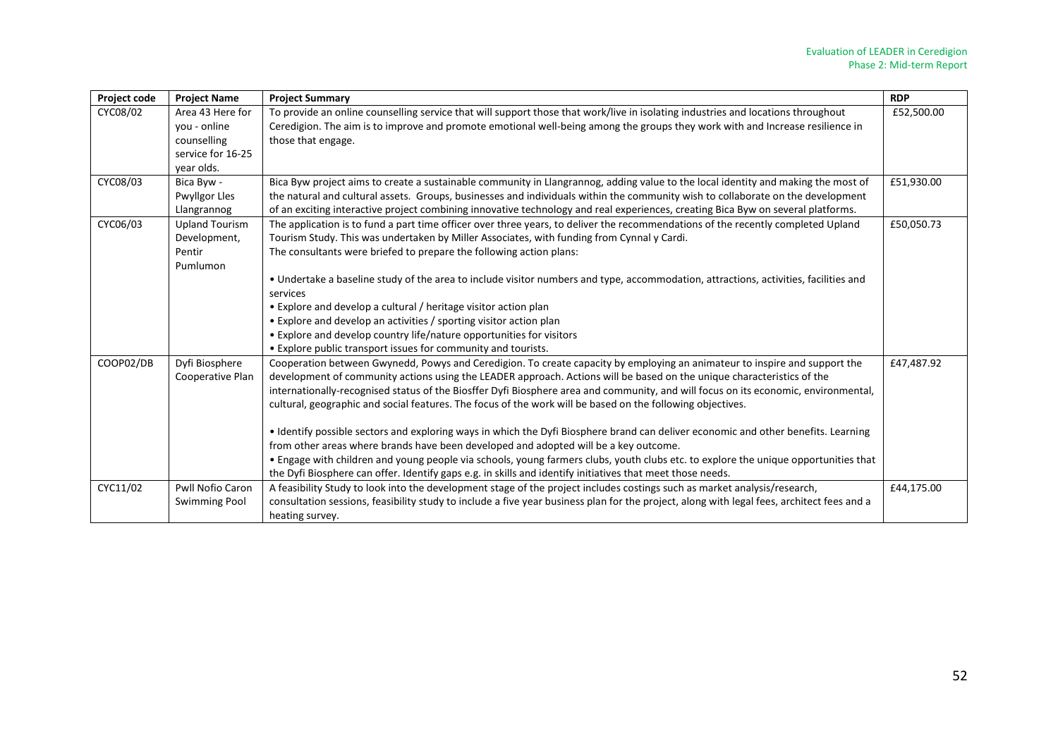| Project code | Project Name | Project Summary | RDP |
|---|---|---|---|
| CYC08/02 | Area 43 Here for you - online counselling service for 16-25 year olds. | To provide an online counselling service that will support those that work/live in isolating industries and locations throughout Ceredigion. The aim is to improve and promote emotional well-being among the groups they work with and Increase resilience in those that engage. | £52,500.00 |
| CYC08/03 | Bica Byw - Pwyllgor Lles Llangrannog | Bica Byw project aims to create a sustainable community in Llangrannog, adding value to the local identity and making the most of the natural and cultural assets. Groups, businesses and individuals within the community wish to collaborate on the development of an exciting interactive project combining innovative technology and real experiences, creating Bica Byw on several platforms. | £51,930.00 |
| CYC06/03 | Upland Tourism Development, Pentir Pumlumon | The application is to fund a part time officer over three years, to deliver the recommendations of the recently completed Upland Tourism Study. This was undertaken by Miller Associates, with funding from Cynnal y Cardi.<br>The consultants were briefed to prepare the following action plans:<br><br>• Undertake a baseline study of the area to include visitor numbers and type, accommodation, attractions, activities, facilities and services<br>• Explore and develop a cultural / heritage visitor action plan<br>• Explore and develop an activities / sporting visitor action plan<br>• Explore and develop country life/nature opportunities for visitors<br>• Explore public transport issues for community and tourists. | £50,050.73 |
| COOP02/DB | Dyfi Biosphere Cooperative Plan | Cooperation between Gwynedd, Powys and Ceredigion. To create capacity by employing an animateur to inspire and support the development of community actions using the LEADER approach. Actions will be based on the unique characteristics of the internationally-recognised status of the Biosffer Dyfi Biosphere area and community, and will focus on its economic, environmental, cultural, geographic and social features. The focus of the work will be based on the following objectives.<br><br>• Identify possible sectors and exploring ways in which the Dyfi Biosphere brand can deliver economic and other benefits. Learning from other areas where brands have been developed and adopted will be a key outcome.<br>• Engage with children and young people via schools, young farmers clubs, youth clubs etc. to explore the unique opportunities that the Dyfi Biosphere can offer. Identify gaps e.g. in skills and identify initiatives that meet those needs. | £47,487.92 |
| CYC11/02 | Pwll Nofio Caron Swimming Pool | A feasibility Study to look into the development stage of the project includes costings such as market analysis/research, consultation sessions, feasibility study to include a five year business plan for the project, along with legal fees, architect fees and a heating survey. | £44,175.00 |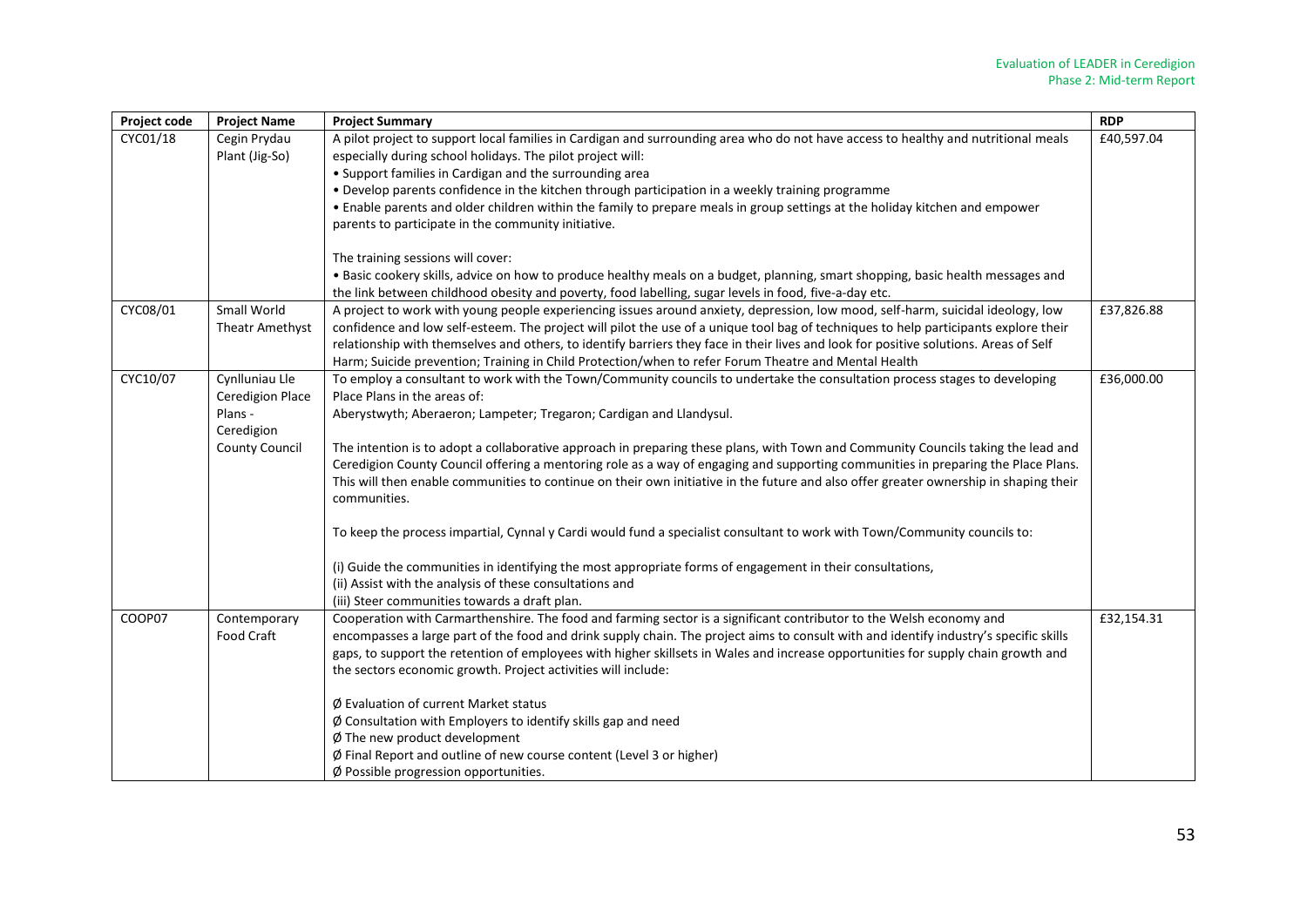| Project code | Project Name | Project Summary | RDP |
|---|---|---|---|
| CYC01/18 | Cegin Prydau Plant (Jig-So) | A pilot project to support local families in Cardigan and surrounding area who do not have access to healthy and nutritional meals especially during school holidays. The pilot project will:<br>• Support families in Cardigan and the surrounding area<br>• Develop parents confidence in the kitchen through participation in a weekly training programme<br>• Enable parents and older children within the family to prepare meals in group settings at the holiday kitchen and empower parents to participate in the community initiative.<br><br>The training sessions will cover:<br>• Basic cookery skills, advice on how to produce healthy meals on a budget, planning, smart shopping, basic health messages and the link between childhood obesity and poverty, food labelling, sugar levels in food, five-a-day etc. | £40,597.04 |
| CYC08/01 | Small World Theatr Amethyst | A project to work with young people experiencing issues around anxiety, depression, low mood, self-harm, suicidal ideology, low confidence and low self-esteem. The project will pilot the use of a unique tool bag of techniques to help participants explore their relationship with themselves and others, to identify barriers they face in their lives and look for positive solutions. Areas of Self Harm; Suicide prevention; Training in Child Protection/when to refer Forum Theatre and Mental Health | £37,826.88 |
| CYC10/07 | Cynlluniau Lle Ceredigion Place Plans - Ceredigion County Council | To employ a consultant to work with the Town/Community councils to undertake the consultation process stages to developing Place Plans in the areas of:<br>Aberystwyth; Aberaeron; Lampeter; Tregaron; Cardigan and Llandysul.<br><br>The intention is to adopt a collaborative approach in preparing these plans, with Town and Community Councils taking the lead and Ceredigion County Council offering a mentoring role as a way of engaging and supporting communities in preparing the Place Plans. This will then enable communities to continue on their own initiative in the future and also offer greater ownership in shaping their communities.<br><br>To keep the process impartial, Cynnal y Cardi would fund a specialist consultant to work with Town/Community councils to:<br><br>(i) Guide the communities in identifying the most appropriate forms of engagement in their consultations,<br>(ii) Assist with the analysis of these consultations and<br>(iii) Steer communities towards a draft plan. | £36,000.00 |
| COOP07 | Contemporary Food Craft | Cooperation with Carmarthenshire. The food and farming sector is a significant contributor to the Welsh economy and encompasses a large part of the food and drink supply chain. The project aims to consult with and identify industry's specific skills gaps, to support the retention of employees with higher skillsets in Wales and increase opportunities for supply chain growth and the sectors economic growth. Project activities will include:<br><br>Ø Evaluation of current Market status<br>Ø Consultation with Employers to identify skills gap and need<br>Ø The new product development<br>Ø Final Report and outline of new course content (Level 3 or higher)<br>Ø Possible progression opportunities. | £32,154.31 |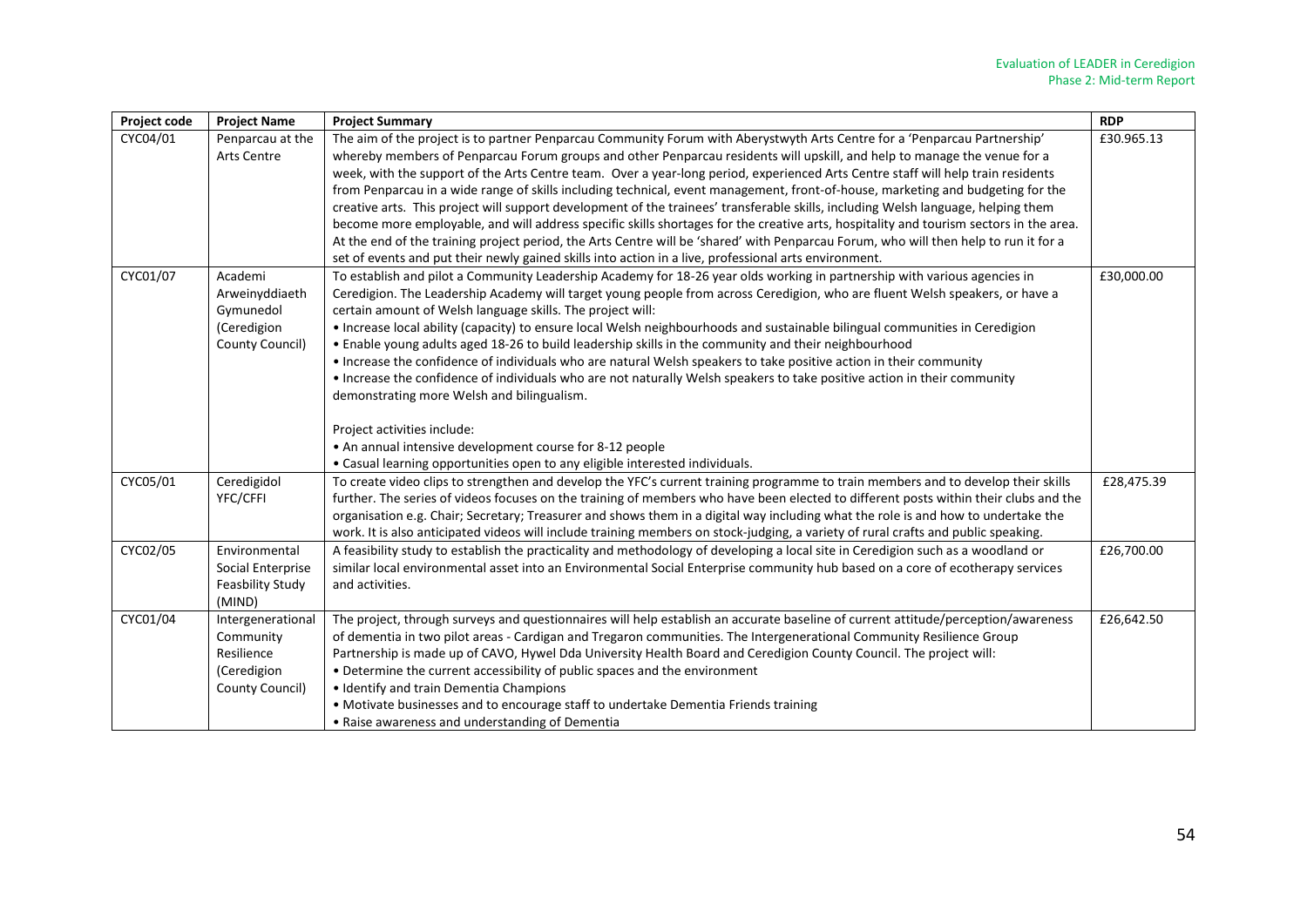| Project code | Project Name | Project Summary | RDP |
|---|---|---|---|
| CYC04/01 | Penparcau at the Arts Centre | The aim of the project is to partner Penparcau Community Forum with Aberystwyth Arts Centre for a 'Penparcau Partnership' whereby members of Penparcau Forum groups and other Penparcau residents will upskill, and help to manage the venue for a week, with the support of the Arts Centre team. Over a year-long period, experienced Arts Centre staff will help train residents from Penparcau in a wide range of skills including technical, event management, front-of-house, marketing and budgeting for the creative arts. This project will support development of the trainees' transferable skills, including Welsh language, helping them become more employable, and will address specific skills shortages for the creative arts, hospitality and tourism sectors in the area. At the end of the training project period, the Arts Centre will be 'shared' with Penparcau Forum, who will then help to run it for a set of events and put their newly gained skills into action in a live, professional arts environment. | £30.965.13 |
| CYC01/07 | Academi Arweinyddiaeth Gymunedol (Ceredigion County Council) | To establish and pilot a Community Leadership Academy for 18-26 year olds working in partnership with various agencies in Ceredigion. The Leadership Academy will target young people from across Ceredigion, who are fluent Welsh speakers, or have a certain amount of Welsh language skills. The project will:<br>• Increase local ability (capacity) to ensure local Welsh neighbourhoods and sustainable bilingual communities in Ceredigion<br>• Enable young adults aged 18-26 to build leadership skills in the community and their neighbourhood<br>• Increase the confidence of individuals who are natural Welsh speakers to take positive action in their community<br>• Increase the confidence of individuals who are not naturally Welsh speakers to take positive action in their community demonstrating more Welsh and bilingualism.<br><br>Project activities include:<br>• An annual intensive development course for 8-12 people<br>• Casual learning opportunities open to any eligible interested individuals. | £30,000.00 |
| CYC05/01 | Ceredigidol YFC/CFFI | To create video clips to strengthen and develop the YFC's current training programme to train members and to develop their skills further. The series of videos focuses on the training of members who have been elected to different posts within their clubs and the organisation e.g. Chair; Secretary; Treasurer and shows them in a digital way including what the role is and how to undertake the work. It is also anticipated videos will include training members on stock-judging, a variety of rural crafts and public speaking. | £28,475.39 |
| CYC02/05 | Environmental Social Enterprise Feasbility Study (MIND) | A feasibility study to establish the practicality and methodology of developing a local site in Ceredigion such as a woodland or similar local environmental asset into an Environmental Social Enterprise community hub based on a core of ecotherapy services and activities. | £26,700.00 |
| CYC01/04 | Intergenerational Community Resilience (Ceredigion County Council) | The project, through surveys and questionnaires will help establish an accurate baseline of current attitude/perception/awareness of dementia in two pilot areas - Cardigan and Tregaron communities. The Intergenerational Community Resilience Group Partnership is made up of CAVO, Hywel Dda University Health Board and Ceredigion County Council. The project will:<br>• Determine the current accessibility of public spaces and the environment<br>• Identify and train Dementia Champions<br>• Motivate businesses and to encourage staff to undertake Dementia Friends training<br>• Raise awareness and understanding of Dementia | £26,642.50 |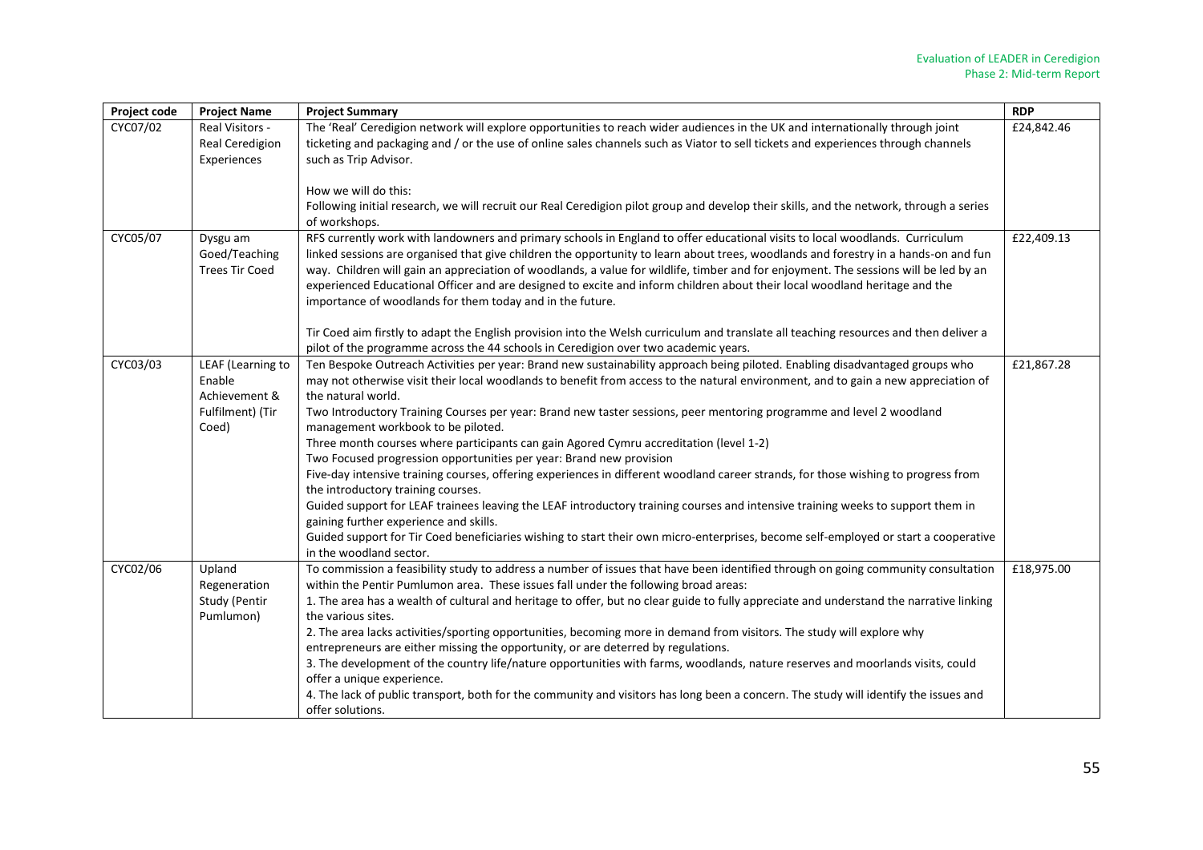| Project code | Project Name | Project Summary | RDP |
|---|---|---|---|
| CYC07/02 | Real Visitors - Real Ceredigion Experiences | The 'Real' Ceredigion network will explore opportunities to reach wider audiences in the UK and internationally through joint ticketing and packaging and / or the use of online sales channels such as Viator to sell tickets and experiences through channels such as Trip Advisor.<br><br>How we will do this:<br>Following initial research, we will recruit our Real Ceredigion pilot group and develop their skills, and the network, through a series of workshops. | £24,842.46 |
| CYC05/07 | Dysgu am Goed/Teaching Trees Tir Coed | RFS currently work with landowners and primary schools in England to offer educational visits to local woodlands. Curriculum linked sessions are organised that give children the opportunity to learn about trees, woodlands and forestry in a hands-on and fun way. Children will gain an appreciation of woodlands, a value for wildlife, timber and for enjoyment. The sessions will be led by an experienced Educational Officer and are designed to excite and inform children about their local woodland heritage and the importance of woodlands for them today and in the future.<br><br>Tir Coed aim firstly to adapt the English provision into the Welsh curriculum and translate all teaching resources and then deliver a pilot of the programme across the 44 schools in Ceredigion over two academic years. | £22,409.13 |
| CYC03/03 | LEAF (Learning to Enable Achievement & Fulfilment) (Tir Coed) | Ten Bespoke Outreach Activities per year: Brand new sustainability approach being piloted. Enabling disadvantaged groups who may not otherwise visit their local woodlands to benefit from access to the natural environment, and to gain a new appreciation of the natural world.<br>Two Introductory Training Courses per year: Brand new taster sessions, peer mentoring programme and level 2 woodland management workbook to be piloted.<br>Three month courses where participants can gain Agored Cymru accreditation (level 1-2)<br>Two Focused progression opportunities per year: Brand new provision<br>Five-day intensive training courses, offering experiences in different woodland career strands, for those wishing to progress from the introductory training courses.<br>Guided support for LEAF trainees leaving the LEAF introductory training courses and intensive training weeks to support them in gaining further experience and skills.<br>Guided support for Tir Coed beneficiaries wishing to start their own micro-enterprises, become self-employed or start a cooperative in the woodland sector. | £21,867.28 |
| CYC02/06 | Upland Regeneration Study (Pentir Pumlumon) | To commission a feasibility study to address a number of issues that have been identified through on going community consultation within the Pentir Pumlumon area. These issues fall under the following broad areas:<br>1. The area has a wealth of cultural and heritage to offer, but no clear guide to fully appreciate and understand the narrative linking the various sites.<br>2. The area lacks activities/sporting opportunities, becoming more in demand from visitors. The study will explore why entrepreneurs are either missing the opportunity, or are deterred by regulations.<br>3. The development of the country life/nature opportunities with farms, woodlands, nature reserves and moorlands visits, could offer a unique experience.<br>4. The lack of public transport, both for the community and visitors has long been a concern. The study will identify the issues and offer solutions. | £18,975.00 |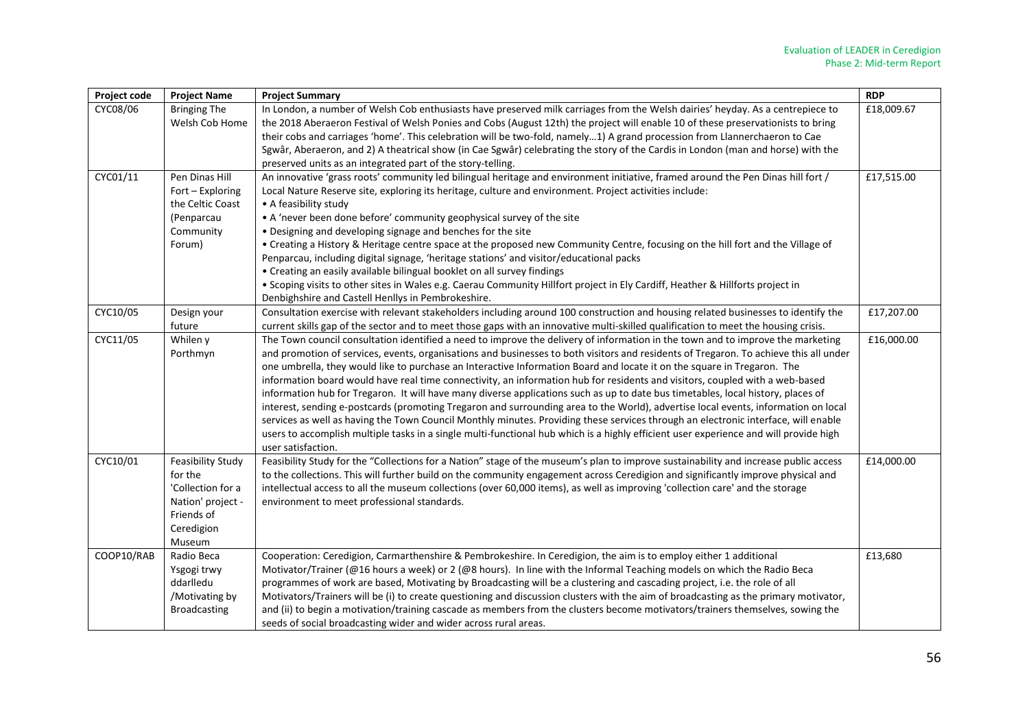| Project code | Project Name | Project Summary | RDP |
|---|---|---|---|
| CYC08/06 | Bringing The Welsh Cob Home | In London, a number of Welsh Cob enthusiasts have preserved milk carriages from the Welsh dairies' heyday. As a centrepiece to the 2018 Aberaeron Festival of Welsh Ponies and Cobs (August 12th) the project will enable 10 of these preservationists to bring their cobs and carriages 'home'. This celebration will be two-fold, namely…1) A grand procession from Llannerchaeron to Cae Sgwâr, Aberaeron, and 2) A theatrical show (in Cae Sgwâr) celebrating the story of the Cardis in London (man and horse) with the preserved units as an integrated part of the story-telling. | £18,009.67 |
| CYC01/11 | Pen Dinas Hill Fort – Exploring the Celtic Coast (Penparcau Community Forum) | An innovative 'grass roots' community led bilingual heritage and environment initiative, framed around the Pen Dinas hill fort / Local Nature Reserve site, exploring its heritage, culture and environment. Project activities include:<br>• A feasibility study<br>• A 'never been done before' community geophysical survey of the site<br>• Designing and developing signage and benches for the site<br>• Creating a History & Heritage centre space at the proposed new Community Centre, focusing on the hill fort and the Village of Penparcau, including digital signage, 'heritage stations' and visitor/educational packs<br>• Creating an easily available bilingual booklet on all survey findings<br>• Scoping visits to other sites in Wales e.g. Caerau Community Hillfort project in Ely Cardiff, Heather & Hillforts project in Denbighshire and Castell Henllys in Pembrokeshire. | £17,515.00 |
| CYC10/05 | Design your future | Consultation exercise with relevant stakeholders including around 100 construction and housing related businesses to identify the current skills gap of the sector and to meet those gaps with an innovative multi-skilled qualification to meet the housing crisis. | £17,207.00 |
| CYC11/05 | Whilen y Porthmyn | The Town council consultation identified a need to improve the delivery of information in the town and to improve the marketing and promotion of services, events, organisations and businesses to both visitors and residents of Tregaron. To achieve this all under one umbrella, they would like to purchase an Interactive Information Board and locate it on the square in Tregaron. The information board would have real time connectivity, an information hub for residents and visitors, coupled with a web-based information hub for Tregaron. It will have many diverse applications such as up to date bus timetables, local history, places of interest, sending e-postcards (promoting Tregaron and surrounding area to the World), advertise local events, information on local services as well as having the Town Council Monthly minutes. Providing these services through an electronic interface, will enable users to accomplish multiple tasks in a single multi-functional hub which is a highly efficient user experience and will provide high user satisfaction. | £16,000.00 |
| CYC10/01 | Feasibility Study for the 'Collection for a Nation' project - Friends of Ceredigion Museum | Feasibility Study for the "Collections for a Nation" stage of the museum's plan to improve sustainability and increase public access to the collections. This will further build on the community engagement across Ceredigion and significantly improve physical and intellectual access to all the museum collections (over 60,000 items), as well as improving 'collection care' and the storage environment to meet professional standards. | £14,000.00 |
| COOP10/RAB | Radio Beca Ysgogi trwy ddarlledu /Motivating by Broadcasting | Cooperation: Ceredigion, Carmarthenshire & Pembrokeshire. In Ceredigion, the aim is to employ either 1 additional Motivator/Trainer (@16 hours a week) or 2 (@8 hours). In line with the Informal Teaching models on which the Radio Beca programmes of work are based, Motivating by Broadcasting will be a clustering and cascading project, i.e. the role of all Motivators/Trainers will be (i) to create questioning and discussion clusters with the aim of broadcasting as the primary motivator, and (ii) to begin a motivation/training cascade as members from the clusters become motivators/trainers themselves, sowing the seeds of social broadcasting wider and wider across rural areas. | £13,680 |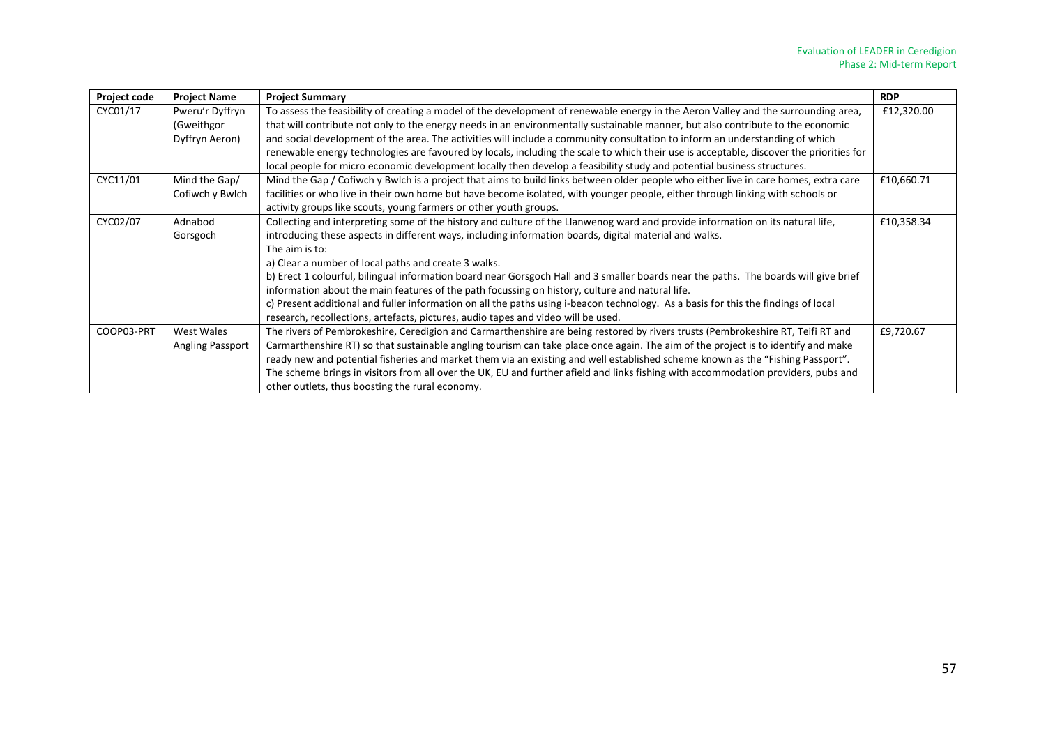| Project code | Project Name | Project Summary | RDP |
|---|---|---|---|
| CYC01/17 | Pweru'r Dyffryn (Gweithgor Dyffryn Aeron) | To assess the feasibility of creating a model of the development of renewable energy in the Aeron Valley and the surrounding area, that will contribute not only to the energy needs in an environmentally sustainable manner, but also contribute to the economic and social development of the area. The activities will include a community consultation to inform an understanding of which renewable energy technologies are favoured by locals, including the scale to which their use is acceptable, discover the priorities for local people for micro economic development locally then develop a feasibility study and potential business structures. | £12,320.00 |
| CYC11/01 | Mind the Gap/ Cofiwch y Bwlch | Mind the Gap / Cofiwch y Bwlch is a project that aims to build links between older people who either live in care homes, extra care facilities or who live in their own home but have become isolated, with younger people, either through linking with schools or activity groups like scouts, young farmers or other youth groups. | £10,660.71 |
| CYC02/07 | Adnabod Gorsgoch | Collecting and interpreting some of the history and culture of the Llanwenog ward and provide information on its natural life, introducing these aspects in different ways, including information boards, digital material and walks.<br>The aim is to:<br>a) Clear a number of local paths and create 3 walks.<br>b) Erect 1 colourful, bilingual information board near Gorsgoch Hall and 3 smaller boards near the paths. The boards will give brief information about the main features of the path focussing on history, culture and natural life.<br>c) Present additional and fuller information on all the paths using i-beacon technology. As a basis for this the findings of local research, recollections, artefacts, pictures, audio tapes and video will be used. | £10,358.34 |
| COOP03-PRT | West Wales Angling Passport | The rivers of Pembrokeshire, Ceredigion and Carmarthenshire are being restored by rivers trusts (Pembrokeshire RT, Teifi RT and Carmarthenshire RT) so that sustainable angling tourism can take place once again. The aim of the project is to identify and make ready new and potential fisheries and market them via an existing and well established scheme known as the "Fishing Passport". The scheme brings in visitors from all over the UK, EU and further afield and links fishing with accommodation providers, pubs and other outlets, thus boosting the rural economy. | £9,720.67 |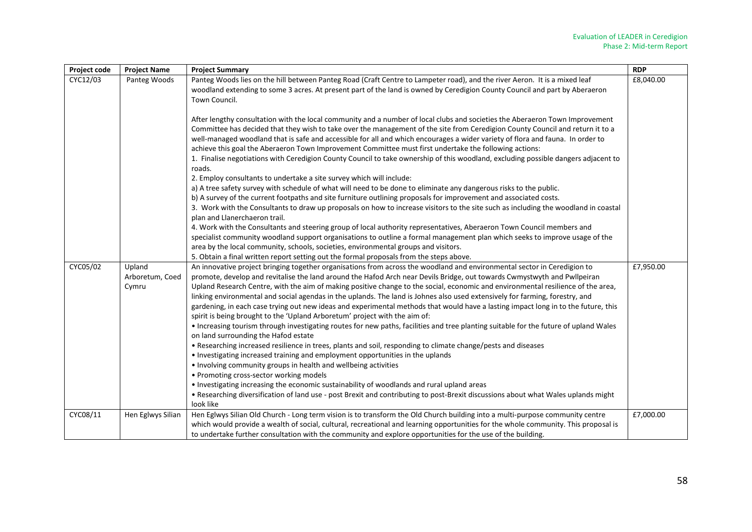| Project code | Project Name | Project Summary | RDP |
|---|---|---|---|
| CYC12/03 | Panteg Woods | Panteg Woods lies on the hill between Panteg Road (Craft Centre to Lampeter road), and the river Aeron. It is a mixed leaf woodland extending to some 3 acres. At present part of the land is owned by Ceredigion County Council and part by Aberaeron Town Council.<br><br>After lengthy consultation with the local community and a number of local clubs and societies the Aberaeron Town Improvement Committee has decided that they wish to take over the management of the site from Ceredigion County Council and return it to a well-managed woodland that is safe and accessible for all and which encourages a wider variety of flora and fauna. In order to achieve this goal the Aberaeron Town Improvement Committee must first undertake the following actions:<br>1. Finalise negotiations with Ceredigion County Council to take ownership of this woodland, excluding possible dangers adjacent to roads.<br>2. Employ consultants to undertake a site survey which will include:<br>a) A tree safety survey with schedule of what will need to be done to eliminate any dangerous risks to the public.<br>b) A survey of the current footpaths and site furniture outlining proposals for improvement and associated costs.<br>3. Work with the Consultants to draw up proposals on how to increase visitors to the site such as including the woodland in coastal plan and Llanerchaeron trail.<br>4. Work with the Consultants and steering group of local authority representatives, Aberaeron Town Council members and specialist community woodland support organisations to outline a formal management plan which seeks to improve usage of the area by the local community, schools, societies, environmental groups and visitors.<br>5. Obtain a final written report setting out the formal proposals from the steps above. | £8,040.00 |
| CYC05/02 | Upland Arboretum, Coed Cymru | An innovative project bringing together organisations from across the woodland and environmental sector in Ceredigion to promote, develop and revitalise the land around the Hafod Arch near Devils Bridge, out towards Cwmystwyth and Pwllpeiran Upland Research Centre, with the aim of making positive change to the social, economic and environmental resilience of the area, linking environmental and social agendas in the uplands. The land is Johnes also used extensively for farming, forestry, and gardening, in each case trying out new ideas and experimental methods that would have a lasting impact long in to the future, this spirit is being brought to the 'Upland Arboretum' project with the aim of:<br>• Increasing tourism through investigating routes for new paths, facilities and tree planting suitable for the future of upland Wales on land surrounding the Hafod estate<br>• Researching increased resilience in trees, plants and soil, responding to climate change/pests and diseases<br>• Investigating increased training and employment opportunities in the uplands<br>• Involving community groups in health and wellbeing activities<br>• Promoting cross-sector working models<br>• Investigating increasing the economic sustainability of woodlands and rural upland areas<br>• Researching diversification of land use - post Brexit and contributing to post-Brexit discussions about what Wales uplands might look like | £7,950.00 |
| CYC08/11 | Hen Eglwys Silian | Hen Eglwys Silian Old Church - Long term vision is to transform the Old Church building into a multi-purpose community centre which would provide a wealth of social, cultural, recreational and learning opportunities for the whole community. This proposal is to undertake further consultation with the community and explore opportunities for the use of the building. | £7,000.00 |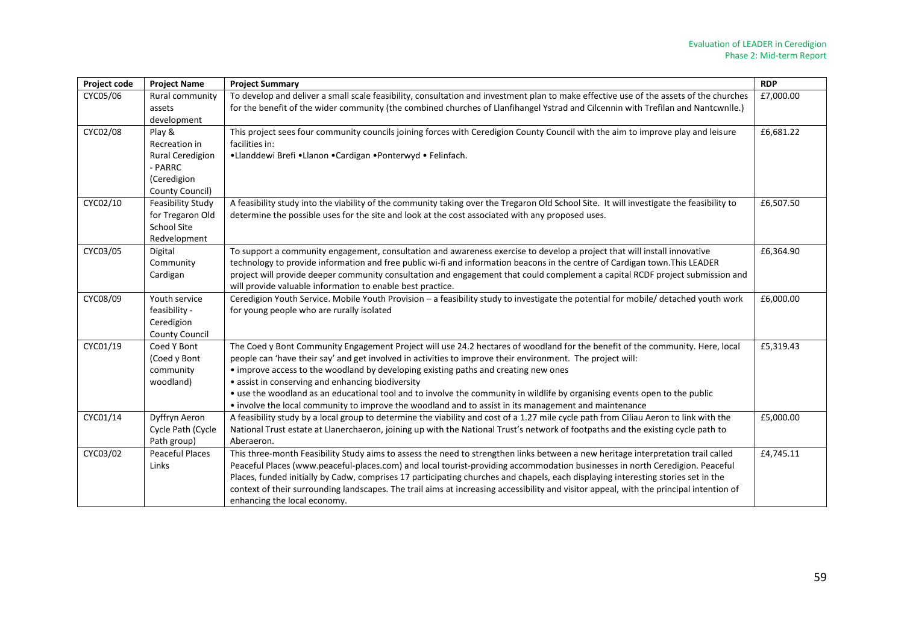| Project code | Project Name | Project Summary | RDP |
| --- | --- | --- | --- |
| CYC05/06 | Rural community assets development | To develop and deliver a small scale feasibility, consultation and investment plan to make effective use of the assets of the churches for the benefit of the wider community (the combined churches of Llanfihangel Ystrad and Cilcennin with Trefilan and Nantcwnlle.) | £7,000.00 |
| CYC02/08 | Play & Recreation in Rural Ceredigion - PARRC (Ceredigion County Council) | This project sees four community councils joining forces with Ceredigion County Council with the aim to improve play and leisure facilities in: •Llanddewi Brefi •Llanon •Cardigan •Ponterwyd • Felinfach. | £6,681.22 |
| CYC02/10 | Feasibility Study for Tregaron Old School Site Redvelopment | A feasibility study into the viability of the community taking over the Tregaron Old School Site. It will investigate the feasibility to determine the possible uses for the site and look at the cost associated with any proposed uses. | £6,507.50 |
| CYC03/05 | Digital Community Cardigan | To support a community engagement, consultation and awareness exercise to develop a project that will install innovative technology to provide information and free public wi-fi and information beacons in the centre of Cardigan town.This LEADER project will provide deeper community consultation and engagement that could complement a capital RCDF project submission and will provide valuable information to enable best practice. | £6,364.90 |
| CYC08/09 | Youth service feasibility - Ceredigion County Council | Ceredigion Youth Service. Mobile Youth Provision – a feasibility study to investigate the potential for mobile/ detached youth work for young people who are rurally isolated | £6,000.00 |
| CYC01/19 | Coed Y Bont (Coed y Bont community woodland) | The Coed y Bont Community Engagement Project will use 24.2 hectares of woodland for the benefit of the community. Here, local people can 'have their say' and get involved in activities to improve their environment. The project will:<br>• improve access to the woodland by developing existing paths and creating new ones<br>• assist in conserving and enhancing biodiversity<br>• use the woodland as an educational tool and to involve the community in wildlife by organising events open to the public<br>• involve the local community to improve the woodland and to assist in its management and maintenance | £5,319.43 |
| CYC01/14 | Dyffryn Aeron Cycle Path (Cycle Path group) | A feasibility study by a local group to determine the viability and cost of a 1.27 mile cycle path from Ciliau Aeron to link with the National Trust estate at Llanerchaeron, joining up with the National Trust's network of footpaths and the existing cycle path to Aberaeron. | £5,000.00 |
| CYC03/02 | Peaceful Places Links | This three-month Feasibility Study aims to assess the need to strengthen links between a new heritage interpretation trail called Peaceful Places (www.peaceful-places.com) and local tourist-providing accommodation businesses in north Ceredigion. Peaceful Places, funded initially by Cadw, comprises 17 participating churches and chapels, each displaying interesting stories set in the context of their surrounding landscapes. The trail aims at increasing accessibility and visitor appeal, with the principal intention of enhancing the local economy. | £4,745.11 |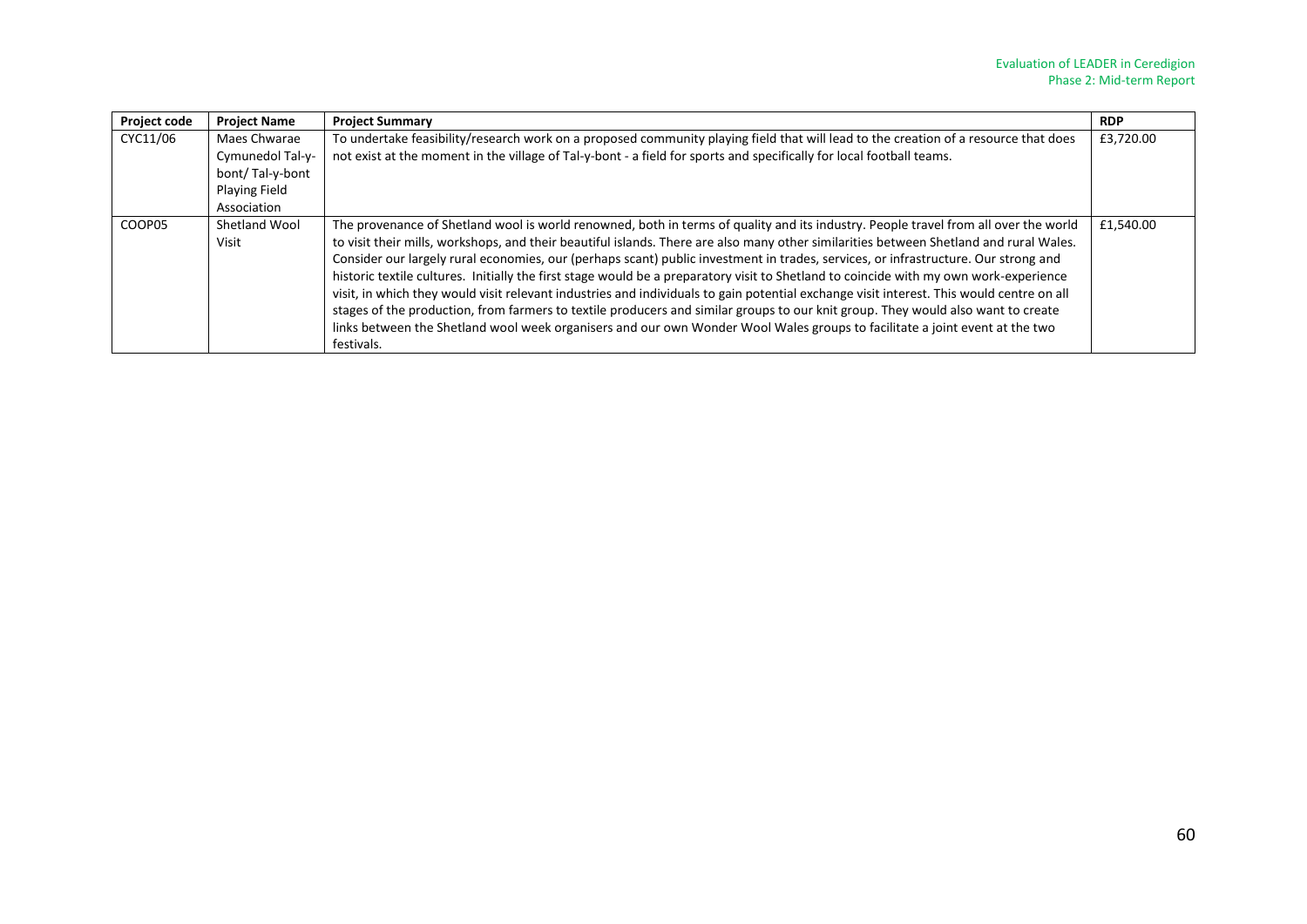| Project code | Project Name | Project Summary | RDP |
|---|---|---|---|
| CYC11/06 | Maes Chwarae Cymunedol Tal-y-bont/ Tal-y-bont Playing Field Association | To undertake feasibility/research work on a proposed community playing field that will lead to the creation of a resource that does not exist at the moment in the village of Tal-y-bont - a field for sports and specifically for local football teams. | £3,720.00 |
| COOP05 | Shetland Wool Visit | The provenance of Shetland wool is world renowned, both in terms of quality and its industry. People travel from all over the world to visit their mills, workshops, and their beautiful islands. There are also many other similarities between Shetland and rural Wales. Consider our largely rural economies, our (perhaps scant) public investment in trades, services, or infrastructure. Our strong and historic textile cultures. Initially the first stage would be a preparatory visit to Shetland to coincide with my own work-experience visit, in which they would visit relevant industries and individuals to gain potential exchange visit interest. This would centre on all stages of the production, from farmers to textile producers and similar groups to our knit group. They would also want to create links between the Shetland wool week organisers and our own Wonder Wool Wales groups to facilitate a joint event at the two festivals. | £1,540.00 |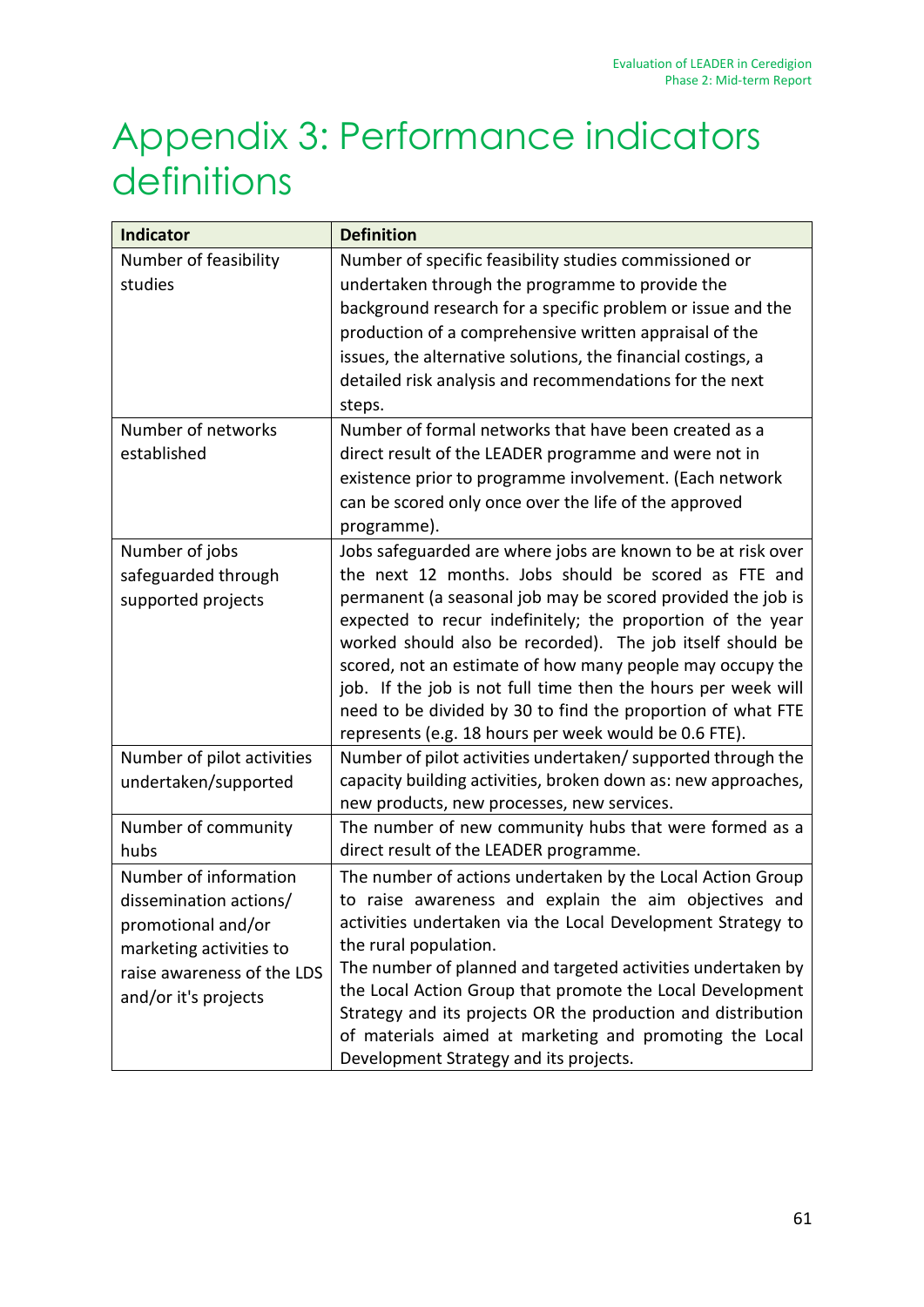# Appendix 3: Performance indicators definitions

| Indicator | Definition |
|---|---|
| Number of feasibility studies | Number of specific feasibility studies commissioned or undertaken through the programme to provide the background research for a specific problem or issue and the production of a comprehensive written appraisal of the issues, the alternative solutions, the financial costings, a detailed risk analysis and recommendations for the next steps. |
| Number of networks established | Number of formal networks that have been created as a direct result of the LEADER programme and were not in existence prior to programme involvement. (Each network can be scored only once over the life of the approved programme). |
| Number of jobs safeguarded through supported projects | Jobs safeguarded are where jobs are known to be at risk over the next 12 months. Jobs should be scored as FTE and permanent (a seasonal job may be scored provided the job is expected to recur indefinitely; the proportion of the year worked should also be recorded). The job itself should be scored, not an estimate of how many people may occupy the job. If the job is not full time then the hours per week will need to be divided by 30 to find the proportion of what FTE represents (e.g. 18 hours per week would be 0.6 FTE). |
| Number of pilot activities undertaken/supported | Number of pilot activities undertaken/ supported through the capacity building activities, broken down as: new approaches, new products, new processes, new services. |
| Number of community hubs | The number of new community hubs that were formed as a direct result of the LEADER programme. |
| Number of information dissemination actions/ promotional and/or marketing activities to raise awareness of the LDS and/or it's projects | The number of actions undertaken by the Local Action Group to raise awareness and explain the aim objectives and activities undertaken via the Local Development Strategy to the rural population.<br>The number of planned and targeted activities undertaken by the Local Action Group that promote the Local Development Strategy and its projects OR the production and distribution of materials aimed at marketing and promoting the Local Development Strategy and its projects. |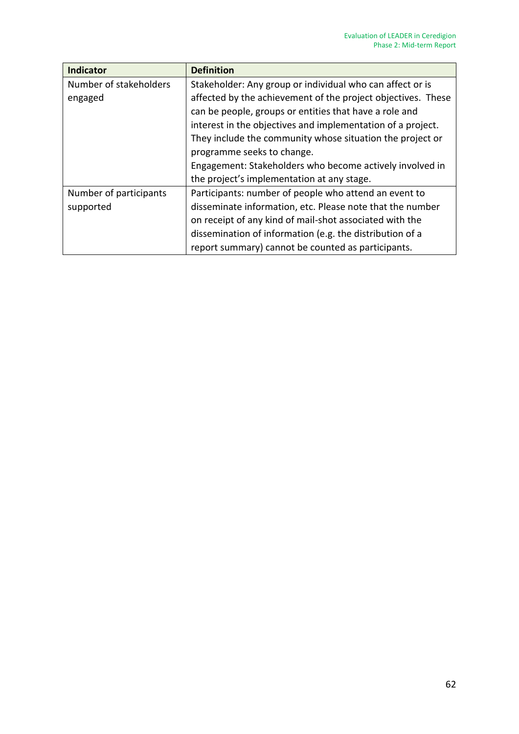| Indicator | Definition |
| --- | --- |
| Number of stakeholders engaged | Stakeholder: Any group or individual who can affect or is affected by the achievement of the project objectives. These can be people, groups or entities that have a role and interest in the objectives and implementation of a project. They include the community whose situation the project or programme seeks to change.<br>Engagement: Stakeholders who become actively involved in the project's implementation at any stage. |
| Number of participants supported | Participants: number of people who attend an event to disseminate information, etc. Please note that the number on receipt of any kind of mail-shot associated with the dissemination of information (e.g. the distribution of a report summary) cannot be counted as participants. |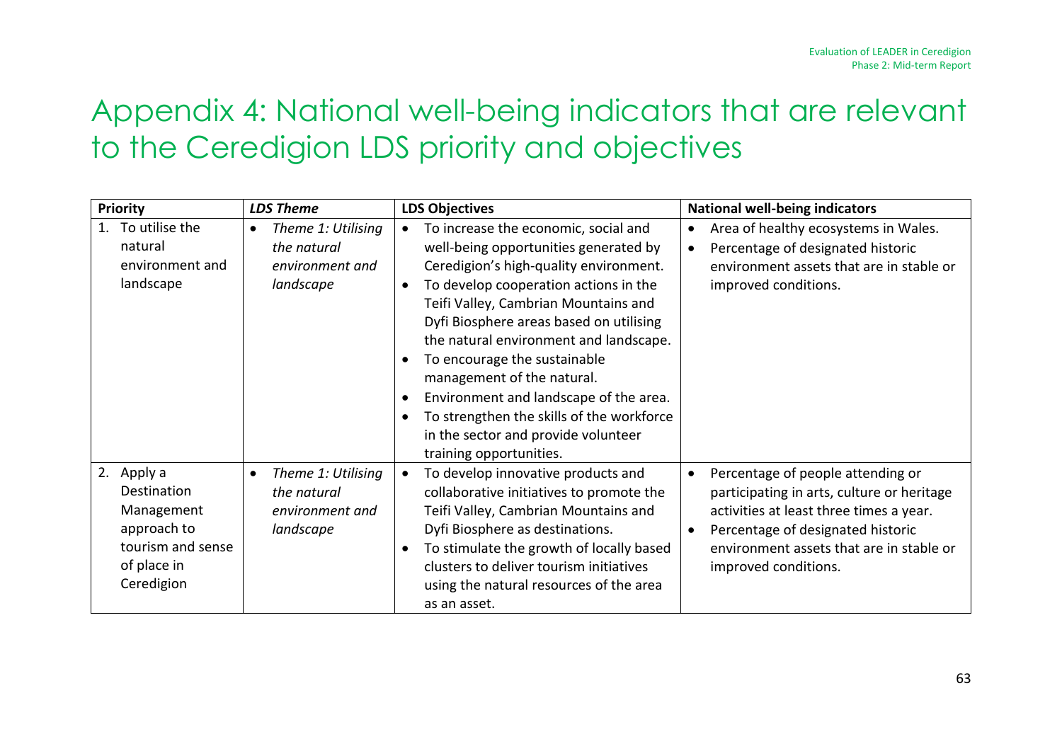# Appendix 4: National well-being indicators that are relevant to the Ceredigion LDS priority and objectives

| Priority | *LDS Theme* | LDS Objectives | National well-being indicators |
|---|---|---|---|
| 1. To utilise the natural environment and landscape | • *Theme 1: Utilising the natural environment and landscape* | • To increase the economic, social and well-being opportunities generated by Ceredigion's high-quality environment.<br>• To develop cooperation actions in the Teifi Valley, Cambrian Mountains and Dyfi Biosphere areas based on utilising the natural environment and landscape.<br>• To encourage the sustainable management of the natural.<br>• Environment and landscape of the area.<br>• To strengthen the skills of the workforce in the sector and provide volunteer training opportunities. | • Area of healthy ecosystems in Wales.<br>• Percentage of designated historic environment assets that are in stable or improved conditions. |
| 2. Apply a Destination Management approach to tourism and sense of place in Ceredigion | • *Theme 1: Utilising the natural environment and landscape* | • To develop innovative products and collaborative initiatives to promote the Teifi Valley, Cambrian Mountains and Dyfi Biosphere as destinations.<br>• To stimulate the growth of locally based clusters to deliver tourism initiatives using the natural resources of the area as an asset. | • Percentage of people attending or participating in arts, culture or heritage activities at least three times a year.<br>• Percentage of designated historic environment assets that are in stable or improved conditions. |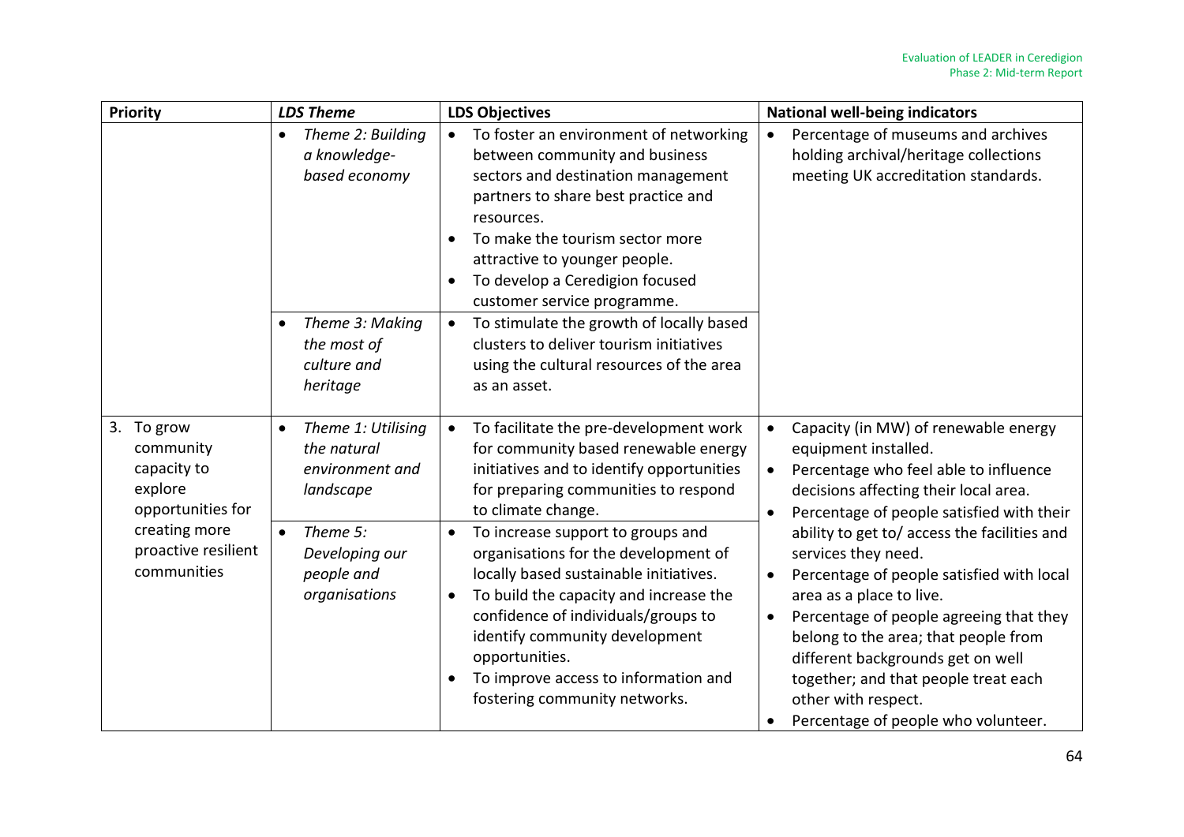| Priority | *LDS Theme* | LDS Objectives | National well-being indicators |
|---|---|---|---|
| | • *Theme 2: Building a knowledge-based economy* | • To foster an environment of networking between community and business sectors and destination management partners to share best practice and resources.<br>• To make the tourism sector more attractive to younger people.<br>• To develop a Ceredigion focused customer service programme. | • Percentage of museums and archives holding archival/heritage collections meeting UK accreditation standards. |
| | • *Theme 3: Making the most of culture and heritage* | • To stimulate the growth of locally based clusters to deliver tourism initiatives using the cultural resources of the area as an asset. | |
| 3. To grow community capacity to explore opportunities for creating more proactive resilient communities | • *Theme 1: Utilising the natural environment and landscape* | • To facilitate the pre-development work for community based renewable energy initiatives and to identify opportunities for preparing communities to respond to climate change. | • Capacity (in MW) of renewable energy equipment installed.<br>• Percentage who feel able to influence decisions affecting their local area.<br>• Percentage of people satisfied with their ability to get to/ access the facilities and services they need.<br>• Percentage of people satisfied with local area as a place to live.<br>• Percentage of people agreeing that they belong to the area; that people from different backgrounds get on well together; and that people treat each other with respect.<br>• Percentage of people who volunteer. |
| | • *Theme 5: Developing our people and organisations* | • To increase support to groups and organisations for the development of locally based sustainable initiatives.<br>• To build the capacity and increase the confidence of individuals/groups to identify community development opportunities.<br>• To improve access to information and fostering community networks. | |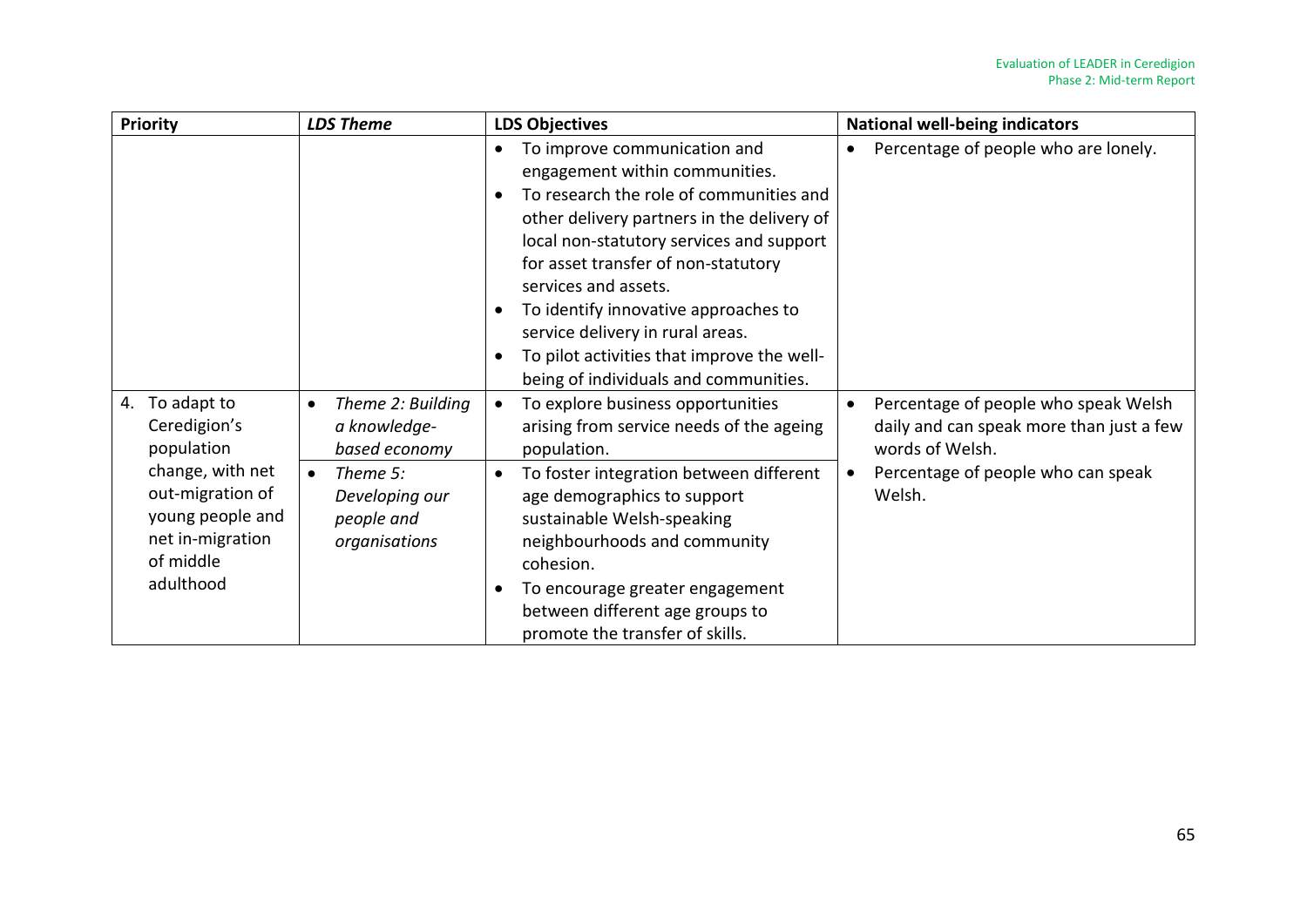| Priority | *LDS Theme* | LDS Objectives | National well-being indicators |
|---|---|---|---|
| | | • To improve communication and engagement within communities.<br>• To research the role of communities and other delivery partners in the delivery of local non-statutory services and support for asset transfer of non-statutory services and assets.<br>• To identify innovative approaches to service delivery in rural areas.<br>• To pilot activities that improve the well-being of individuals and communities. | • Percentage of people who are lonely. |
| 4. To adapt to Ceredigion's population change, with net out-migration of young people and net in-migration of middle adulthood | • *Theme 2: Building a knowledge-based economy* | • To explore business opportunities arising from service needs of the ageing population. | • Percentage of people who speak Welsh daily and can speak more than just a few words of Welsh.<br>• Percentage of people who can speak Welsh. |
| | • *Theme 5: Developing our people and organisations* | • To foster integration between different age demographics to support sustainable Welsh-speaking neighbourhoods and community cohesion.<br>• To encourage greater engagement between different age groups to promote the transfer of skills. | |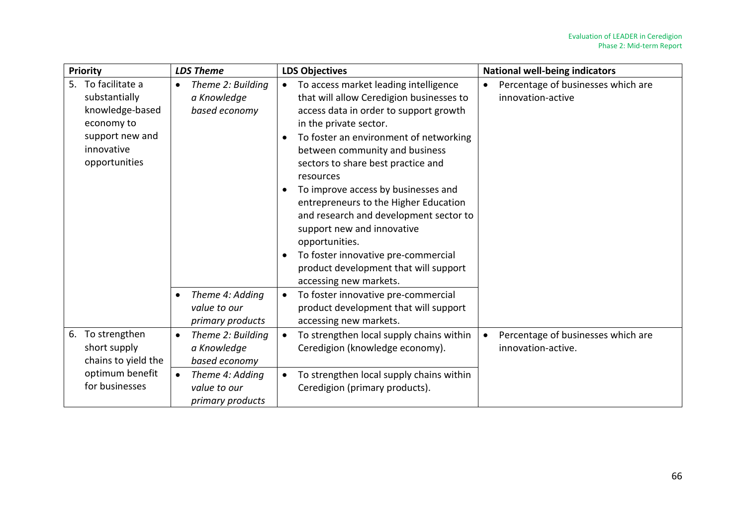| Priority | *LDS Theme* | LDS Objectives | National well-being indicators |
|---|---|---|---|
| 5. To facilitate a substantially knowledge-based economy to support new and innovative opportunities | • *Theme 2: Building a Knowledge based economy* | • To access market leading intelligence that will allow Ceredigion businesses to access data in order to support growth in the private sector.<br>• To foster an environment of networking between community and business sectors to share best practice and resources<br>• To improve access by businesses and entrepreneurs to the Higher Education and research and development sector to support new and innovative opportunities.<br>• To foster innovative pre-commercial product development that will support accessing new markets. | • Percentage of businesses which are innovation-active |
| | • *Theme 4: Adding value to our primary products* | • To foster innovative pre-commercial product development that will support accessing new markets. | |
| 6. To strengthen short supply chains to yield the optimum benefit for businesses | • *Theme 2: Building a Knowledge based economy* | • To strengthen local supply chains within Ceredigion (knowledge economy). | • Percentage of businesses which are innovation-active. |
| | • *Theme 4: Adding value to our primary products* | • To strengthen local supply chains within Ceredigion (primary products). | |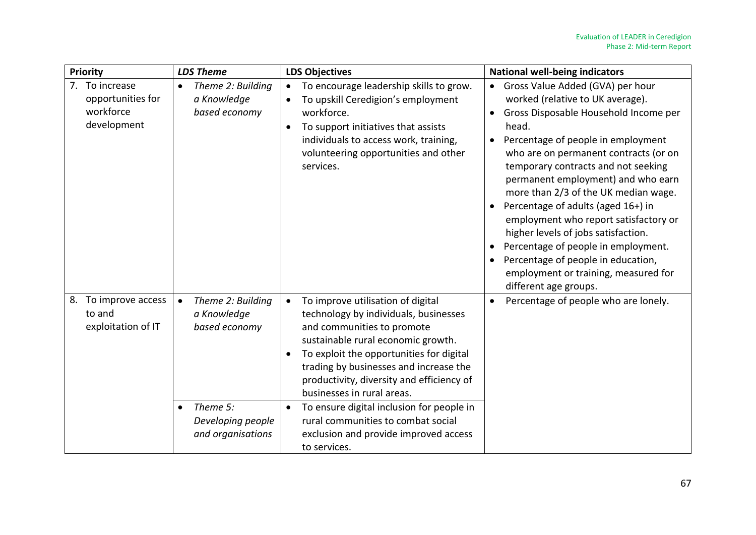| Priority | *LDS Theme* | LDS Objectives | National well-being indicators |
|---|---|---|---|
| 7. To increase opportunities for workforce development | • *Theme 2: Building a Knowledge based economy* | • To encourage leadership skills to grow.<br>• To upskill Ceredigion's employment workforce.<br>• To support initiatives that assists individuals to access work, training, volunteering opportunities and other services. | • Gross Value Added (GVA) per hour worked (relative to UK average).<br>• Gross Disposable Household Income per head.<br>• Percentage of people in employment who are on permanent contracts (or on temporary contracts and not seeking permanent employment) and who earn more than 2/3 of the UK median wage.<br>• Percentage of adults (aged 16+) in employment who report satisfactory or higher levels of jobs satisfaction.<br>• Percentage of people in employment.<br>• Percentage of people in education, employment or training, measured for different age groups. |
| 8. To improve access to and exploitation of IT | • *Theme 2: Building a Knowledge based economy* | • To improve utilisation of digital technology by individuals, businesses and communities to promote sustainable rural economic growth.<br>• To exploit the opportunities for digital trading by businesses and increase the productivity, diversity and efficiency of businesses in rural areas. | • Percentage of people who are lonely. |
| | • *Theme 5: Developing people and organisations* | • To ensure digital inclusion for people in rural communities to combat social exclusion and provide improved access to services. | |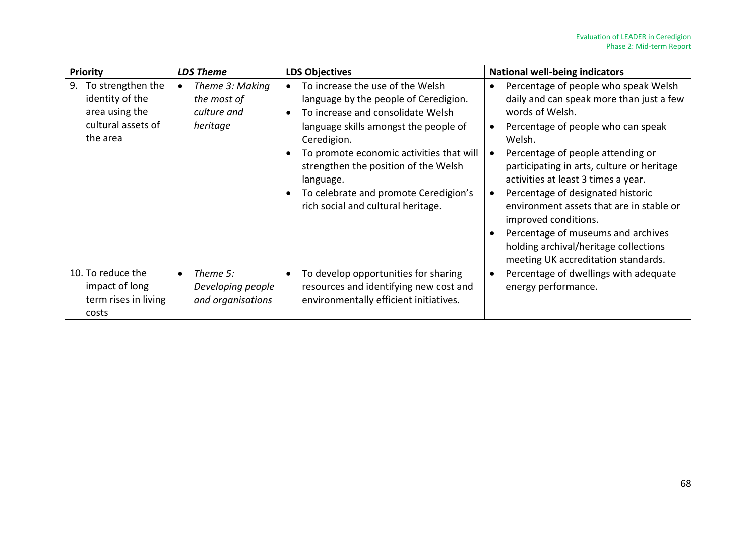| Priority | *LDS Theme* | LDS Objectives | National well-being indicators |
|---|---|---|---|
| 9. To strengthen the identity of the area using the cultural assets of the area | • *Theme 3: Making the most of culture and heritage* | • To increase the use of the Welsh language by the people of Ceredigion.<br>• To increase and consolidate Welsh language skills amongst the people of Ceredigion.<br>• To promote economic activities that will strengthen the position of the Welsh language.<br>• To celebrate and promote Ceredigion's rich social and cultural heritage. | • Percentage of people who speak Welsh daily and can speak more than just a few words of Welsh.<br>• Percentage of people who can speak Welsh.<br>• Percentage of people attending or participating in arts, culture or heritage activities at least 3 times a year.<br>• Percentage of designated historic environment assets that are in stable or improved conditions.<br>• Percentage of museums and archives holding archival/heritage collections meeting UK accreditation standards. |
| 10. To reduce the impact of long term rises in living costs | • *Theme 5: Developing people and organisations* | • To develop opportunities for sharing resources and identifying new cost and environmentally efficient initiatives. | • Percentage of dwellings with adequate energy performance. |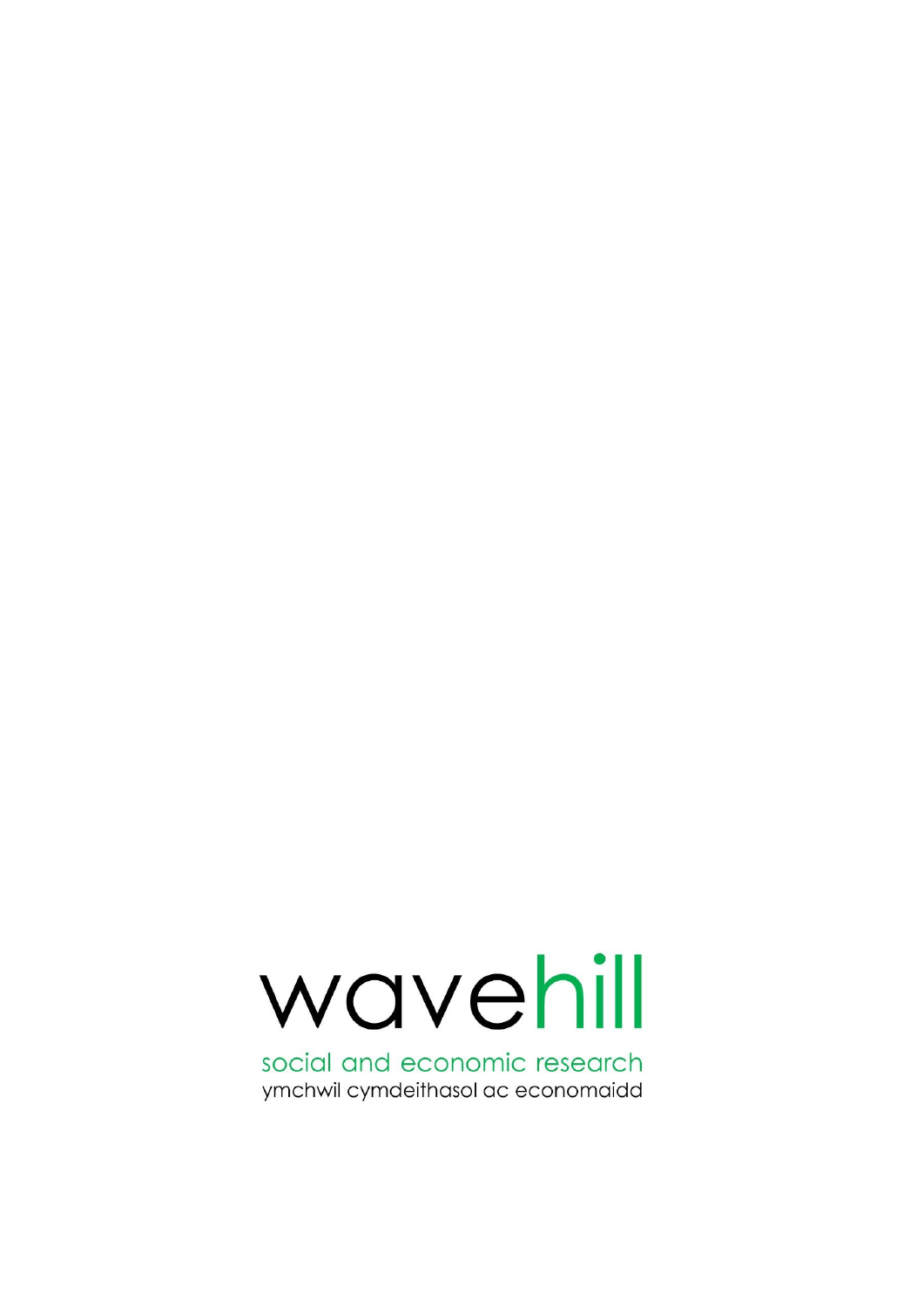wavehill

social and economic research

ymchwil cymdeithasol ac economaidd